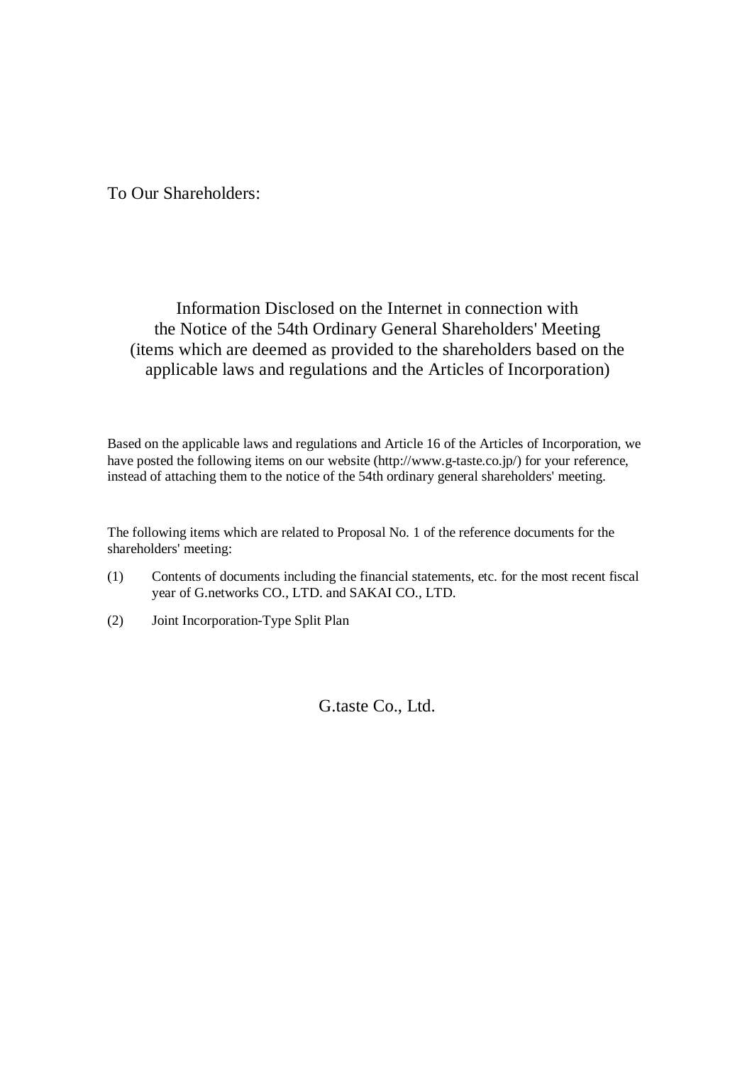To Our Shareholders:

# Information Disclosed on the Internet in connection with the Notice of the 54th Ordinary General Shareholders' Meeting (items which are deemed as provided to the shareholders based on the applicable laws and regulations and the Articles of Incorporation)

Based on the applicable laws and regulations and Article 16 of the Articles of Incorporation, we have posted the following items on our website (http://www.g-taste.co.jp/) for your reference, instead of attaching them to the notice of the 54th ordinary general shareholders' meeting.

The following items which are related to Proposal No. 1 of the reference documents for the shareholders' meeting:

(1) Contents of documents including the financial statements, etc. for the most recent fiscal year of G.networks CO., LTD. and SAKAI CO., LTD.

(2) Joint Incorporation-Type Split Plan

G.taste Co., Ltd.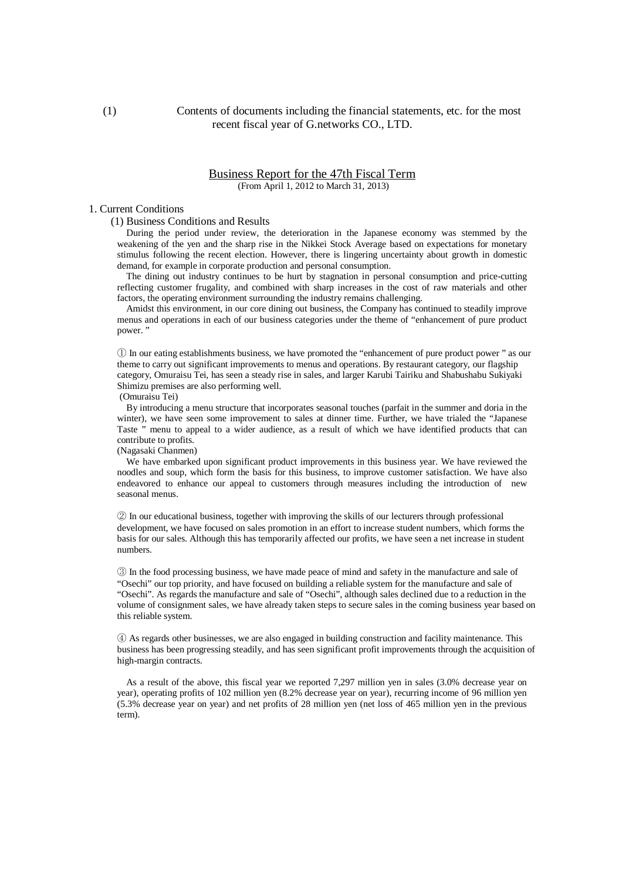(1) Contents of documents including the financial statements, etc. for the most recent fiscal year of G.networks CO., LTD.

## Business Report for the 47th Fiscal Term

(From April 1, 2012 to March 31, 2013)

### 1. Current Conditions

#### (1) Business Conditions and Results

During the period under review, the deterioration in the Japanese economy was stemmed by the weakening of the yen and the sharp rise in the Nikkei Stock Average based on expectations for monetary stimulus following the recent election. However, there is lingering uncertainty about growth in domestic demand, for example in corporate production and personal consumption.

The dining out industry continues to be hurt by stagnation in personal consumption and price-cutting reflecting customer frugality, and combined with sharp increases in the cost of raw materials and other factors, the operating environment surrounding the industry remains challenging.

Amidst this environment, in our core dining out business, the Company has continued to steadily improve menus and operations in each of our business categories under the theme of "enhancement of pure product power."

① In our eating establishments business, we have promoted the "enhancement of pure product power" as our theme to carry out significant improvements to menus and operations. By restaurant category, our flagship category, Omuraisu Tei, has seen a steady rise in sales, and larger Karubi Tairiku and Shabushabu Sukiyaki Shimizu premises are also performing well.

(Omuraisu Tei)

By introducing a menu structure that incorporates seasonal touches (parfait in the summer and doria in the winter), we have seen some improvement to sales at dinner time. Further, we have trialed the "Japanese Taste" menu to appeal to a wider audience, as a result of which we have identified products that can contribute to profits.

(Nagasaki Chanmen)

We have embarked upon significant product improvements in this business year. We have reviewed the noodles and soup, which form the basis for this business, to improve customer satisfaction. We have also endeavored to enhance our appeal to customers through measures including the introduction of new seasonal menus.

② In our educational business, together with improving the skills of our lecturers through professional development, we have focused on sales promotion in an effort to increase student numbers, which forms the basis for our sales. Although this has temporarily affected our profits, we have seen a net increase in student numbers.

③ In the food processing business, we have made peace of mind and safety in the manufacture and sale of "Osechi" our top priority, and have focused on building a reliable system for the manufacture and sale of "Osechi". As regards the manufacture and sale of "Osechi", although sales declined due to a reduction in the volume of consignment sales, we have already taken steps to secure sales in the coming business year based on this reliable system.

④ As regards other businesses, we are also engaged in building construction and facility maintenance. This business has been progressing steadily, and has seen significant profit improvements through the acquisition of high-margin contracts.

As a result of the above, this fiscal year we reported 7,297 million yen in sales (3.0% decrease year on year), operating profits of 102 million yen (8.2% decrease year on year), recurring income of 96 million yen (5.3% decrease year on year) and net profits of 28 million yen (net loss of 465 million yen in the previous term).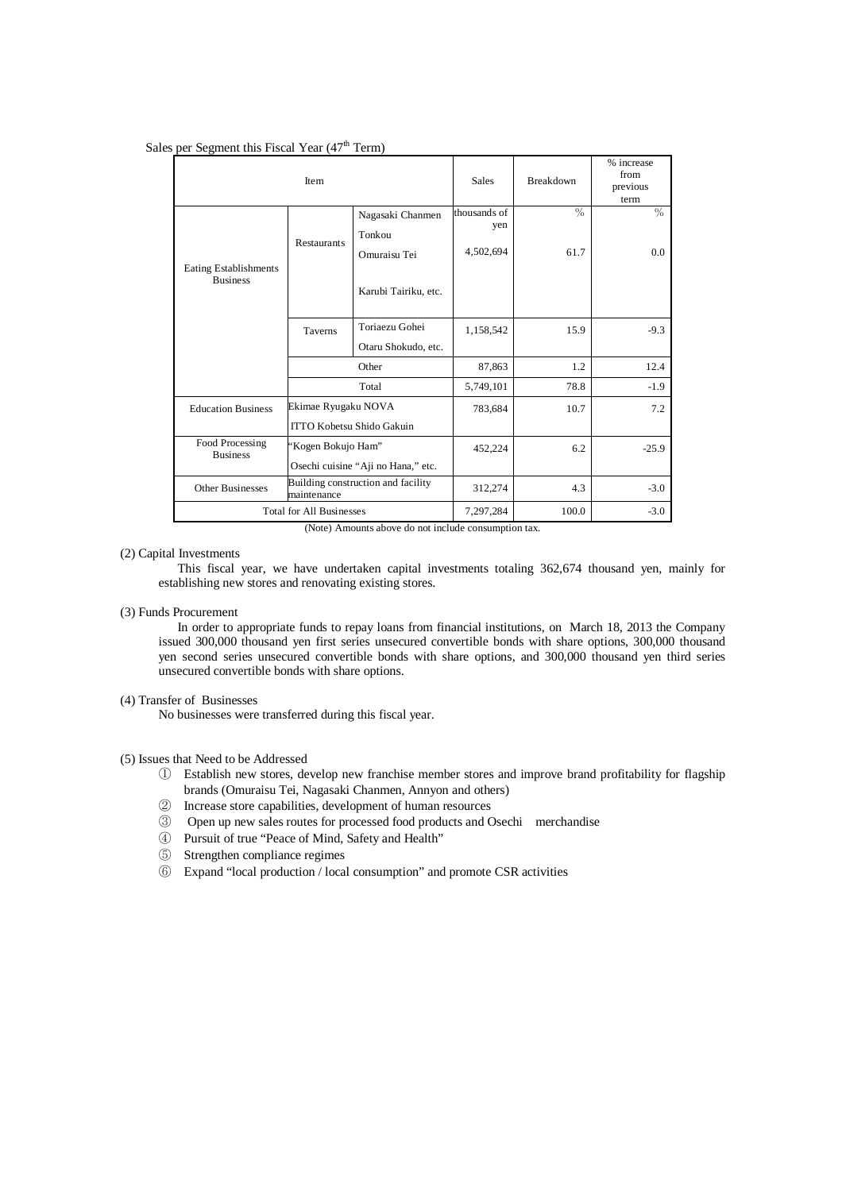Sales per Segment this Fiscal Year (47th Term)

| Item | | | Sales | Breakdown | % increase from previous term |
|---|---|---|---|---|---|
| | | | thousands of yen | % | % |
| Eating Establishments Business | Restaurants | Nagasaki Chanmen<br>Tonkou<br>Omuraisu Tei<br>Karubi Tairiku, etc. | 4,502,694 | 61.7 | 0.0 |
| | Taverns | Toriaezu Gohei<br>Otaru Shokudo, etc. | 1,158,542 | 15.9 | -9.3 |
| | Other | | 87,863 | 1.2 | 12.4 |
| | Total | | 5,749,101 | 78.8 | -1.9 |
| Education Business | Ekimae Ryugaku NOVA<br>ITTO Kobetsu Shido Gakuin | | 783,684 | 10.7 | 7.2 |
| Food Processing Business | "Kogen Bokujo Ham"<br>Osechi cuisine "Aji no Hana," etc. | | 452,224 | 6.2 | -25.9 |
| Other Businesses | Building construction and facility maintenance | | 312,274 | 4.3 | -3.0 |
| Total for All Businesses | | | 7,297,284 | 100.0 | -3.0 |

(Note) Amounts above do not include consumption tax.

(2) Capital Investments

This fiscal year, we have undertaken capital investments totaling 362,674 thousand yen, mainly for establishing new stores and renovating existing stores.

(3) Funds Procurement

In order to appropriate funds to repay loans from financial institutions, on March 18, 2013 the Company issued 300,000 thousand yen first series unsecured convertible bonds with share options, 300,000 thousand yen second series unsecured convertible bonds with share options, and 300,000 thousand yen third series unsecured convertible bonds with share options.

(4) Transfer of Businesses

No businesses were transferred during this fiscal year.

(5) Issues that Need to be Addressed

① Establish new stores, develop new franchise member stores and improve brand profitability for flagship brands (Omuraisu Tei, Nagasaki Chanmen, Annyon and others)
② Increase store capabilities, development of human resources
③ Open up new sales routes for processed food products and Osechi merchandise
④ Pursuit of true "Peace of Mind, Safety and Health"
⑤ Strengthen compliance regimes
⑥ Expand "local production / local consumption" and promote CSR activities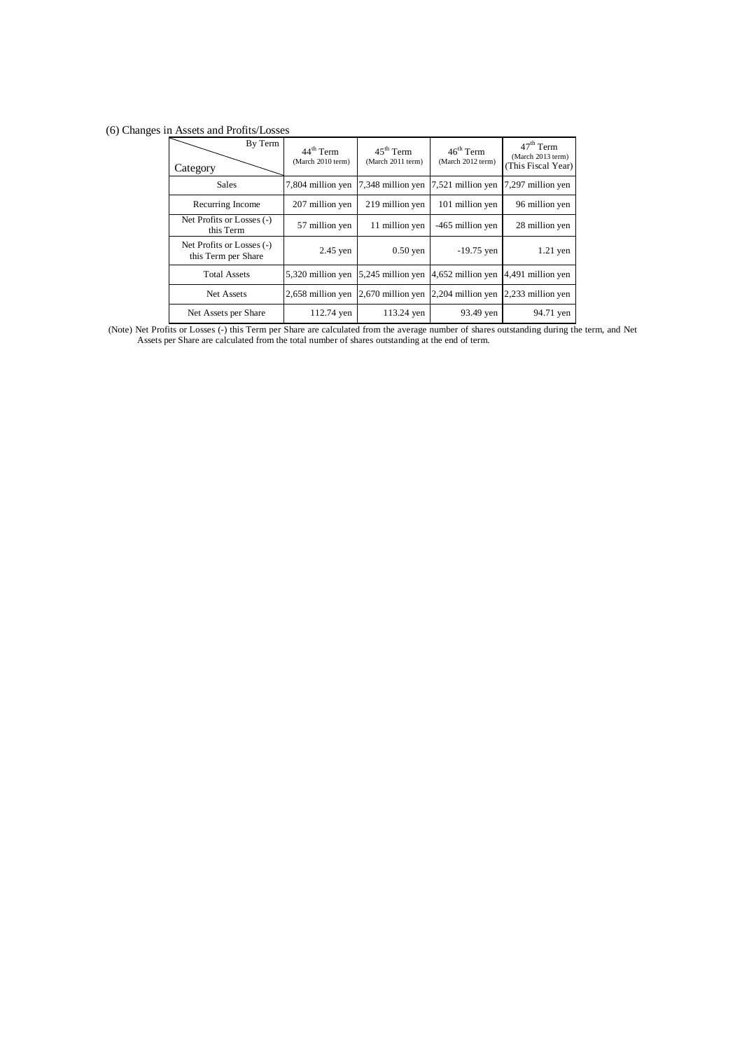(6) Changes in Assets and Profits/Losses

| Category / By Term | 44th Term (March 2010 term) | 45th Term (March 2011 term) | 46th Term (March 2012 term) | 47th Term (March 2013 term) (This Fiscal Year) |
|---|---|---|---|---|
| Sales | 7,804 million yen | 7,348 million yen | 7,521 million yen | 7,297 million yen |
| Recurring Income | 207 million yen | 219 million yen | 101 million yen | 96 million yen |
| Net Profits or Losses (-) this Term | 57 million yen | 11 million yen | -465 million yen | 28 million yen |
| Net Profits or Losses (-) this Term per Share | 2.45 yen | 0.50 yen | -19.75 yen | 1.21 yen |
| Total Assets | 5,320 million yen | 5,245 million yen | 4,652 million yen | 4,491 million yen |
| Net Assets | 2,658 million yen | 2,670 million yen | 2,204 million yen | 2,233 million yen |
| Net Assets per Share | 112.74 yen | 113.24 yen | 93.49 yen | 94.71 yen |

(Note) Net Profits or Losses (-) this Term per Share are calculated from the average number of shares outstanding during the term, and Net Assets per Share are calculated from the total number of shares outstanding at the end of term.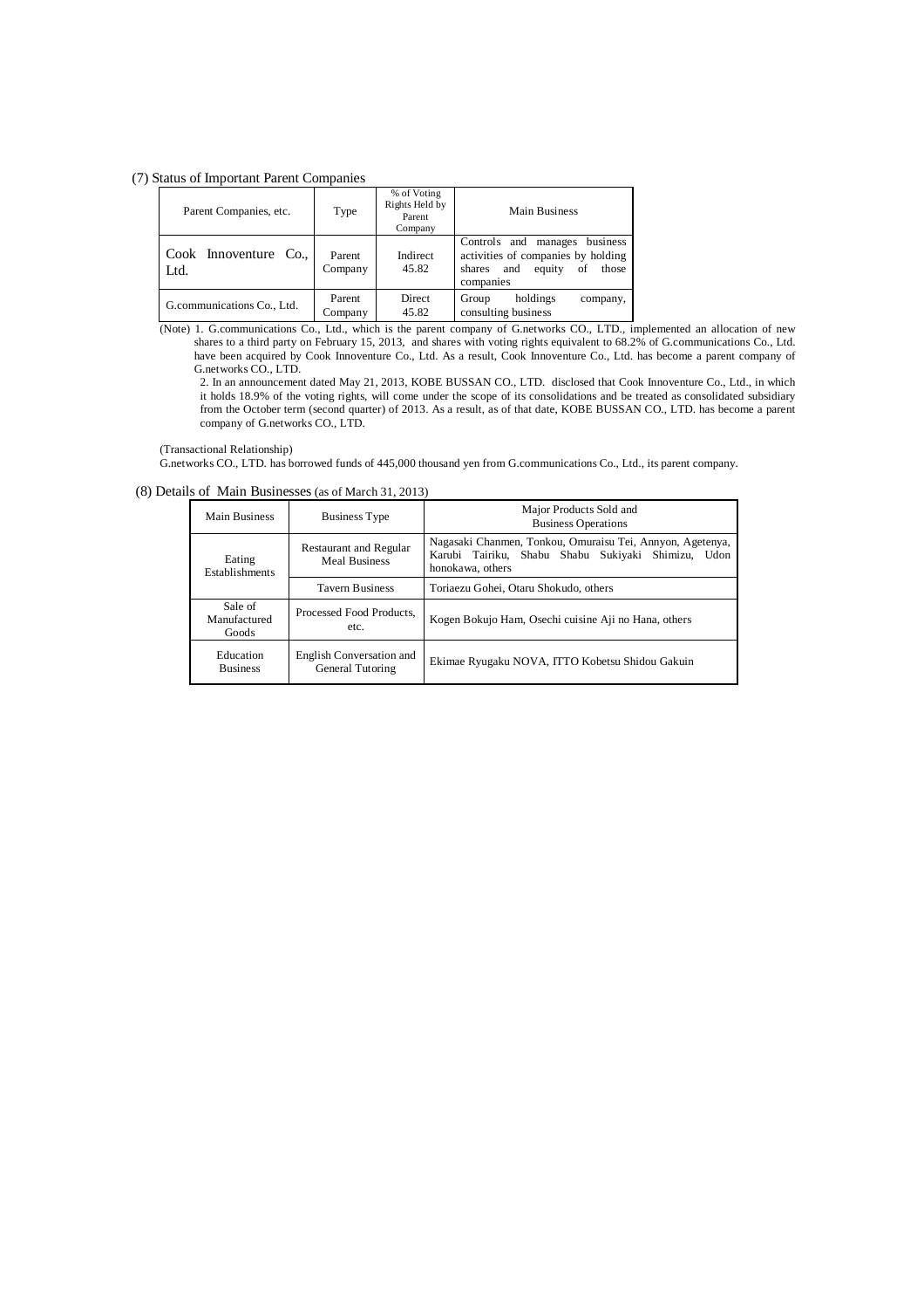(7) Status of Important Parent Companies

| Parent Companies, etc. | Type | % of Voting Rights Held by Parent Company | Main Business |
|---|---|---|---|
| Cook Innoventure Co., Ltd. | Parent Company | Indirect 45.82 | Controls and manages business activities of companies by holding shares and equity of those companies |
| G.communications Co., Ltd. | Parent Company | Direct 45.82 | Group holdings company, consulting business |

(Note) 1. G.communications Co., Ltd., which is the parent company of G.networks CO., LTD., implemented an allocation of new shares to a third party on February 15, 2013, and shares with voting rights equivalent to 68.2% of G.communications Co., Ltd. have been acquired by Cook Innoventure Co., Ltd. As a result, Cook Innoventure Co., Ltd. has become a parent company of G.networks CO., LTD.

2. In an announcement dated May 21, 2013, KOBE BUSSAN CO., LTD. disclosed that Cook Innoventure Co., Ltd., in which it holds 18.9% of the voting rights, will come under the scope of its consolidations and be treated as consolidated subsidiary from the October term (second quarter) of 2013. As a result, as of that date, KOBE BUSSAN CO., LTD. has become a parent company of G.networks CO., LTD.

(Transactional Relationship)

G.networks CO., LTD. has borrowed funds of 445,000 thousand yen from G.communications Co., Ltd., its parent company.

(8) Details of Main Businesses (as of March 31, 2013)

| Main Business | Business Type | Major Products Sold and Business Operations |
|---|---|---|
| Eating Establishments | Restaurant and Regular Meal Business | Nagasaki Chanmen, Tonkou, Omuraisu Tei, Annyon, Agetenya, Karubi Tairiku, Shabu Shabu Sukiyaki Shimizu, Udon honokawa, others |
| | Tavern Business | Toriaezu Gohei, Otaru Shokudo, others |
| Sale of Manufactured Goods | Processed Food Products, etc. | Kogen Bokujo Ham, Osechi cuisine Aji no Hana, others |
| Education Business | English Conversation and General Tutoring | Ekimae Ryugaku NOVA, ITTO Kobetsu Shidou Gakuin |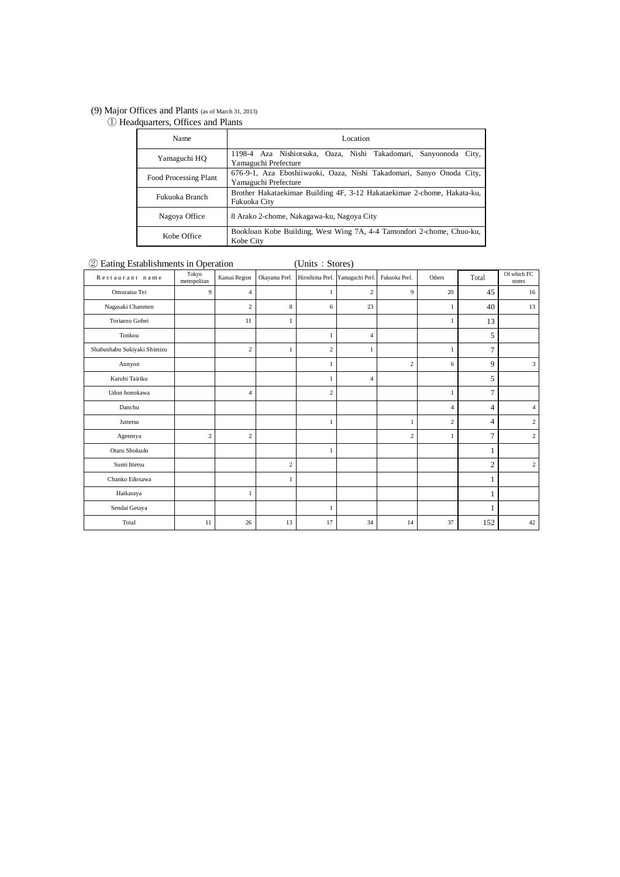(9) Major Offices and Plants (as of March 31, 2013)

① Headquarters, Offices and Plants

| Name | Location |
|---|---|
| Yamaguchi HQ | 1198-4 Aza Nishiotsuka, Oaza, Nishi Takadomari, Sanyoonoda City, Yamaguchi Prefecture |
| Food Processing Plant | 676-9-1, Aza Eboshiiwaoki, Oaza, Nishi Takadomari, Sanyo Onoda City, Yamaguchi Prefecture |
| Fukuoka Branch | Brother Hakataekimae Building 4F, 3-12 Hakataekimae 2-chome, Hakata-ku, Fukuoka City |
| Nagoya Office | 8 Arako 2-chome, Nakagawa-ku, Nagoya City |
| Kobe Office | Bookloan Kobe Building, West Wing 7A, 4-4 Tamondori 2-chome, Chuo-ku, Kobe City |

② Eating Establishments in Operation (Units：Stores)

| Restaurant name | Tokyo metropolitan | Kansai Region | Okayama Pref. | Hiroshima Pref. | Yamaguchi Pref. | Fukuoka Pref. | Others | Total | Of which FC stores |
|---|---|---|---|---|---|---|---|---|---|
| Omuraisu Tei | 9 | 4 | | 1 | 2 | 9 | 20 | 45 | 16 |
| Nagasaki Chanmen | | 2 | 8 | 6 | 23 | | 1 | 40 | 13 |
| Toriaezu Gohei | | 11 | 1 | | | | 1 | 13 | |
| Tonkou | | | | 1 | 4 | | | 5 | |
| Shabushabu Sukiyaki Shimizu | | 2 | 1 | 2 | 1 | | 1 | 7 | |
| Annyon | | | | 1 | | 2 | 6 | 9 | 3 |
| Karubi Tairiku | | | | 1 | 4 | | | 5 | |
| Udon honokawa | | 4 | | 2 | | | 1 | 7 | |
| Danchu | | | | | | | 4 | 4 | 4 |
| Juttetsu | | | | 1 | | 1 | 2 | 4 | 2 |
| Agetenya | 2 | 2 | | | | 2 | 1 | 7 | 2 |
| Otaru Shokudo | | | | 1 | | | | 1 | |
| Sumi Ittetsu | | | 2 | | | | | 2 | 2 |
| Chanko Edosawa | | | 1 | | | | | 1 | |
| Haikaraya | | 1 | | | | | | 1 | |
| Sendai Getaya | | | | 1 | | | | 1 | |
| Total | 11 | 26 | 13 | 17 | 34 | 14 | 37 | 152 | 42 |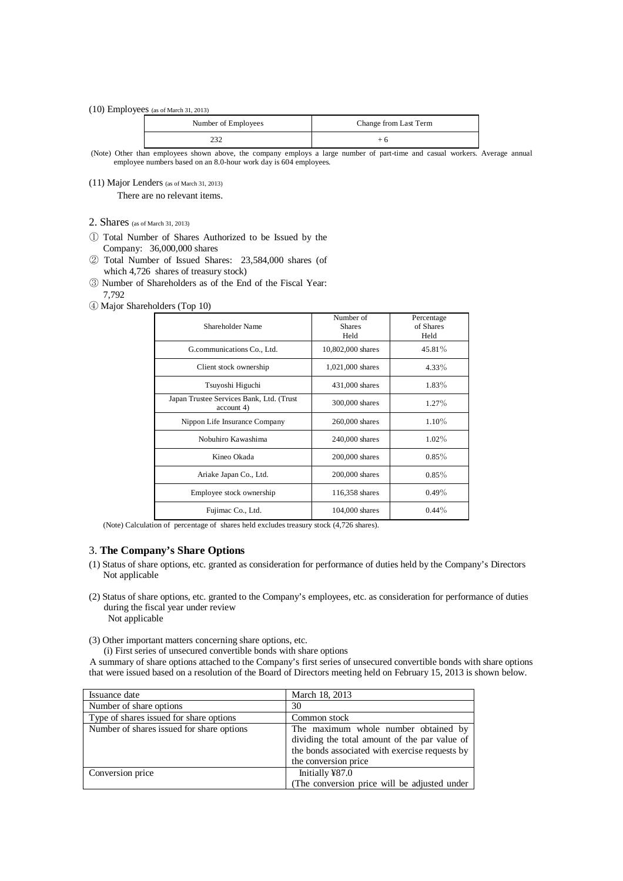(10) Employees (as of March 31, 2013)

| Number of Employees | Change from Last Term |
|---|---|
| 232 | + 6 |

(Note) Other than employees shown above, the company employs a large number of part-time and casual workers. Average annual employee numbers based on an 8.0-hour work day is 604 employees.

(11) Major Lenders (as of March 31, 2013)

There are no relevant items.

## 2. Shares (as of March 31, 2013)

① Total Number of Shares Authorized to be Issued by the Company: 36,000,000 shares

② Total Number of Issued Shares: 23,584,000 shares (of which 4,726 shares of treasury stock)

③ Number of Shareholders as of the End of the Fiscal Year: 7,792

④ Major Shareholders (Top 10)

| Shareholder Name | Number of Shares Held | Percentage of Shares Held |
|---|---|---|
| G.communications Co., Ltd. | 10,802,000 shares | 45.81% |
| Client stock ownership | 1,021,000 shares | 4.33% |
| Tsuyoshi Higuchi | 431,000 shares | 1.83% |
| Japan Trustee Services Bank, Ltd. (Trust account 4) | 300,000 shares | 1.27% |
| Nippon Life Insurance Company | 260,000 shares | 1.10% |
| Nobuhiro Kawashima | 240,000 shares | 1.02% |
| Kineo Okada | 200,000 shares | 0.85% |
| Ariake Japan Co., Ltd. | 200,000 shares | 0.85% |
| Employee stock ownership | 116,358 shares | 0.49% |
| Fujimac Co., Ltd. | 104,000 shares | 0.44% |

(Note) Calculation of percentage of shares held excludes treasury stock (4,726 shares).

## 3. The Company's Share Options

(1) Status of share options, etc. granted as consideration for performance of duties held by the Company's Directors

Not applicable

(2) Status of share options, etc. granted to the Company's employees, etc. as consideration for performance of duties during the fiscal year under review

Not applicable

(3) Other important matters concerning share options, etc.

(i) First series of unsecured convertible bonds with share options

A summary of share options attached to the Company's first series of unsecured convertible bonds with share options that were issued based on a resolution of the Board of Directors meeting held on February 15, 2013 is shown below.

| Issuance date | March 18, 2013 |
|---|---|
| Number of share options | 30 |
| Type of shares issued for share options | Common stock |
| Number of shares issued for share options | The maximum whole number obtained by dividing the total amount of the par value of the bonds associated with exercise requests by the conversion price |
| Conversion price | Initially ¥87.0<br>(The conversion price will be adjusted under |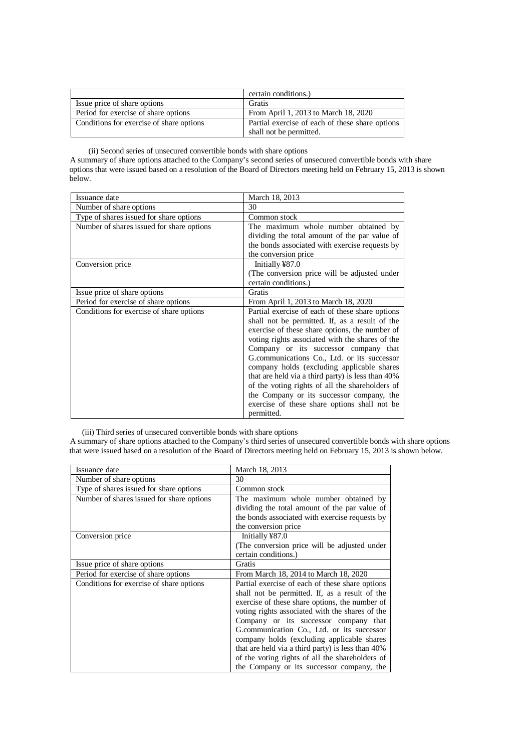| | certain conditions.) |
|---|---|
| Issue price of share options | Gratis |
| Period for exercise of share options | From April 1, 2013 to March 18, 2020 |
| Conditions for exercise of share options | Partial exercise of each of these share options shall not be permitted. |

(ii) Second series of unsecured convertible bonds with share options

A summary of share options attached to the Company's second series of unsecured convertible bonds with share options that were issued based on a resolution of the Board of Directors meeting held on February 15, 2013 is shown below.

| Issuance date | March 18, 2013 |
|---|---|
| Number of share options | 30 |
| Type of shares issued for share options | Common stock |
| Number of shares issued for share options | The maximum whole number obtained by dividing the total amount of the par value of the bonds associated with exercise requests by the conversion price |
| Conversion price | Initially ¥87.0 (The conversion price will be adjusted under certain conditions.) |
| Issue price of share options | Gratis |
| Period for exercise of share options | From April 1, 2013 to March 18, 2020 |
| Conditions for exercise of share options | Partial exercise of each of these share options shall not be permitted. If, as a result of the exercise of these share options, the number of voting rights associated with the shares of the Company or its successor company that G.communications Co., Ltd. or its successor company holds (excluding applicable shares that are held via a third party) is less than 40% of the voting rights of all the shareholders of the Company or its successor company, the exercise of these share options shall not be permitted. |

(iii) Third series of unsecured convertible bonds with share options

A summary of share options attached to the Company's third series of unsecured convertible bonds with share options that were issued based on a resolution of the Board of Directors meeting held on February 15, 2013 is shown below.

| Issuance date | March 18, 2013 |
|---|---|
| Number of share options | 30 |
| Type of shares issued for share options | Common stock |
| Number of shares issued for share options | The maximum whole number obtained by dividing the total amount of the par value of the bonds associated with exercise requests by the conversion price |
| Conversion price | Initially ¥87.0 (The conversion price will be adjusted under certain conditions.) |
| Issue price of share options | Gratis |
| Period for exercise of share options | From March 18, 2014 to March 18, 2020 |
| Conditions for exercise of share options | Partial exercise of each of these share options shall not be permitted. If, as a result of the exercise of these share options, the number of voting rights associated with the shares of the Company or its successor company that G.communication Co., Ltd. or its successor company holds (excluding applicable shares that are held via a third party) is less than 40% of the voting rights of all the shareholders of the Company or its successor company, the |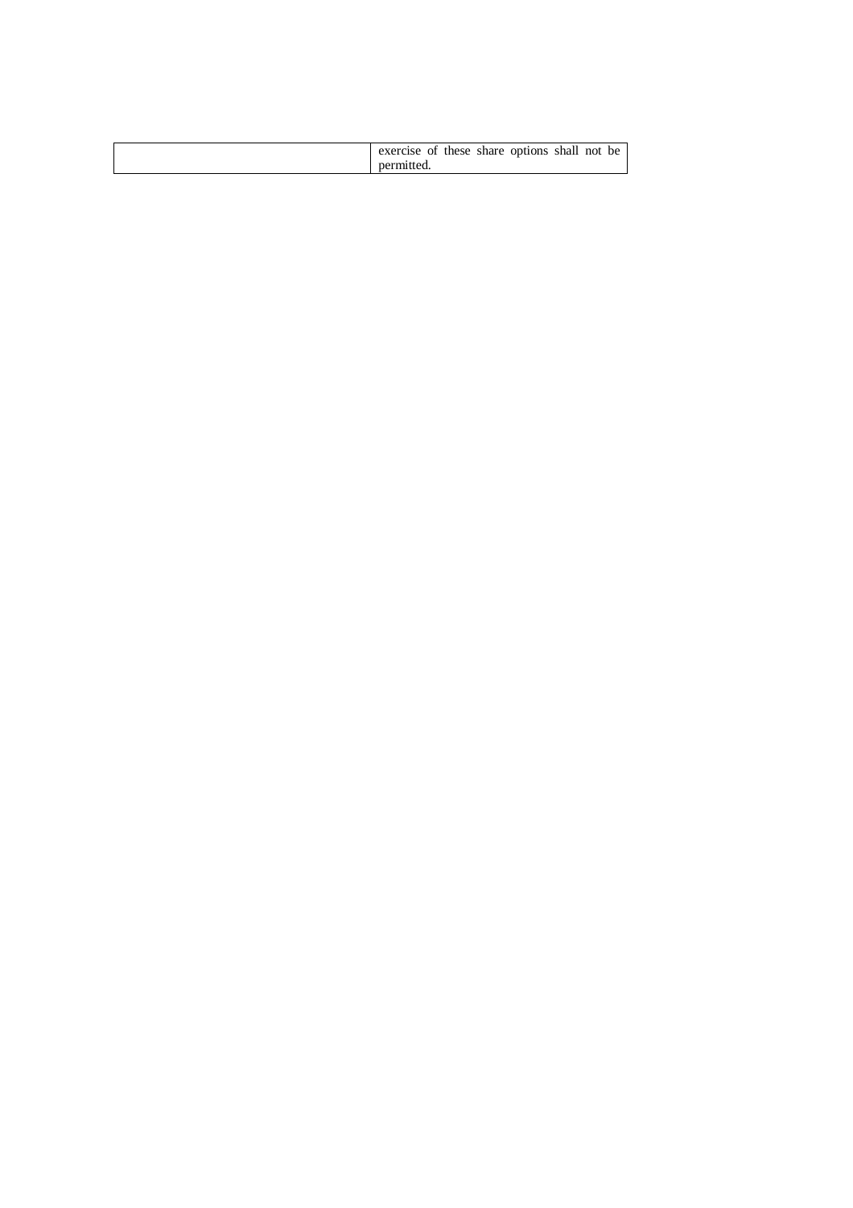| | |
|---|---|
| | exercise of these share options shall not be permitted. |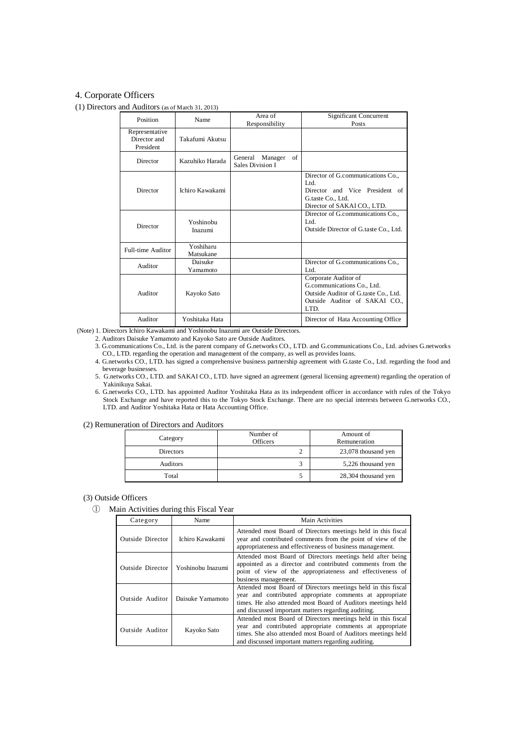## 4. Corporate Officers

### (1) Directors and Auditors (as of March 31, 2013)

| Position | Name | Area of Responsibility | Significant Concurrent Posts |
|---|---|---|---|
| Representative Director and President | Takafumi Akutsu | | |
| Director | Kazuhiko Harada | General Manager of Sales Division I | |
| Director | Ichiro Kawakami | | Director of G.communications Co., Ltd.<br>Director and Vice President of G.taste Co., Ltd.<br>Director of SAKAI CO., LTD. |
| Director | Yoshinobu Inazumi | | Director of G.communications Co., Ltd.<br>Outside Director of G.taste Co., Ltd. |
| Full-time Auditor | Yoshiharu Matsukane | | |
| Auditor | Daisuke Yamamoto | | Director of G.communications Co., Ltd. |
| Auditor | Kayoko Sato | | Corporate Auditor of G.communications Co., Ltd.<br>Outside Auditor of G.taste Co., Ltd.<br>Outside Auditor of SAKAI CO., LTD. |
| Auditor | Yoshitaka Hata | | Director of Hata Accounting Office |

(Note) 1. Directors Ichiro Kawakami and Yoshinobu Inazumi are Outside Directors.

2. Auditors Daisuke Yamamoto and Kayoko Sato are Outside Auditors.

3. G.communications Co., Ltd. is the parent company of G.networks CO., LTD. and G.communications Co., Ltd. advises G.networks CO., LTD. regarding the operation and management of the company, as well as provides loans.

4. G.networks CO., LTD. has signed a comprehensive business partnership agreement with G.taste Co., Ltd. regarding the food and beverage businesses.

5. G.networks CO., LTD. and SAKAI CO., LTD. have signed an agreement (general licensing agreement) regarding the operation of Yakinikuya Sakai.

6. G.networks CO., LTD. has appointed Auditor Yoshitaka Hata as its independent officer in accordance with rules of the Tokyo Stock Exchange and have reported this to the Tokyo Stock Exchange. There are no special interests between G.networks CO., LTD. and Auditor Yoshitaka Hata or Hata Accounting Office.

### (2) Remuneration of Directors and Auditors

| Category | Number of Officers | Amount of Remuneration |
|---|---|---|
| Directors | 2 | 23,078 thousand yen |
| Auditors | 3 | 5,226 thousand yen |
| Total | 5 | 28,304 thousand yen |

### (3) Outside Officers

① Main Activities during this Fiscal Year

| Category | Name | Main Activities |
|---|---|---|
| Outside Director | Ichiro Kawakami | Attended most Board of Directors meetings held in this fiscal year and contributed comments from the point of view of the appropriateness and effectiveness of business management. |
| Outside Director | Yoshinobu Inazumi | Attended most Board of Directors meetings held after being appointed as a director and contributed comments from the point of view of the appropriateness and effectiveness of business management. |
| Outside Auditor | Daisuke Yamamoto | Attended most Board of Directors meetings held in this fiscal year and contributed appropriate comments at appropriate times. He also attended most Board of Auditors meetings held and discussed important matters regarding auditing. |
| Outside Auditor | Kayoko Sato | Attended most Board of Directors meetings held in this fiscal year and contributed appropriate comments at appropriate times. She also attended most Board of Auditors meetings held and discussed important matters regarding auditing. |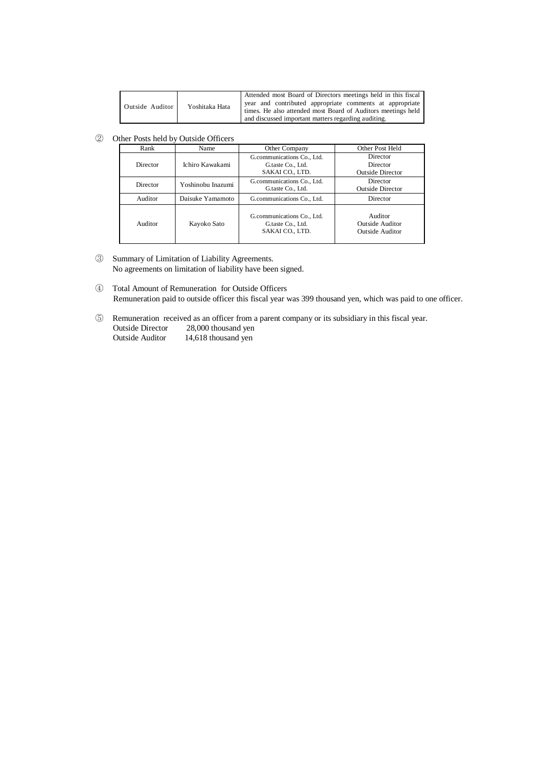| Outside Auditor | Yoshitaka Hata | Attended most Board of Directors meetings held in this fiscal year and contributed appropriate comments at appropriate times. He also attended most Board of Auditors meetings held and discussed important matters regarding auditing. |
|---|---|---|

② Other Posts held by Outside Officers

| Rank | Name | Other Company | Other Post Held |
|---|---|---|---|
| Director | Ichiro Kawakami | G.communications Co., Ltd.<br>G.taste Co., Ltd.<br>SAKAI CO., LTD. | Director<br>Director<br>Outside Director |
| Director | Yoshinobu Inazumi | G.communications Co., Ltd.<br>G.taste Co., Ltd. | Director<br>Outside Director |
| Auditor | Daisuke Yamamoto | G.communications Co., Ltd. | Director |
| Auditor | Kayoko Sato | G.communications Co., Ltd.<br>G.taste Co., Ltd.<br>SAKAI CO., LTD. | Auditor<br>Outside Auditor<br>Outside Auditor |

③ Summary of Limitation of Liability Agreements.
No agreements on limitation of liability have been signed.

④ Total Amount of Remuneration for Outside Officers
Remuneration paid to outside officer this fiscal year was 399 thousand yen, which was paid to one officer.

⑤ Remuneration received as an officer from a parent company or its subsidiary in this fiscal year.
Outside Director 28,000 thousand yen
Outside Auditor 14,618 thousand yen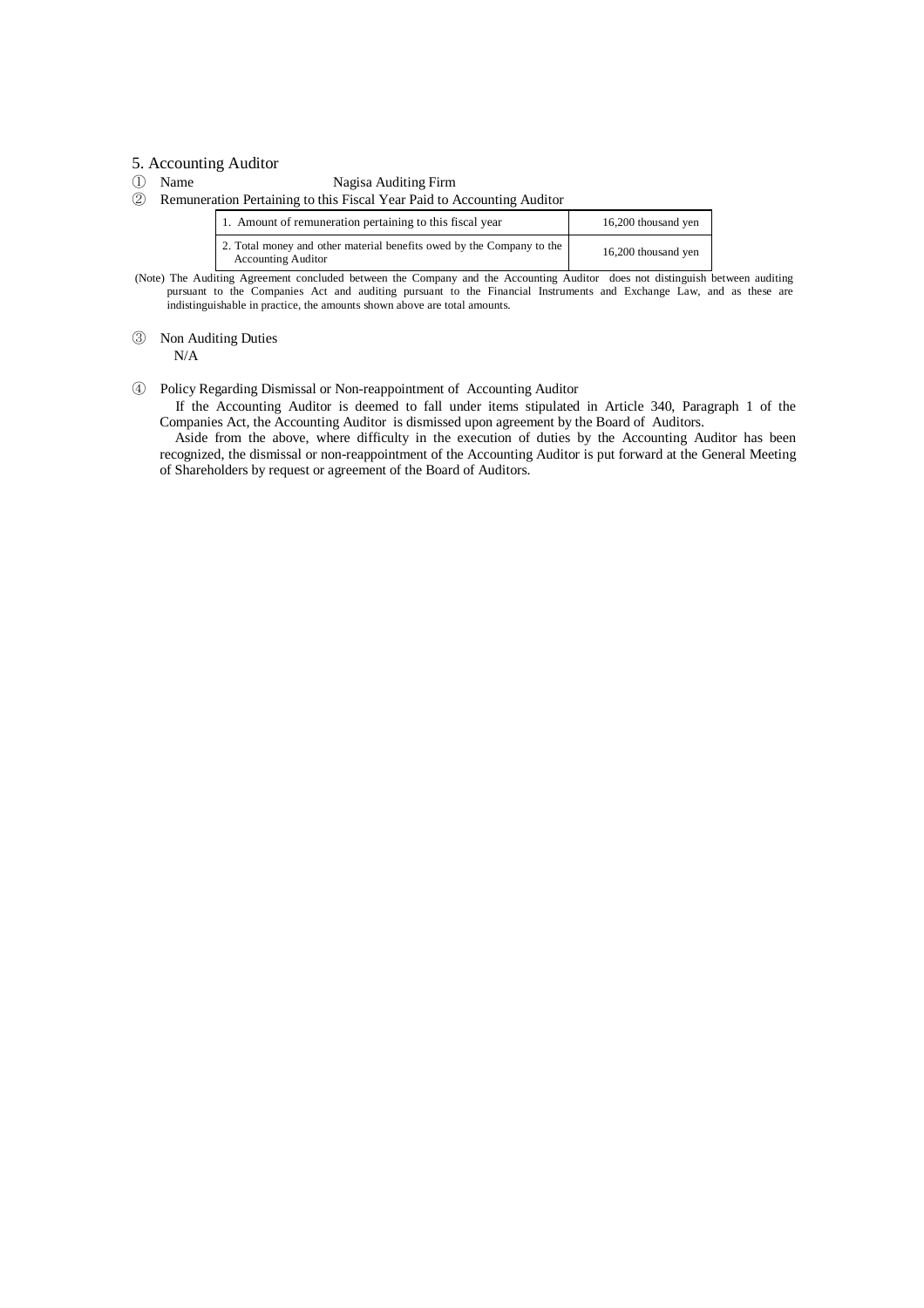## 5. Accounting Auditor

① Name Nagisa Auditing Firm

② Remuneration Pertaining to this Fiscal Year Paid to Accounting Auditor

| | |
|---|---|
| 1. Amount of remuneration pertaining to this fiscal year | 16,200 thousand yen |
| 2. Total money and other material benefits owed by the Company to the Accounting Auditor | 16,200 thousand yen |

(Note) The Auditing Agreement concluded between the Company and the Accounting Auditor does not distinguish between auditing pursuant to the Companies Act and auditing pursuant to the Financial Instruments and Exchange Law, and as these are indistinguishable in practice, the amounts shown above are total amounts.

③ Non Auditing Duties

N/A

④ Policy Regarding Dismissal or Non-reappointment of Accounting Auditor

If the Accounting Auditor is deemed to fall under items stipulated in Article 340, Paragraph 1 of the Companies Act, the Accounting Auditor is dismissed upon agreement by the Board of Auditors.

Aside from the above, where difficulty in the execution of duties by the Accounting Auditor has been recognized, the dismissal or non-reappointment of the Accounting Auditor is put forward at the General Meeting of Shareholders by request or agreement of the Board of Auditors.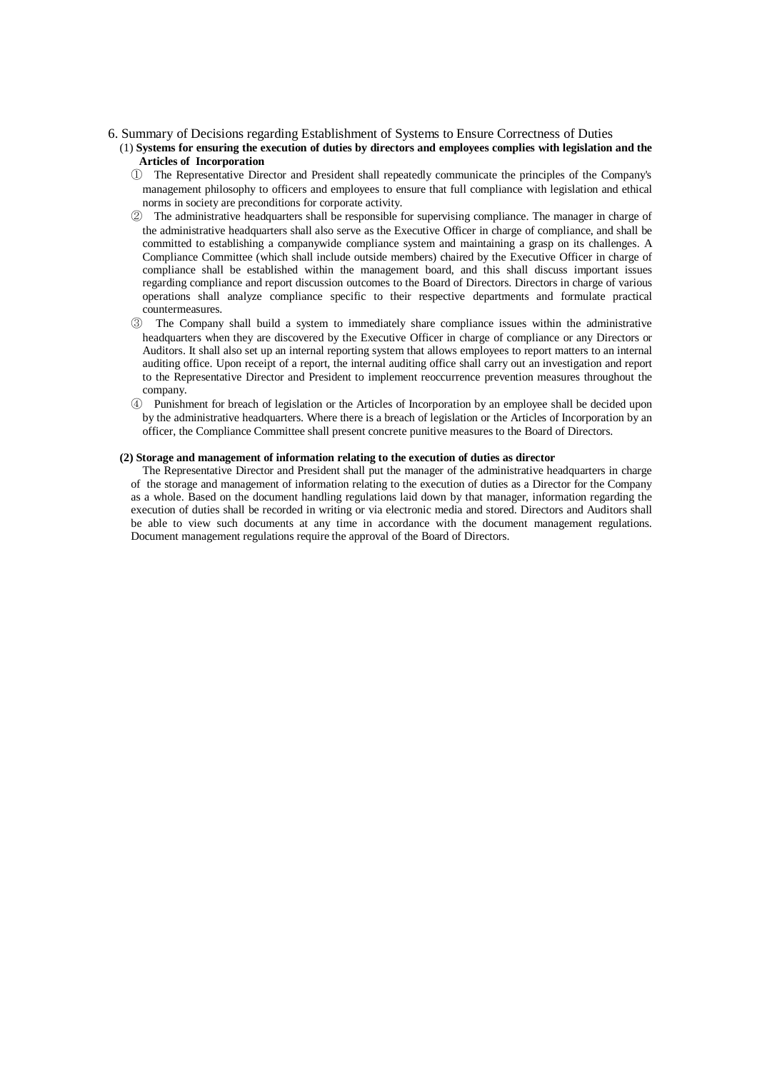## 6. Summary of Decisions regarding Establishment of Systems to Ensure Correctness of Duties

### (1) Systems for ensuring the execution of duties by directors and employees complies with legislation and the Articles of Incorporation

① The Representative Director and President shall repeatedly communicate the principles of the Company's management philosophy to officers and employees to ensure that full compliance with legislation and ethical norms in society are preconditions for corporate activity.

② The administrative headquarters shall be responsible for supervising compliance. The manager in charge of the administrative headquarters shall also serve as the Executive Officer in charge of compliance, and shall be committed to establishing a companywide compliance system and maintaining a grasp on its challenges. A Compliance Committee (which shall include outside members) chaired by the Executive Officer in charge of compliance shall be established within the management board, and this shall discuss important issues regarding compliance and report discussion outcomes to the Board of Directors. Directors in charge of various operations shall analyze compliance specific to their respective departments and formulate practical countermeasures.

③ The Company shall build a system to immediately share compliance issues within the administrative headquarters when they are discovered by the Executive Officer in charge of compliance or any Directors or Auditors. It shall also set up an internal reporting system that allows employees to report matters to an internal auditing office. Upon receipt of a report, the internal auditing office shall carry out an investigation and report to the Representative Director and President to implement reoccurrence prevention measures throughout the company.

④ Punishment for breach of legislation or the Articles of Incorporation by an employee shall be decided upon by the administrative headquarters. Where there is a breach of legislation or the Articles of Incorporation by an officer, the Compliance Committee shall present concrete punitive measures to the Board of Directors.

### (2) Storage and management of information relating to the execution of duties as director

The Representative Director and President shall put the manager of the administrative headquarters in charge of the storage and management of information relating to the execution of duties as a Director for the Company as a whole. Based on the document handling regulations laid down by that manager, information regarding the execution of duties shall be recorded in writing or via electronic media and stored. Directors and Auditors shall be able to view such documents at any time in accordance with the document management regulations. Document management regulations require the approval of the Board of Directors.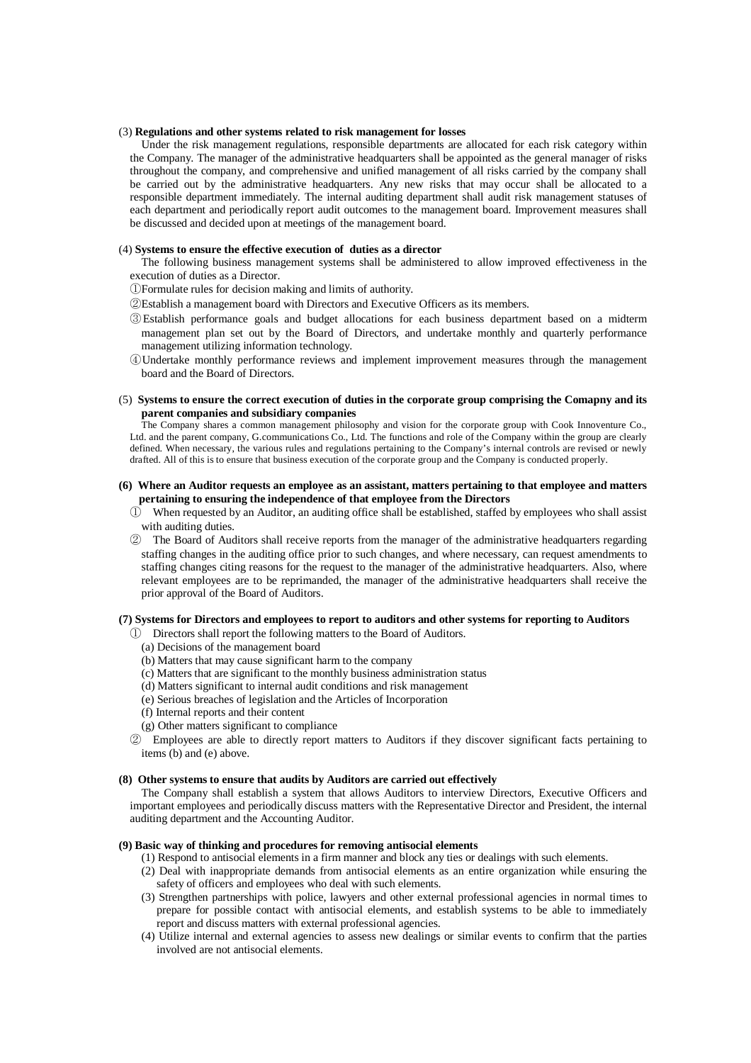(3) **Regulations and other systems related to risk management for losses**

Under the risk management regulations, responsible departments are allocated for each risk category within the Company. The manager of the administrative headquarters shall be appointed as the general manager of risks throughout the company, and comprehensive and unified management of all risks carried by the company shall be carried out by the administrative headquarters. Any new risks that may occur shall be allocated to a responsible department immediately. The internal auditing department shall audit risk management statuses of each department and periodically report audit outcomes to the management board. Improvement measures shall be discussed and decided upon at meetings of the management board.

(4) **Systems to ensure the effective execution of duties as a director**

The following business management systems shall be administered to allow improved effectiveness in the execution of duties as a Director.

①Formulate rules for decision making and limits of authority.

②Establish a management board with Directors and Executive Officers as its members.

③Establish performance goals and budget allocations for each business department based on a midterm management plan set out by the Board of Directors, and undertake monthly and quarterly performance management utilizing information technology.

④Undertake monthly performance reviews and implement improvement measures through the management board and the Board of Directors.

(5) **Systems to ensure the correct execution of duties in the corporate group comprising the Comapny and its parent companies and subsidiary companies**

The Company shares a common management philosophy and vision for the corporate group with Cook Innoventure Co., Ltd. and the parent company, G.communications Co., Ltd. The functions and role of the Company within the group are clearly defined. When necessary, the various rules and regulations pertaining to the Company's internal controls are revised or newly drafted. All of this is to ensure that business execution of the corporate group and the Company is conducted properly.

**(6) Where an Auditor requests an employee as an assistant, matters pertaining to that employee and matters pertaining to ensuring the independence of that employee from the Directors**

① When requested by an Auditor, an auditing office shall be established, staffed by employees who shall assist with auditing duties.

② The Board of Auditors shall receive reports from the manager of the administrative headquarters regarding staffing changes in the auditing office prior to such changes, and where necessary, can request amendments to staffing changes citing reasons for the request to the manager of the administrative headquarters. Also, where relevant employees are to be reprimanded, the manager of the administrative headquarters shall receive the prior approval of the Board of Auditors.

**(7) Systems for Directors and employees to report to auditors and other systems for reporting to Auditors**

① Directors shall report the following matters to the Board of Auditors.

(a) Decisions of the management board
(b) Matters that may cause significant harm to the company
(c) Matters that are significant to the monthly business administration status
(d) Matters significant to internal audit conditions and risk management
(e) Serious breaches of legislation and the Articles of Incorporation
(f) Internal reports and their content
(g) Other matters significant to compliance

② Employees are able to directly report matters to Auditors if they discover significant facts pertaining to items (b) and (e) above.

**(8) Other systems to ensure that audits by Auditors are carried out effectively**

The Company shall establish a system that allows Auditors to interview Directors, Executive Officers and important employees and periodically discuss matters with the Representative Director and President, the internal auditing department and the Accounting Auditor.

**(9) Basic way of thinking and procedures for removing antisocial elements**

(1) Respond to antisocial elements in a firm manner and block any ties or dealings with such elements.
(2) Deal with inappropriate demands from antisocial elements as an entire organization while ensuring the safety of officers and employees who deal with such elements.
(3) Strengthen partnerships with police, lawyers and other external professional agencies in normal times to prepare for possible contact with antisocial elements, and establish systems to be able to immediately report and discuss matters with external professional agencies.
(4) Utilize internal and external agencies to assess new dealings or similar events to confirm that the parties involved are not antisocial elements.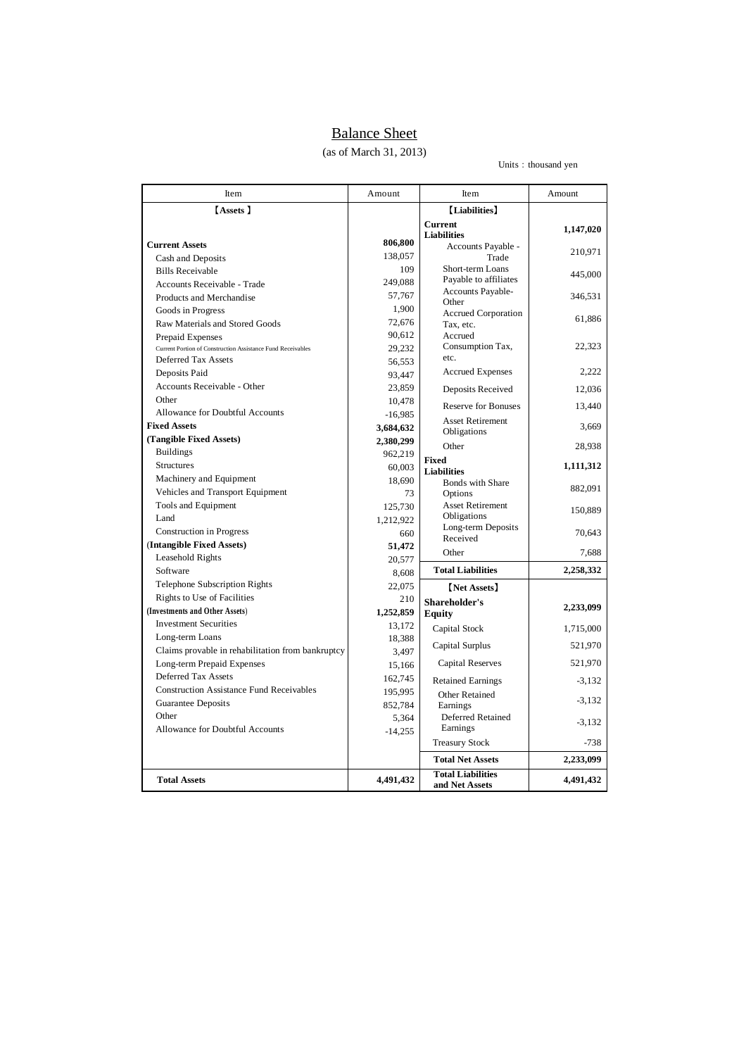# Balance Sheet

(as of March 31, 2013)

Units：thousand yen

| Item | Amount | Item | Amount |
|---|---|---|---|
| 【Assets】 | | 【Liabilities】 | |
| **Current Assets** | **806,800** | **Current Liabilities** | **1,147,020** |
| Cash and Deposits | 138,057 | Accounts Payable - Trade | 210,971 |
| Bills Receivable | 109 | Short-term Loans Payable to affiliates | 445,000 |
| Accounts Receivable - Trade | 249,088 | Accounts Payable-Other | 346,531 |
| Products and Merchandise | 57,767 | Accrued Corporation Tax, etc. | 61,886 |
| Goods in Progress | 1,900 | Accrued Consumption Tax, etc. | 22,323 |
| Raw Materials and Stored Goods | 72,676 | Accrued Expenses | 2,222 |
| Prepaid Expenses | 90,612 | Deposits Received | 12,036 |
| Current Portion of Construction Assistance Fund Receivables | 29,232 | Reserve for Bonuses | 13,440 |
| Deferred Tax Assets | 56,553 | Asset Retirement Obligations | 3,669 |
| Deposits Paid | 93,447 | Other | 28,938 |
| Accounts Receivable - Other | 23,859 | **Fixed Liabilities** | **1,111,312** |
| Other | 10,478 | Bonds with Share Options | 882,091 |
| Allowance for Doubtful Accounts | -16,985 | Asset Retirement Obligations | 150,889 |
| **Fixed Assets** | **3,684,632** | Long-term Deposits Received | 70,643 |
| **(Tangible Fixed Assets)** | **2,380,299** | Other | 7,688 |
| Buildings | 962,219 | **Total Liabilities** | **2,258,332** |
| Structures | 60,003 | 【Net Assets】 | |
| Machinery and Equipment | 18,690 | **Shareholder's Equity** | **2,233,099** |
| Vehicles and Transport Equipment | 73 | Capital Stock | 1,715,000 |
| Tools and Equipment | 125,730 | Capital Surplus | 521,970 |
| Land | 1,212,922 | Capital Reserves | 521,970 |
| Construction in Progress | 660 | Retained Earnings | -3,132 |
| **(Intangible Fixed Assets)** | **51,472** | Other Retained Earnings | -3,132 |
| Leasehold Rights | 20,577 | Deferred Retained Earnings | -3,132 |
| Software | 8,608 | Treasury Stock | -738 |
| Telephone Subscription Rights | 22,075 | **Total Net Assets** | **2,233,099** |
| Rights to Use of Facilities | 210 | | |
| **(Investments and Other Assets)** | **1,252,859** | | |
| Investment Securities | 13,172 | | |
| Long-term Loans | 18,388 | | |
| Claims provable in rehabilitation from bankruptcy | 3,497 | | |
| Long-term Prepaid Expenses | 15,166 | | |
| Deferred Tax Assets | 162,745 | | |
| Construction Assistance Fund Receivables | 195,995 | | |
| Guarantee Deposits | 852,784 | | |
| Other | 5,364 | | |
| Allowance for Doubtful Accounts | -14,255 | | |
| **Total Assets** | **4,491,432** | **Total Liabilities and Net Assets** | **4,491,432** |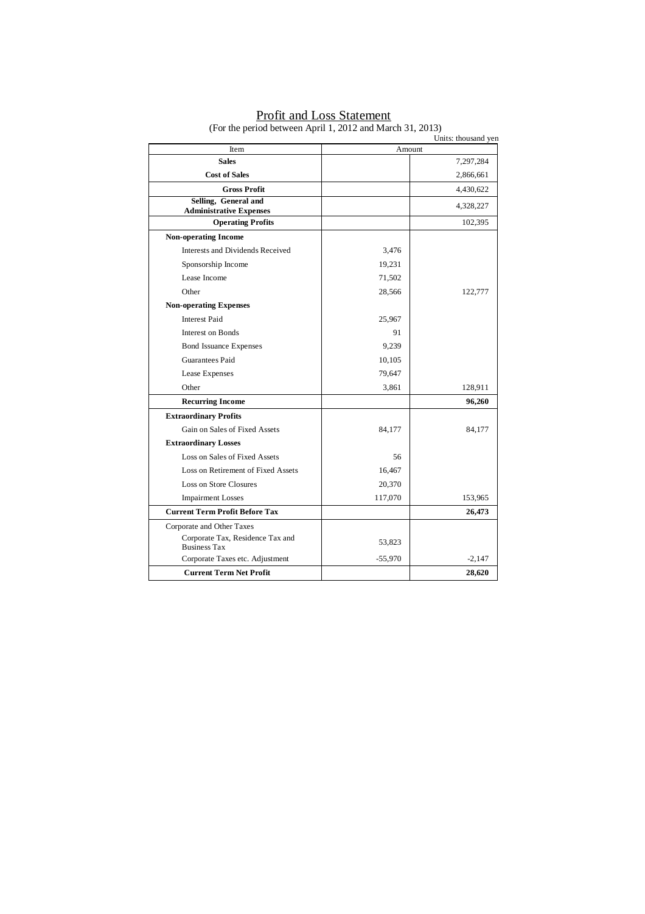# Profit and Loss Statement

(For the period between April 1, 2012 and March 31, 2013)

Units: thousand yen

| Item | Amount | |
|---|---|---|
| **Sales** | | 7,297,284 |
| **Cost of Sales** | | 2,866,661 |
| **Gross Profit** | | 4,430,622 |
| **Selling, General and Administrative Expenses** | | 4,328,227 |
| **Operating Profits** | | 102,395 |
| **Non-operating Income** | | |
| Interests and Dividends Received | 3,476 | |
| Sponsorship Income | 19,231 | |
| Lease Income | 71,502 | |
| Other | 28,566 | 122,777 |
| **Non-operating Expenses** | | |
| Interest Paid | 25,967 | |
| Interest on Bonds | 91 | |
| Bond Issuance Expenses | 9,239 | |
| Guarantees Paid | 10,105 | |
| Lease Expenses | 79,647 | |
| Other | 3,861 | 128,911 |
| **Recurring Income** | | **96,260** |
| **Extraordinary Profits** | | |
| Gain on Sales of Fixed Assets | 84,177 | 84,177 |
| **Extraordinary Losses** | | |
| Loss on Sales of Fixed Assets | 56 | |
| Loss on Retirement of Fixed Assets | 16,467 | |
| Loss on Store Closures | 20,370 | |
| Impairment Losses | 117,070 | 153,965 |
| **Current Term Profit Before Tax** | | **26,473** |
| Corporate and Other Taxes | | |
| Corporate Tax, Residence Tax and Business Tax | 53,823 | |
| Corporate Taxes etc. Adjustment | -55,970 | -2,147 |
| **Current Term Net Profit** | | **28,620** |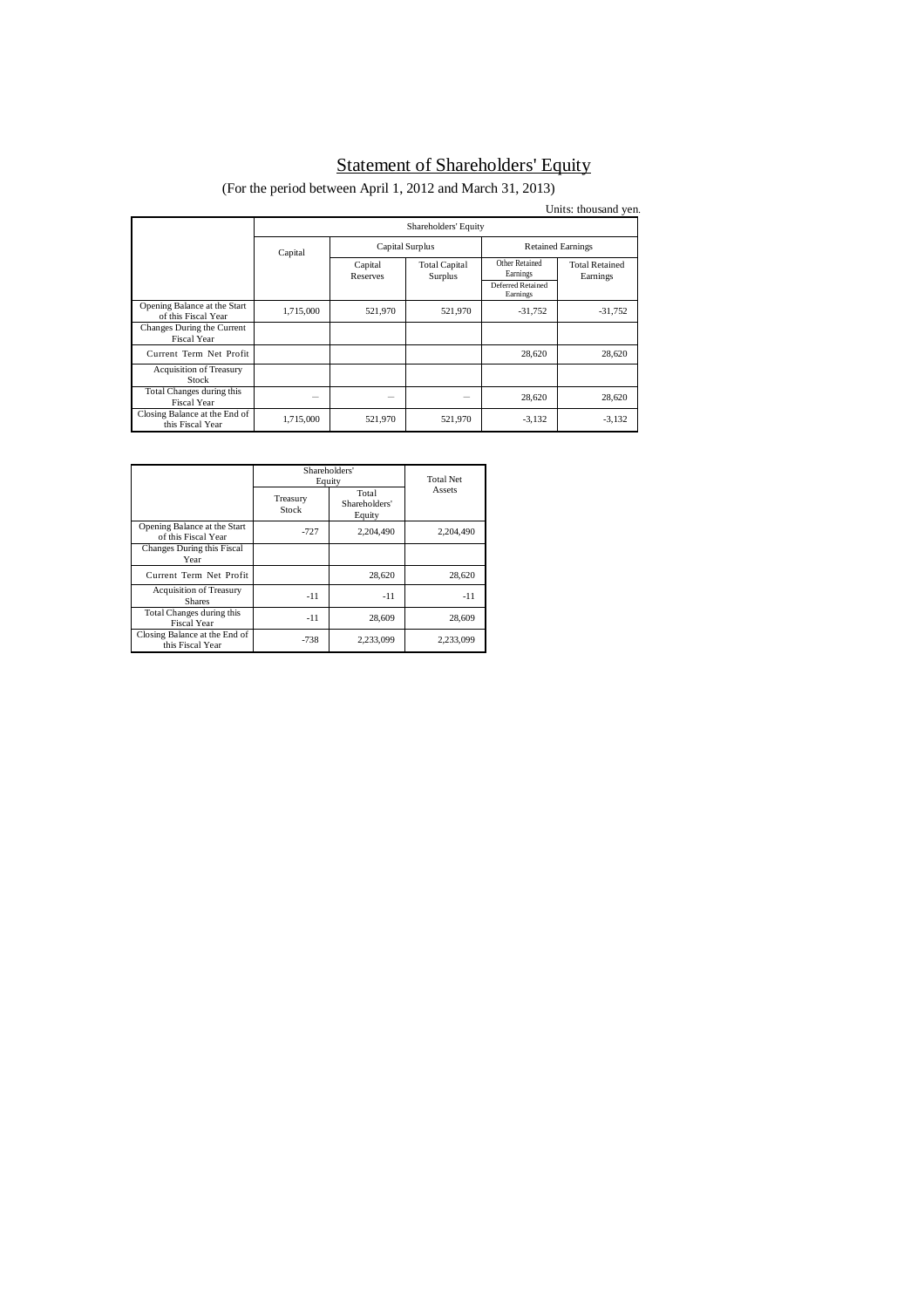# Statement of Shareholders' Equity

(For the period between April 1, 2012 and March 31, 2013)

Units: thousand yen.

| | Shareholders' Equity | | | | |
|---|---|---|---|---|---|
| | Capital | Capital Surplus | | Retained Earnings | |
| | | Capital Reserves | Total Capital Surplus | Other Retained Earnings<br>Deferred Retained Earnings | Total Retained Earnings |
| Opening Balance at the Start of this Fiscal Year | 1,715,000 | 521,970 | 521,970 | -31,752 | -31,752 |
| Changes During the Current Fiscal Year | | | | | |
| Current Term Net Profit | | | | 28,620 | 28,620 |
| Acquisition of Treasury Stock | | | | | |
| Total Changes during this Fiscal Year | — | — | — | 28,620 | 28,620 |
| Closing Balance at the End of this Fiscal Year | 1,715,000 | 521,970 | 521,970 | -3,132 | -3,132 |

| | Shareholders' Equity | | Total Net Assets |
|---|---|---|---|
| | Treasury Stock | Total Shareholders' Equity | |
| Opening Balance at the Start of this Fiscal Year | -727 | 2,204,490 | 2,204,490 |
| Changes During this Fiscal Year | | | |
| Current Term Net Profit | | 28,620 | 28,620 |
| Acquisition of Treasury Shares | -11 | -11 | -11 |
| Total Changes during this Fiscal Year | -11 | 28,609 | 28,609 |
| Closing Balance at the End of this Fiscal Year | -738 | 2,233,099 | 2,233,099 |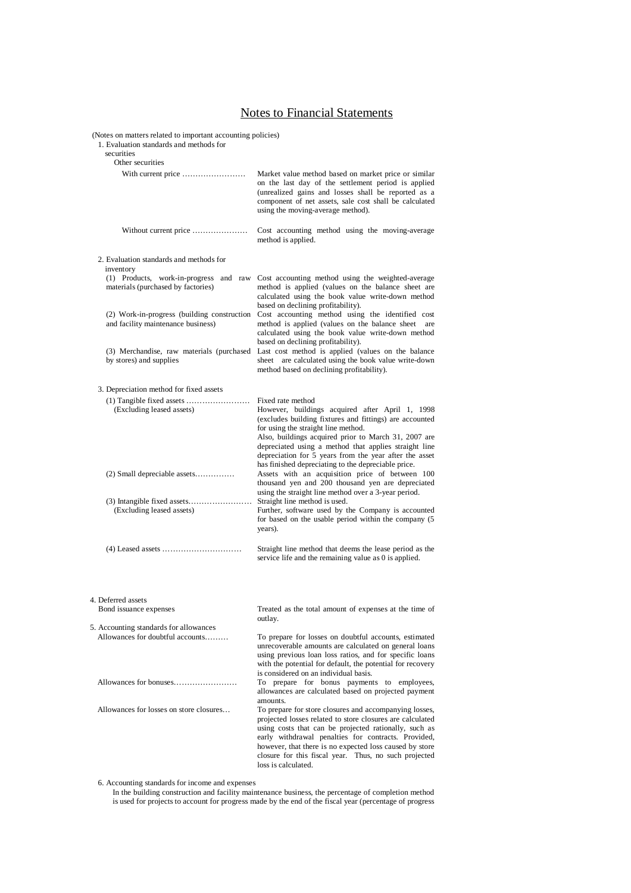# Notes to Financial Statements

(Notes on matters related to important accounting policies)

1. Evaluation standards and methods for securities

   Other securities

| | |
|---|---|
| With current price …………………… | Market value method based on market price or similar on the last day of the settlement period is applied (unrealized gains and losses shall be reported as a component of net assets, sale cost shall be calculated using the moving-average method). |
| Without current price ………………… | Cost accounting method using the moving-average method is applied. |

2. Evaluation standards and methods for inventory

| | |
|---|---|
| (1) Products, work-in-progress and raw materials (purchased by factories) | Cost accounting method using the weighted-average method is applied (values on the balance sheet are calculated using the book value write-down method based on declining profitability). |
| (2) Work-in-progress (building construction and facility maintenance business) | Cost accounting method using the identified cost method is applied (values on the balance sheet are calculated using the book value write-down method based on declining profitability). |
| (3) Merchandise, raw materials (purchased by stores) and supplies | Last cost method is applied (values on the balance sheet are calculated using the book value write-down method based on declining profitability). |

3. Depreciation method for fixed assets

| | |
|---|---|
| (1) Tangible fixed assets …………………… (Excluding leased assets) | Fixed rate method<br>However, buildings acquired after April 1, 1998 (excludes building fixtures and fittings) are accounted for using the straight line method.<br>Also, buildings acquired prior to March 31, 2007 are depreciated using a method that applies straight line depreciation for 5 years from the year after the asset has finished depreciating to the depreciable price. |
| (2) Small depreciable assets…………… | Assets with an acquisition price of between 100 thousand yen and 200 thousand yen are depreciated using the straight line method over a 3-year period. |
| (3) Intangible fixed assets…………………… (Excluding leased assets) | Straight line method is used.<br>Further, software used by the Company is accounted for based on the usable period within the company (5 years). |
| (4) Leased assets ………………………… | Straight line method that deems the lease period as the service life and the remaining value as 0 is applied. |

4. Deferred assets

| | |
|---|---|
| Bond issuance expenses | Treated as the total amount of expenses at the time of outlay. |

5. Accounting standards for allowances

| | |
|---|---|
| Allowances for doubtful accounts……… | To prepare for losses on doubtful accounts, estimated unrecoverable amounts are calculated on general loans using previous loan loss ratios, and for specific loans with the potential for default, the potential for recovery is considered on an individual basis. |
| Allowances for bonuses…………………… | To prepare for bonus payments to employees, allowances are calculated based on projected payment amounts. |
| Allowances for losses on store closures… | To prepare for store closures and accompanying losses, projected losses related to store closures are calculated using costs that can be projected rationally, such as early withdrawal penalties for contracts. Provided, however, that there is no expected loss caused by store closure for this fiscal year. Thus, no such projected loss is calculated. |

6. Accounting standards for income and expenses

   In the building construction and facility maintenance business, the percentage of completion method is used for projects to account for progress made by the end of the fiscal year (percentage of progress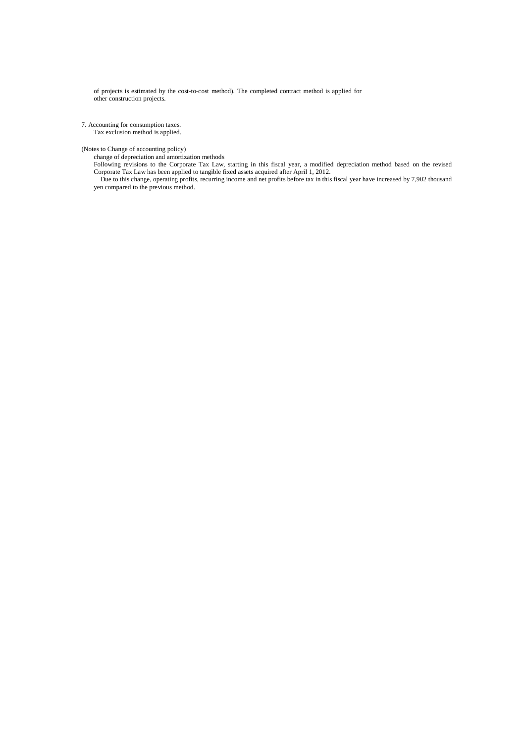of projects is estimated by the cost-to-cost method). The completed contract method is applied for other construction projects.

7. Accounting for consumption taxes.
 Tax exclusion method is applied.

(Notes to Change of accounting policy)
 change of depreciation and amortization methods
 Following revisions to the Corporate Tax Law, starting in this fiscal year, a modified depreciation method based on the revised Corporate Tax Law has been applied to tangible fixed assets acquired after April 1, 2012.
 Due to this change, operating profits, recurring income and net profits before tax in this fiscal year have increased by 7,902 thousand yen compared to the previous method.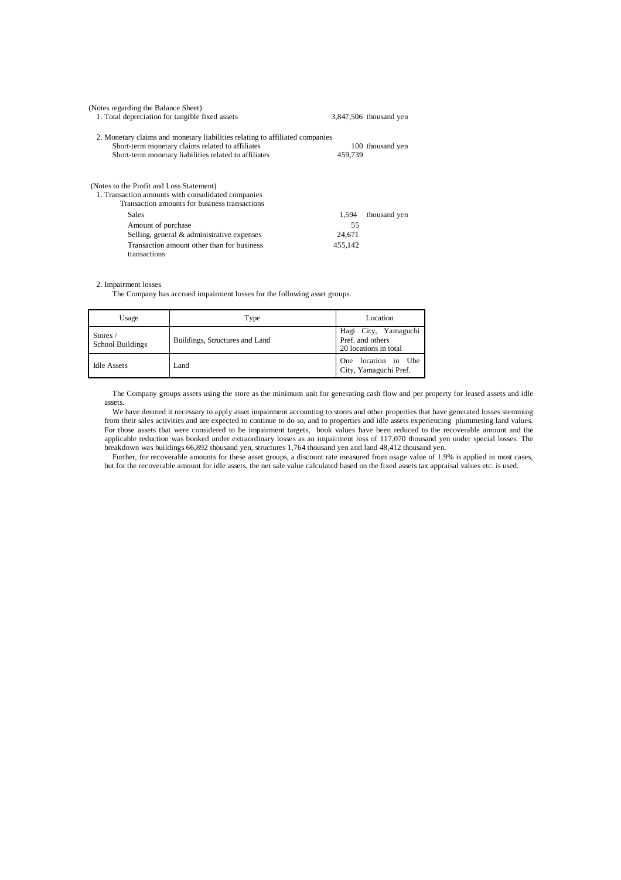(Notes regarding the Balance Sheet)

1. Total depreciation for tangible fixed assets 3,847,506 thousand yen

2. Monetary claims and monetary liabilities relating to affiliated companies

| | | |
|---|---|---|
| Short-term monetary claims related to affiliates | 100 | thousand yen |
| Short-term monetary liabilities related to affiliates | 459,739 | |

(Notes to the Profit and Loss Statement)

1. Transaction amounts with consolidated companies

Transaction amounts for business transactions

| | | |
|---|---|---|
| Sales | 1,594 | thousand yen |
| Amount of purchase | 55 | |
| Selling, general & administrative expenses | 24,671 | |
| Transaction amount other than for business transactions | 455,142 | |

2. Impairment losses

The Company has accrued impairment losses for the following asset groups.

| Usage | Type | Location |
|---|---|---|
| Stores / School Buildings | Buildings, Structures and Land | Hagi City, Yamaguchi Pref. and others 20 locations in total |
| Idle Assets | Land | One location in Ube City, Yamaguchi Pref. |

The Company groups assets using the store as the minimum unit for generating cash flow and per property for leased assets and idle assets.

We have deemed it necessary to apply asset impairment accounting to stores and other properties that have generated losses stemming from their sales activities and are expected to continue to do so, and to properties and idle assets experiencing plummeting land values. For those assets that were considered to be impairment targets, book values have been reduced to the recoverable amount and the applicable reduction was booked under extraordinary losses as an impairment loss of 117,070 thousand yen under special losses. The breakdown was buildings 66,892 thousand yen, structures 1,764 thousand yen and land 48,412 thousand yen.

Further, for recoverable amounts for these asset groups, a discount rate measured from usage value of 1.9% is applied in most cases, but for the recoverable amount for idle assets, the net sale value calculated based on the fixed assets tax appraisal values etc. is used.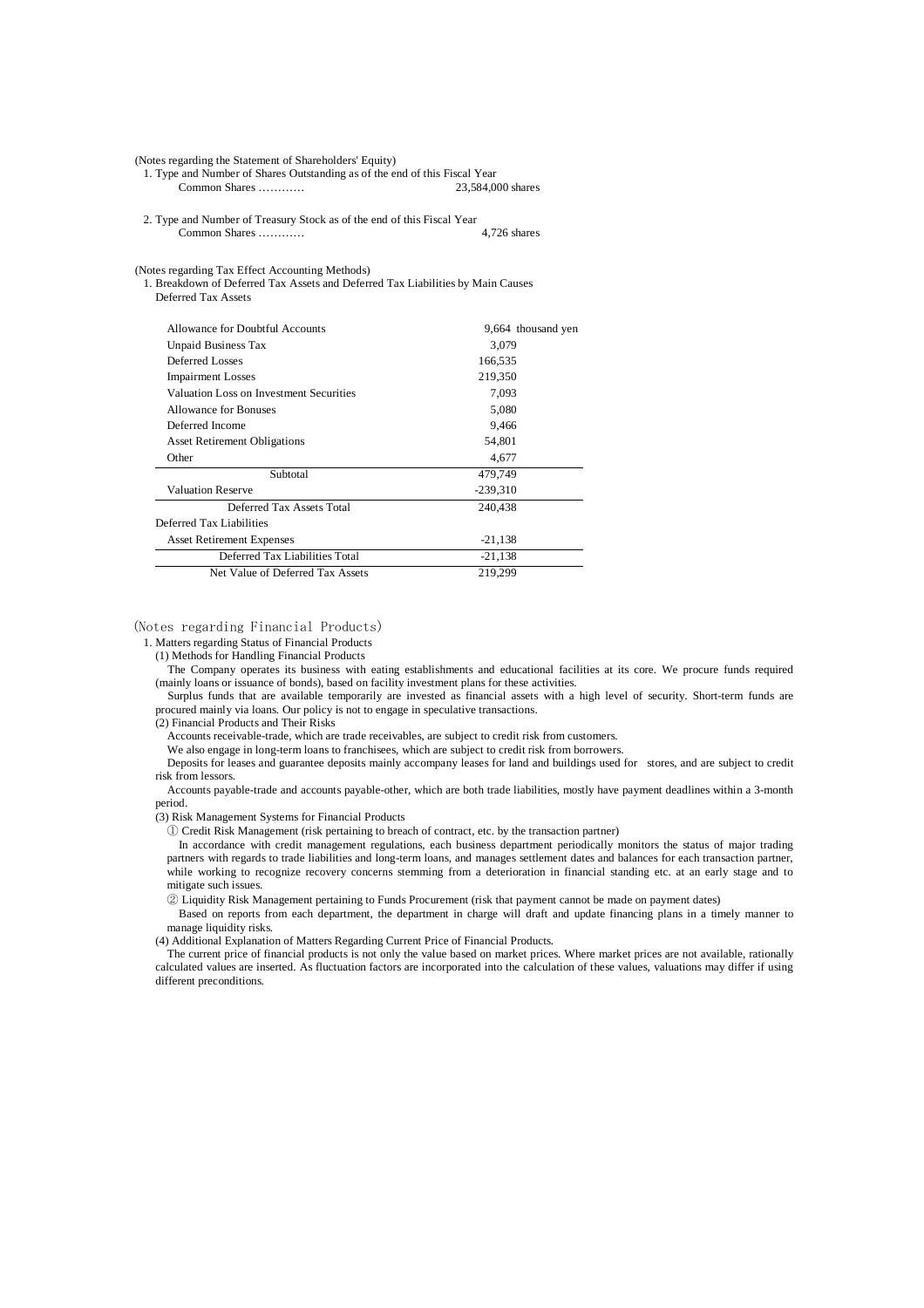(Notes regarding the Statement of Shareholders' Equity)

1. Type and Number of Shares Outstanding as of the end of this Fiscal Year

Common Shares ………… 23,584,000 shares

2. Type and Number of Treasury Stock as of the end of this Fiscal Year

Common Shares ………… 4,726 shares

(Notes regarding Tax Effect Accounting Methods)

1. Breakdown of Deferred Tax Assets and Deferred Tax Liabilities by Main Causes

| Deferred Tax Assets | |
|---|---|
| Allowance for Doubtful Accounts | 9,664 thousand yen |
| Unpaid Business Tax | 3,079 |
| Deferred Losses | 166,535 |
| Impairment Losses | 219,350 |
| Valuation Loss on Investment Securities | 7,093 |
| Allowance for Bonuses | 5,080 |
| Deferred Income | 9,466 |
| Asset Retirement Obligations | 54,801 |
| Other | 4,677 |
| Subtotal | 479,749 |
| Valuation Reserve | -239,310 |
| Deferred Tax Assets Total | 240,438 |
| Deferred Tax Liabilities | |
| Asset Retirement Expenses | -21,138 |
| Deferred Tax Liabilities Total | -21,138 |
| Net Value of Deferred Tax Assets | 219,299 |

(Notes regarding Financial Products)

1. Matters regarding Status of Financial Products

(1) Methods for Handling Financial Products

The Company operates its business with eating establishments and educational facilities at its core. We procure funds required (mainly loans or issuance of bonds), based on facility investment plans for these activities.

Surplus funds that are available temporarily are invested as financial assets with a high level of security. Short-term funds are procured mainly via loans. Our policy is not to engage in speculative transactions.

(2) Financial Products and Their Risks

Accounts receivable-trade, which are trade receivables, are subject to credit risk from customers.

We also engage in long-term loans to franchisees, which are subject to credit risk from borrowers.

Deposits for leases and guarantee deposits mainly accompany leases for land and buildings used for stores, and are subject to credit risk from lessors.

Accounts payable-trade and accounts payable-other, which are both trade liabilities, mostly have payment deadlines within a 3-month period.

(3) Risk Management Systems for Financial Products

① Credit Risk Management (risk pertaining to breach of contract, etc. by the transaction partner)

In accordance with credit management regulations, each business department periodically monitors the status of major trading partners with regards to trade liabilities and long-term loans, and manages settlement dates and balances for each transaction partner, while working to recognize recovery concerns stemming from a deterioration in financial standing etc. at an early stage and to mitigate such issues.

② Liquidity Risk Management pertaining to Funds Procurement (risk that payment cannot be made on payment dates)

Based on reports from each department, the department in charge will draft and update financing plans in a timely manner to manage liquidity risks.

(4) Additional Explanation of Matters Regarding Current Price of Financial Products.

The current price of financial products is not only the value based on market prices. Where market prices are not available, rationally calculated values are inserted. As fluctuation factors are incorporated into the calculation of these values, valuations may differ if using different preconditions.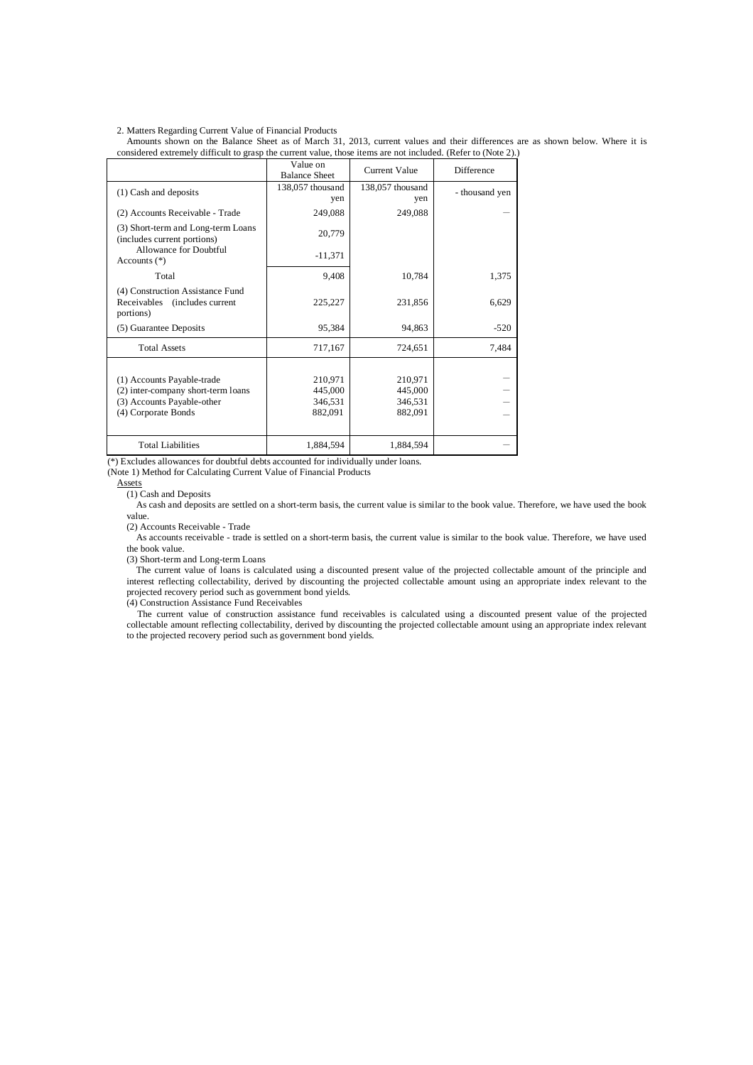2. Matters Regarding Current Value of Financial Products

Amounts shown on the Balance Sheet as of March 31, 2013, current values and their differences are as shown below. Where it is considered extremely difficult to grasp the current value, those items are not included. (Refer to (Note 2).)

| | Value on Balance Sheet | Current Value | Difference |
|---|---|---|---|
| (1) Cash and deposits | 138,057 thousand yen | 138,057 thousand yen | - thousand yen |
| (2) Accounts Receivable - Trade | 249,088 | 249,088 | — |
| (3) Short-term and Long-term Loans (includes current portions) | 20,779 | | |
| Allowance for Doubtful Accounts (*) | -11,371 | | |
| Total | 9,408 | 10,784 | 1,375 |
| (4) Construction Assistance Fund Receivables (includes current portions) | 225,227 | 231,856 | 6,629 |
| (5) Guarantee Deposits | 95,384 | 94,863 | -520 |
| Total Assets | 717,167 | 724,651 | 7,484 |
| (1) Accounts Payable-trade | 210,971 | 210,971 | — |
| (2) inter-company short-term loans | 445,000 | 445,000 | — |
| (3) Accounts Payable-other | 346,531 | 346,531 | — |
| (4) Corporate Bonds | 882,091 | 882,091 | — |
| Total Liabilities | 1,884,594 | 1,884,594 | — |

(*) Excludes allowances for doubtful debts accounted for individually under loans.

(Note 1) Method for Calculating Current Value of Financial Products

Assets

(1) Cash and Deposits

As cash and deposits are settled on a short-term basis, the current value is similar to the book value. Therefore, we have used the book value.

(2) Accounts Receivable - Trade

As accounts receivable - trade is settled on a short-term basis, the current value is similar to the book value. Therefore, we have used the book value.

(3) Short-term and Long-term Loans

The current value of loans is calculated using a discounted present value of the projected collectable amount of the principle and interest reflecting collectability, derived by discounting the projected collectable amount using an appropriate index relevant to the projected recovery period such as government bond yields.

(4) Construction Assistance Fund Receivables

The current value of construction assistance fund receivables is calculated using a discounted present value of the projected collectable amount reflecting collectability, derived by discounting the projected collectable amount using an appropriate index relevant to the projected recovery period such as government bond yields.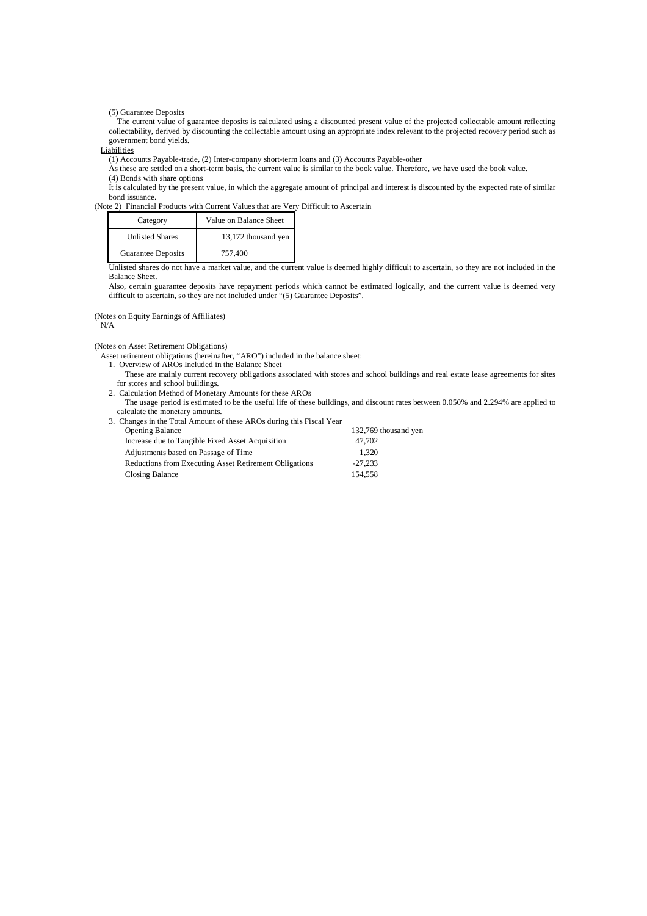(5) Guarantee Deposits

The current value of guarantee deposits is calculated using a discounted present value of the projected collectable amount reflecting collectability, derived by discounting the collectable amount using an appropriate index relevant to the projected recovery period such as government bond yields.

Liabilities

(1) Accounts Payable-trade, (2) Inter-company short-term loans and (3) Accounts Payable-other

As these are settled on a short-term basis, the current value is similar to the book value. Therefore, we have used the book value.

(4) Bonds with share options

It is calculated by the present value, in which the aggregate amount of principal and interest is discounted by the expected rate of similar bond issuance.

(Note 2) Financial Products with Current Values that are Very Difficult to Ascertain

| Category | Value on Balance Sheet |
|---|---|
| Unlisted Shares | 13,172 thousand yen |
| Guarantee Deposits | 757,400 |

Unlisted shares do not have a market value, and the current value is deemed highly difficult to ascertain, so they are not included in the Balance Sheet.

Also, certain guarantee deposits have repayment periods which cannot be estimated logically, and the current value is deemed very difficult to ascertain, so they are not included under "(5) Guarantee Deposits".

(Notes on Equity Earnings of Affiliates)

N/A

(Notes on Asset Retirement Obligations)

Asset retirement obligations (hereinafter, "ARO") included in the balance sheet:

1. Overview of AROs Included in the Balance Sheet

These are mainly current recovery obligations associated with stores and school buildings and real estate lease agreements for sites for stores and school buildings.

2. Calculation Method of Monetary Amounts for these AROs

The usage period is estimated to be the useful life of these buildings, and discount rates between 0.050% and 2.294% are applied to calculate the monetary amounts.

3. Changes in the Total Amount of these AROs during this Fiscal Year

| | |
|---|---|
| Opening Balance | 132,769 thousand yen |
| Increase due to Tangible Fixed Asset Acquisition | 47,702 |
| Adjustments based on Passage of Time | 1,320 |
| Reductions from Executing Asset Retirement Obligations | -27,233 |
| Closing Balance | 154,558 |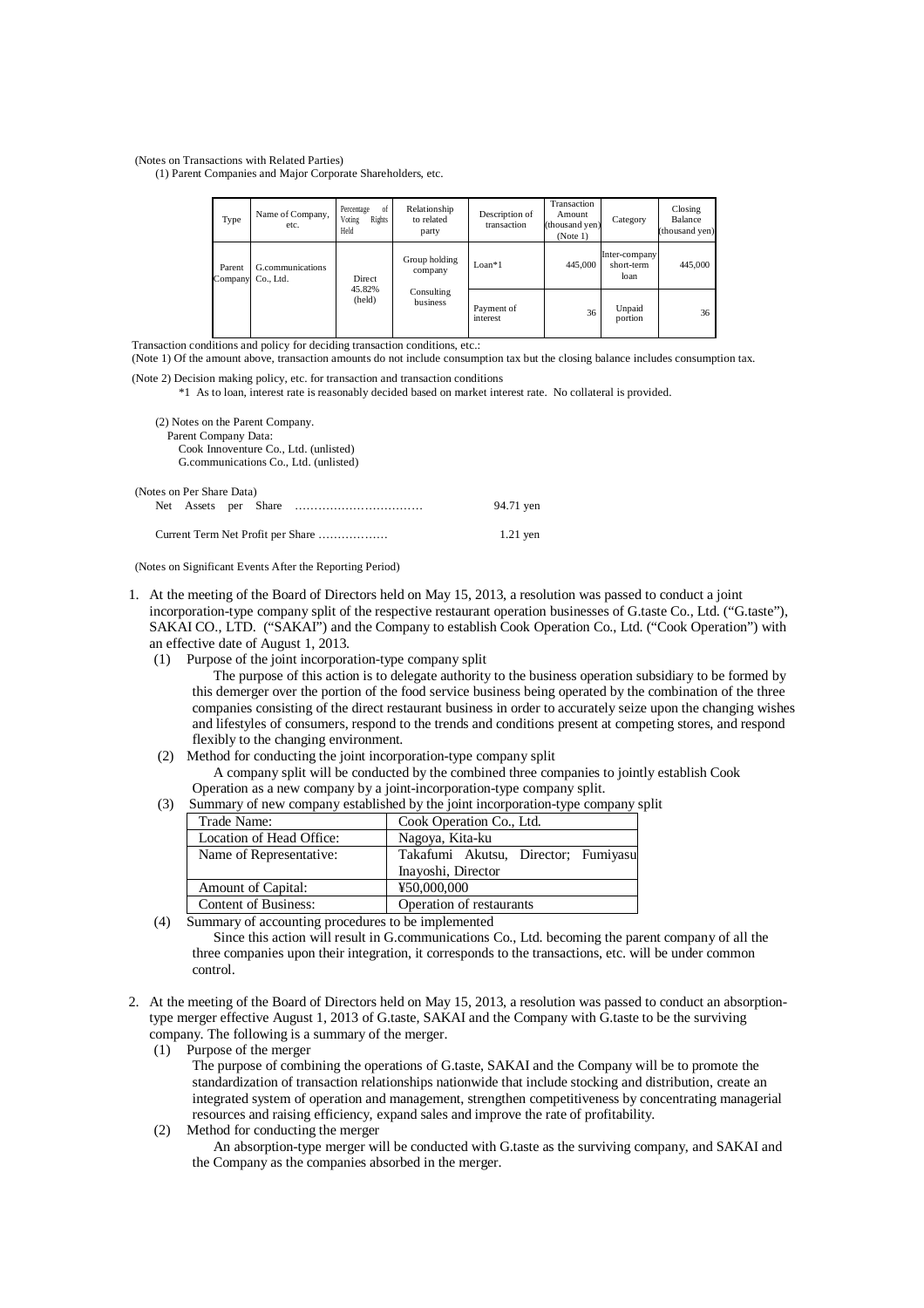(Notes on Transactions with Related Parties)

(1) Parent Companies and Major Corporate Shareholders, etc.

| Type | Name of Company, etc. | Percentage of Voting Rights Held | Relationship to related party | Description of transaction | Transaction Amount (thousand yen) (Note 1) | Category | Closing Balance (thousand yen) |
|---|---|---|---|---|---|---|---|
| Parent Company | G.communications Co., Ltd. | Direct 45.82% (held) | Group holding company<br>Consulting business | Loan*1 | 445,000 | Inter-company short-term loan | 445,000 |
| | | | | Payment of interest | 36 | Unpaid portion | 36 |

Transaction conditions and policy for deciding transaction conditions, etc.:

(Note 1) Of the amount above, transaction amounts do not include consumption tax but the closing balance includes consumption tax.

(Note 2) Decision making policy, etc. for transaction and transaction conditions

*1 As to loan, interest rate is reasonably decided based on market interest rate. No collateral is provided.

(2) Notes on the Parent Company.

Parent Company Data:

Cook Innoventure Co., Ltd. (unlisted)

G.communications Co., Ltd. (unlisted)

(Notes on Per Share Data)

Net Assets per Share …………………………… 94.71 yen

Current Term Net Profit per Share ……………… 1.21 yen

(Notes on Significant Events After the Reporting Period)

1. At the meeting of the Board of Directors held on May 15, 2013, a resolution was passed to conduct a joint incorporation-type company split of the respective restaurant operation businesses of G.taste Co., Ltd. ("G.taste"), SAKAI CO., LTD. ("SAKAI") and the Company to establish Cook Operation Co., Ltd. ("Cook Operation") with an effective date of August 1, 2013.
   (1) Purpose of the joint incorporation-type company split
   
   The purpose of this action is to delegate authority to the business operation subsidiary to be formed by this demerger over the portion of the food service business being operated by the combination of the three companies consisting of the direct restaurant business in order to accurately seize upon the changing wishes and lifestyles of consumers, respond to the trends and conditions present at competing stores, and respond flexibly to the changing environment.
   
   (2) Method for conducting the joint incorporation-type company split
   
   A company split will be conducted by the combined three companies to jointly establish Cook Operation as a new company by a joint-incorporation-type company split.
   
   (3) Summary of new company established by the joint incorporation-type company split

| Trade Name: | Cook Operation Co., Ltd. |
|---|---|
| Location of Head Office: | Nagoya, Kita-ku |
| Name of Representative: | Takafumi Akutsu, Director; Fumiyasu Inayoshi, Director |
| Amount of Capital: | ¥50,000,000 |
| Content of Business: | Operation of restaurants |

   (4) Summary of accounting procedures to be implemented
   
   Since this action will result in G.communications Co., Ltd. becoming the parent company of all the three companies upon their integration, it corresponds to the transactions, etc. will be under common control.

2. At the meeting of the Board of Directors held on May 15, 2013, a resolution was passed to conduct an absorption-type merger effective August 1, 2013 of G.taste, SAKAI and the Company with G.taste to be the surviving company. The following is a summary of the merger.
   (1) Purpose of the merger
   
   The purpose of combining the operations of G.taste, SAKAI and the Company will be to promote the standardization of transaction relationships nationwide that include stocking and distribution, create an integrated system of operation and management, strengthen competitiveness by concentrating managerial resources and raising efficiency, expand sales and improve the rate of profitability.
   
   (2) Method for conducting the merger
   
   An absorption-type merger will be conducted with G.taste as the surviving company, and SAKAI and the Company as the companies absorbed in the merger.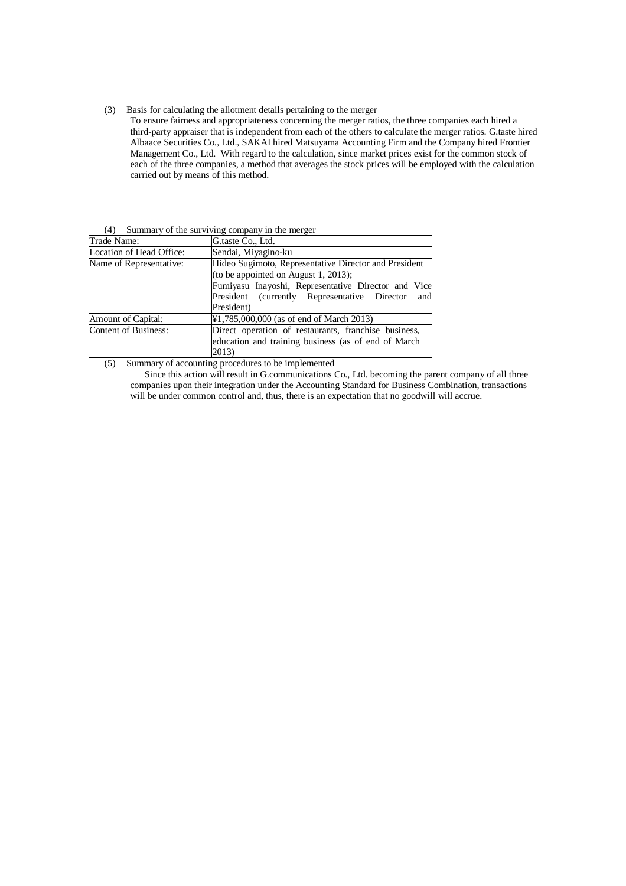(3) Basis for calculating the allotment details pertaining to the merger

To ensure fairness and appropriateness concerning the merger ratios, the three companies each hired a third-party appraiser that is independent from each of the others to calculate the merger ratios. G.taste hired Albaace Securities Co., Ltd., SAKAI hired Matsuyama Accounting Firm and the Company hired Frontier Management Co., Ltd. With regard to the calculation, since market prices exist for the common stock of each of the three companies, a method that averages the stock prices will be employed with the calculation carried out by means of this method.

(4) Summary of the surviving company in the merger

| Trade Name: | G.taste Co., Ltd. |
|---|---|
| Location of Head Office: | Sendai, Miyagino-ku |
| Name of Representative: | Hideo Sugimoto, Representative Director and President (to be appointed on August 1, 2013); Fumiyasu Inayoshi, Representative Director and Vice President (currently Representative Director and President) |
| Amount of Capital: | ¥1,785,000,000 (as of end of March 2013) |
| Content of Business: | Direct operation of restaurants, franchise business, education and training business (as of end of March 2013) |

(5) Summary of accounting procedures to be implemented

Since this action will result in G.communications Co., Ltd. becoming the parent company of all three companies upon their integration under the Accounting Standard for Business Combination, transactions will be under common control and, thus, there is an expectation that no goodwill will accrue.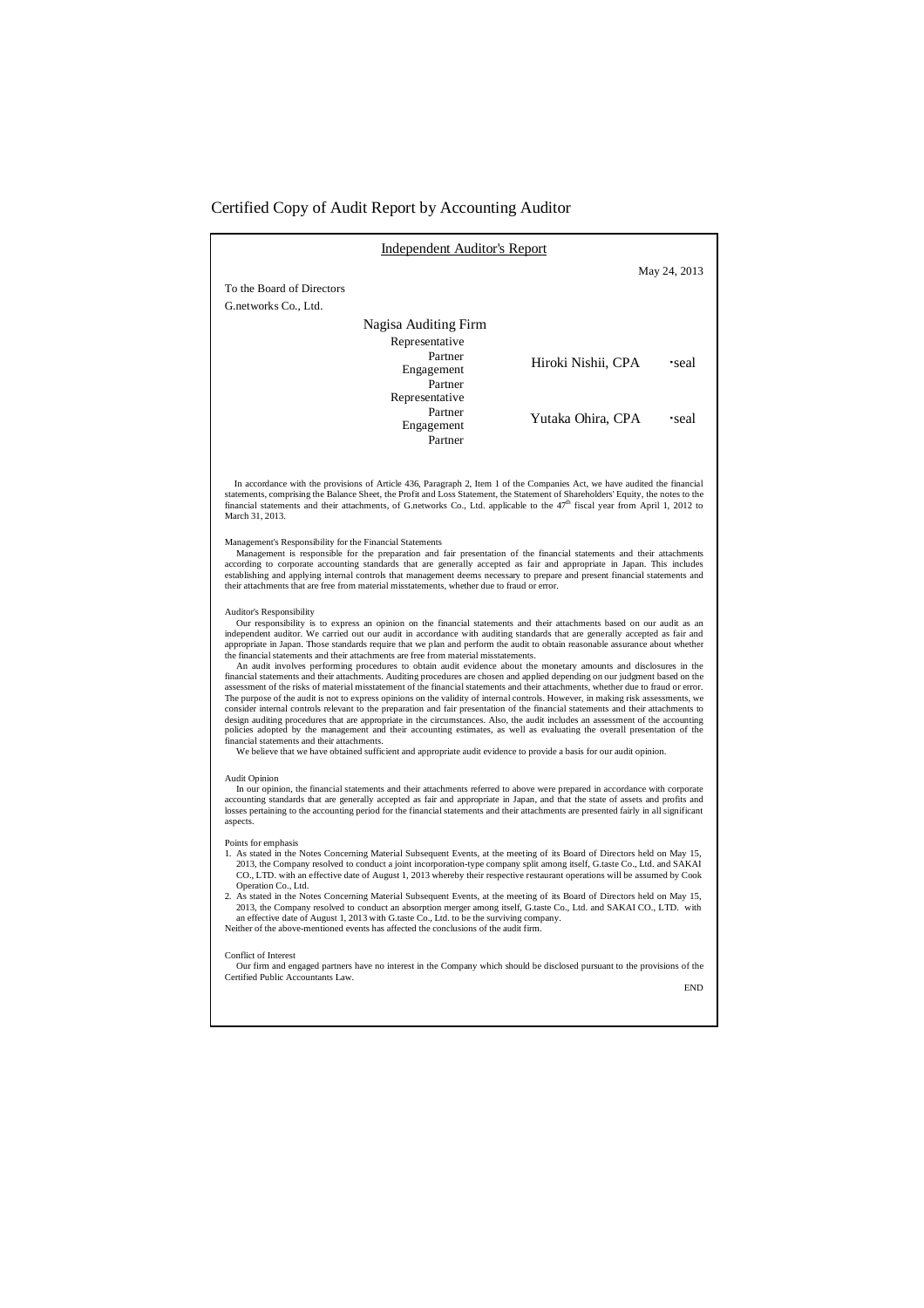# Certified Copy of Audit Report by Accounting Auditor

## Independent Auditor's Report

May 24, 2013

To the Board of Directors
G.networks Co., Ltd.

Nagisa Auditing Firm

| | | |
|---|---|---|
| Representative Partner Engagement Partner | Hiroki Nishii, CPA | ･seal |
| Representative Partner Engagement Partner | Yutaka Ohira, CPA | ･seal |

In accordance with the provisions of Article 436, Paragraph 2, Item 1 of the Companies Act, we have audited the financial statements, comprising the Balance Sheet, the Profit and Loss Statement, the Statement of Shareholders' Equity, the notes to the financial statements and their attachments, of G.networks Co., Ltd. applicable to the 47th fiscal year from April 1, 2012 to March 31, 2013.

Management's Responsibility for the Financial Statements

Management is responsible for the preparation and fair presentation of the financial statements and their attachments according to corporate accounting standards that are generally accepted as fair and appropriate in Japan. This includes establishing and applying internal controls that management deems necessary to prepare and present financial statements and their attachments that are free from material misstatements, whether due to fraud or error.

Auditor's Responsibility

Our responsibility is to express an opinion on the financial statements and their attachments based on our audit as an independent auditor. We carried out our audit in accordance with auditing standards that are generally accepted as fair and appropriate in Japan. Those standards require that we plan and perform the audit to obtain reasonable assurance about whether the financial statements and their attachments are free from material misstatements.

An audit involves performing procedures to obtain audit evidence about the monetary amounts and disclosures in the financial statements and their attachments. Auditing procedures are chosen and applied depending on our judgment based on the assessment of the risks of material misstatement of the financial statements and their attachments, whether due to fraud or error. The purpose of the audit is not to express opinions on the validity of internal controls. However, in making risk assessments, we consider internal controls relevant to the preparation and fair presentation of the financial statements and their attachments to design auditing procedures that are appropriate in the circumstances. Also, the audit includes an assessment of the accounting policies adopted by the management and their accounting estimates, as well as evaluating the overall presentation of the financial statements and their attachments.

We believe that we have obtained sufficient and appropriate audit evidence to provide a basis for our audit opinion.

Audit Opinion

In our opinion, the financial statements and their attachments referred to above were prepared in accordance with corporate accounting standards that are generally accepted as fair and appropriate in Japan, and that the state of assets and profits and losses pertaining to the accounting period for the financial statements and their attachments are presented fairly in all significant aspects.

Points for emphasis

1. As stated in the Notes Concerning Material Subsequent Events, at the meeting of its Board of Directors held on May 15, 2013, the Company resolved to conduct a joint incorporation-type company split among itself, G.taste Co., Ltd. and SAKAI CO., LTD. with an effective date of August 1, 2013 whereby their respective restaurant operations will be assumed by Cook Operation Co., Ltd.
2. As stated in the Notes Concerning Material Subsequent Events, at the meeting of its Board of Directors held on May 15, 2013, the Company resolved to conduct an absorption merger among itself, G.taste Co., Ltd. and SAKAI CO., LTD. with an effective date of August 1, 2013 with G.taste Co., Ltd. to be the surviving company.

Neither of the above-mentioned events has affected the conclusions of the audit firm.

Conflict of Interest

Our firm and engaged partners have no interest in the Company which should be disclosed pursuant to the provisions of the Certified Public Accountants Law.

END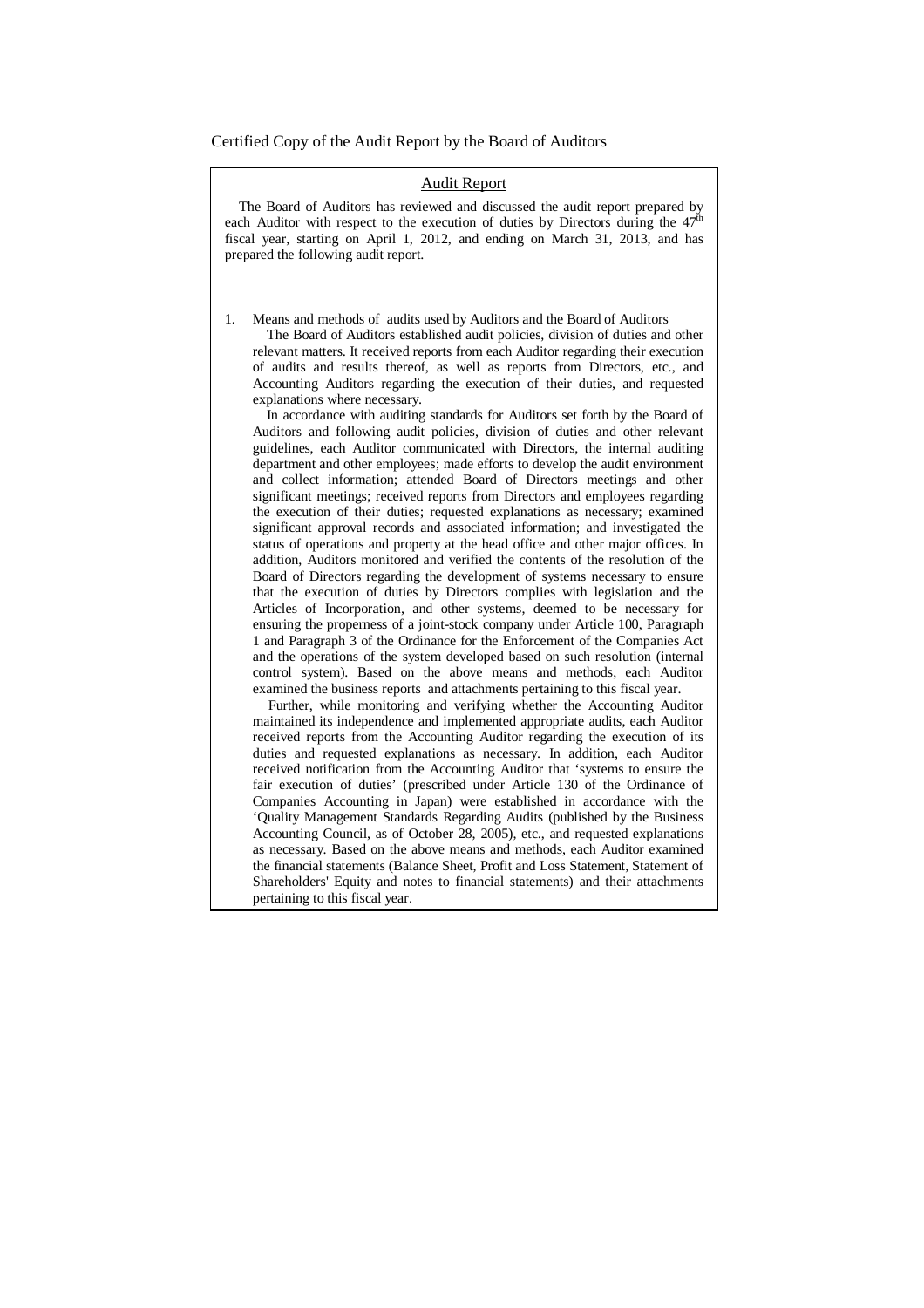Certified Copy of the Audit Report by the Board of Auditors

## Audit Report

The Board of Auditors has reviewed and discussed the audit report prepared by each Auditor with respect to the execution of duties by Directors during the 47th fiscal year, starting on April 1, 2012, and ending on March 31, 2013, and has prepared the following audit report.

1. Means and methods of audits used by Auditors and the Board of Auditors

   The Board of Auditors established audit policies, division of duties and other relevant matters. It received reports from each Auditor regarding their execution of audits and results thereof, as well as reports from Directors, etc., and Accounting Auditors regarding the execution of their duties, and requested explanations where necessary.

   In accordance with auditing standards for Auditors set forth by the Board of Auditors and following audit policies, division of duties and other relevant guidelines, each Auditor communicated with Directors, the internal auditing department and other employees; made efforts to develop the audit environment and collect information; attended Board of Directors meetings and other significant meetings; received reports from Directors and employees regarding the execution of their duties; requested explanations as necessary; examined significant approval records and associated information; and investigated the status of operations and property at the head office and other major offices. In addition, Auditors monitored and verified the contents of the resolution of the Board of Directors regarding the development of systems necessary to ensure that the execution of duties by Directors complies with legislation and the Articles of Incorporation, and other systems, deemed to be necessary for ensuring the properness of a joint-stock company under Article 100, Paragraph 1 and Paragraph 3 of the Ordinance for the Enforcement of the Companies Act and the operations of the system developed based on such resolution (internal control system). Based on the above means and methods, each Auditor examined the business reports and attachments pertaining to this fiscal year.

   Further, while monitoring and verifying whether the Accounting Auditor maintained its independence and implemented appropriate audits, each Auditor received reports from the Accounting Auditor regarding the execution of its duties and requested explanations as necessary. In addition, each Auditor received notification from the Accounting Auditor that 'systems to ensure the fair execution of duties' (prescribed under Article 130 of the Ordinance of Companies Accounting in Japan) were established in accordance with the 'Quality Management Standards Regarding Audits (published by the Business Accounting Council, as of October 28, 2005), etc., and requested explanations as necessary. Based on the above means and methods, each Auditor examined the financial statements (Balance Sheet, Profit and Loss Statement, Statement of Shareholders' Equity and notes to financial statements) and their attachments pertaining to this fiscal year.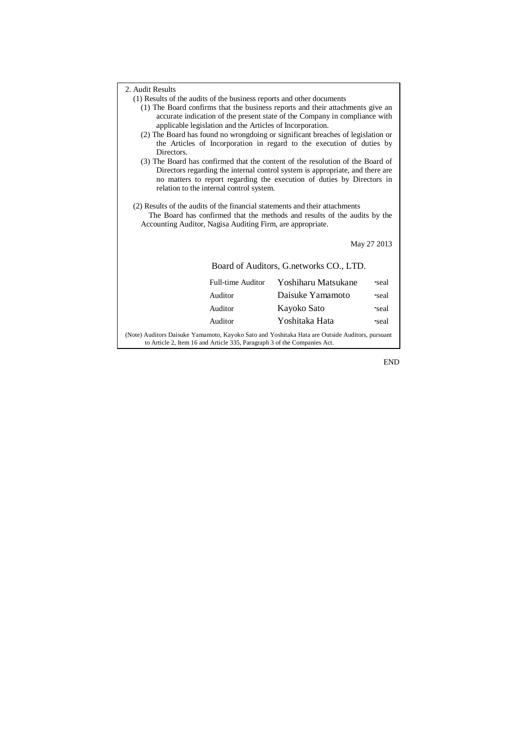2. Audit Results

(1) Results of the audits of the business reports and other documents

(1) The Board confirms that the business reports and their attachments give an accurate indication of the present state of the Company in compliance with applicable legislation and the Articles of Incorporation.

(2) The Board has found no wrongdoing or significant breaches of legislation or the Articles of Incorporation in regard to the execution of duties by Directors.

(3) The Board has confirmed that the content of the resolution of the Board of Directors regarding the internal control system is appropriate, and there are no matters to report regarding the execution of duties by Directors in relation to the internal control system.

(2) Results of the audits of the financial statements and their attachments

The Board has confirmed that the methods and results of the audits by the Accounting Auditor, Nagisa Auditing Firm, are appropriate.

May 27 2013

Board of Auditors, G.networks CO., LTD.

| | | |
|---|---|---|
| Full-time Auditor | Yoshiharu Matsukane | ･seal |
| Auditor | Daisuke Yamamoto | ･seal |
| Auditor | Kayoko Sato | ･seal |
| Auditor | Yoshitaka Hata | ･seal |

(Note) Auditors Daisuke Yamamoto, Kayoko Sato and Yoshitaka Hata are Outside Auditors, pursuant to Article 2, Item 16 and Article 335, Paragraph 3 of the Companies Act.

END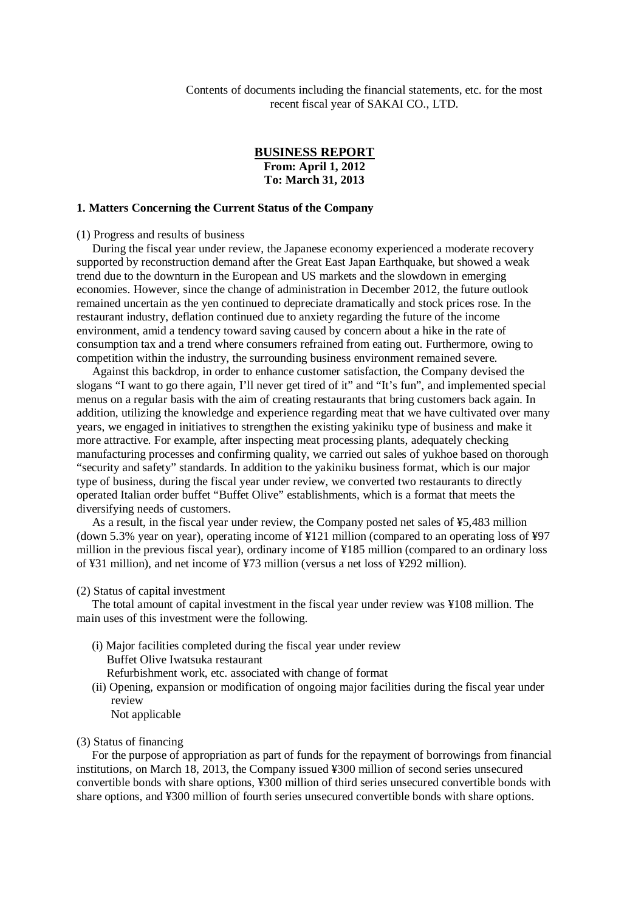Contents of documents including the financial statements, etc. for the most recent fiscal year of SAKAI CO., LTD.

## BUSINESS REPORT

**From: April 1, 2012**
**To: March 31, 2013**

### 1. Matters Concerning the Current Status of the Company

(1) Progress and results of business

During the fiscal year under review, the Japanese economy experienced a moderate recovery supported by reconstruction demand after the Great East Japan Earthquake, but showed a weak trend due to the downturn in the European and US markets and the slowdown in emerging economies. However, since the change of administration in December 2012, the future outlook remained uncertain as the yen continued to depreciate dramatically and stock prices rose. In the restaurant industry, deflation continued due to anxiety regarding the future of the income environment, amid a tendency toward saving caused by concern about a hike in the rate of consumption tax and a trend where consumers refrained from eating out. Furthermore, owing to competition within the industry, the surrounding business environment remained severe.

Against this backdrop, in order to enhance customer satisfaction, the Company devised the slogans "I want to go there again, I'll never get tired of it" and "It's fun", and implemented special menus on a regular basis with the aim of creating restaurants that bring customers back again. In addition, utilizing the knowledge and experience regarding meat that we have cultivated over many years, we engaged in initiatives to strengthen the existing yakiniku type of business and make it more attractive. For example, after inspecting meat processing plants, adequately checking manufacturing processes and confirming quality, we carried out sales of yukhoe based on thorough "security and safety" standards. In addition to the yakiniku business format, which is our major type of business, during the fiscal year under review, we converted two restaurants to directly operated Italian order buffet "Buffet Olive" establishments, which is a format that meets the diversifying needs of customers.

As a result, in the fiscal year under review, the Company posted net sales of ¥5,483 million (down 5.3% year on year), operating income of ¥121 million (compared to an operating loss of ¥97 million in the previous fiscal year), ordinary income of ¥185 million (compared to an ordinary loss of ¥31 million), and net income of ¥73 million (versus a net loss of ¥292 million).

(2) Status of capital investment

The total amount of capital investment in the fiscal year under review was ¥108 million. The main uses of this investment were the following.

(i) Major facilities completed during the fiscal year under review
  Buffet Olive Iwatsuka restaurant
  Refurbishment work, etc. associated with change of format

(ii) Opening, expansion or modification of ongoing major facilities during the fiscal year under review
  Not applicable

(3) Status of financing

For the purpose of appropriation as part of funds for the repayment of borrowings from financial institutions, on March 18, 2013, the Company issued ¥300 million of second series unsecured convertible bonds with share options, ¥300 million of third series unsecured convertible bonds with share options, and ¥300 million of fourth series unsecured convertible bonds with share options.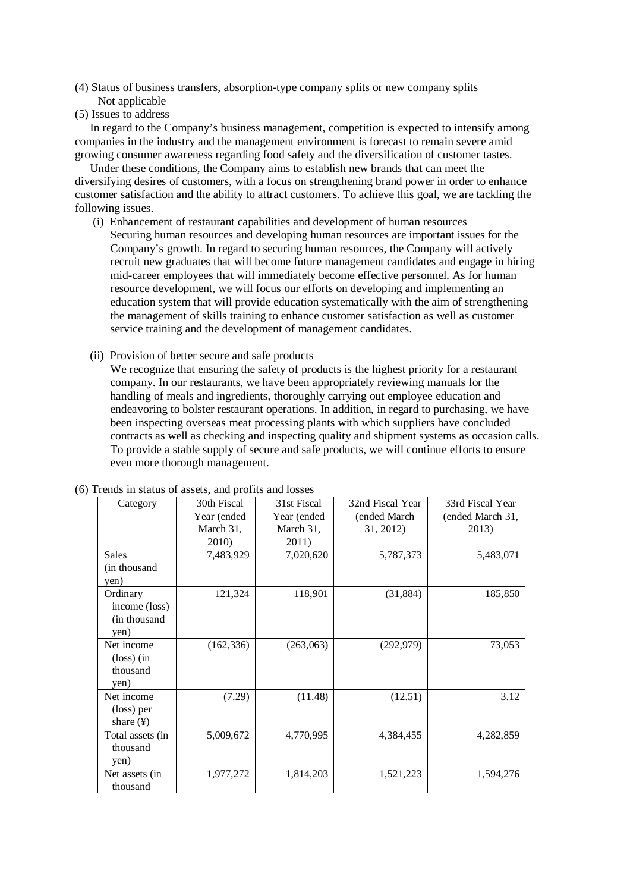(4) Status of business transfers, absorption-type company splits or new company splits

Not applicable

(5) Issues to address

In regard to the Company's business management, competition is expected to intensify among companies in the industry and the management environment is forecast to remain severe amid growing consumer awareness regarding food safety and the diversification of customer tastes.

Under these conditions, the Company aims to establish new brands that can meet the diversifying desires of customers, with a focus on strengthening brand power in order to enhance customer satisfaction and the ability to attract customers. To achieve this goal, we are tackling the following issues.

(i) Enhancement of restaurant capabilities and development of human resources

Securing human resources and developing human resources are important issues for the Company's growth. In regard to securing human resources, the Company will actively recruit new graduates that will become future management candidates and engage in hiring mid-career employees that will immediately become effective personnel. As for human resource development, we will focus our efforts on developing and implementing an education system that will provide education systematically with the aim of strengthening the management of skills training to enhance customer satisfaction as well as customer service training and the development of management candidates.

(ii) Provision of better secure and safe products

We recognize that ensuring the safety of products is the highest priority for a restaurant company. In our restaurants, we have been appropriately reviewing manuals for the handling of meals and ingredients, thoroughly carrying out employee education and endeavoring to bolster restaurant operations. In addition, in regard to purchasing, we have been inspecting overseas meat processing plants with which suppliers have concluded contracts as well as checking and inspecting quality and shipment systems as occasion calls. To provide a stable supply of secure and safe products, we will continue efforts to ensure even more thorough management.

(6) Trends in status of assets, and profits and losses

| Category | 30th Fiscal Year (ended March 31, 2010) | 31st Fiscal Year (ended March 31, 2011) | 32nd Fiscal Year (ended March 31, 2012) | 33rd Fiscal Year (ended March 31, 2013) |
|---|---|---|---|---|
| Sales (in thousand yen) | 7,483,929 | 7,020,620 | 5,787,373 | 5,483,071 |
| Ordinary income (loss) (in thousand yen) | 121,324 | 118,901 | (31,884) | 185,850 |
| Net income (loss) (in thousand yen) | (162,336) | (263,063) | (292,979) | 73,053 |
| Net income (loss) per share (¥) | (7.29) | (11.48) | (12.51) | 3.12 |
| Total assets (in thousand yen) | 5,009,672 | 4,770,995 | 4,384,455 | 4,282,859 |
| Net assets (in thousand | 1,977,272 | 1,814,203 | 1,521,223 | 1,594,276 |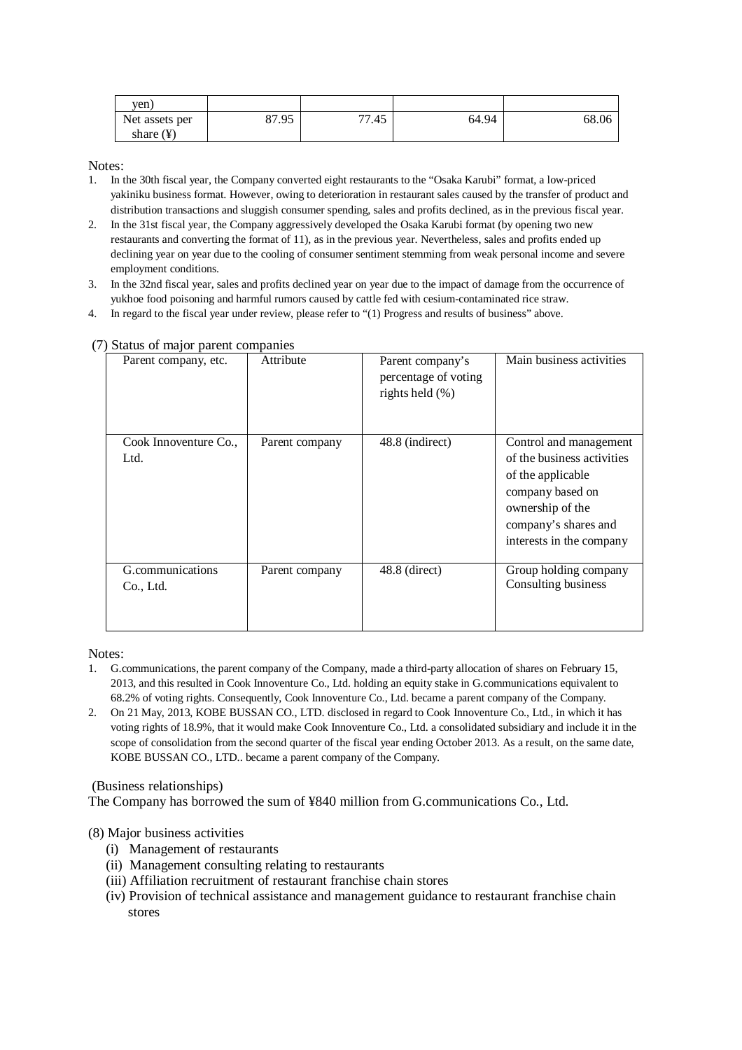| yen) | | | | |
|---|---|---|---|---|
| Net assets per share (¥) | 87.95 | 77.45 | 64.94 | 68.06 |

Notes:

1. In the 30th fiscal year, the Company converted eight restaurants to the "Osaka Karubi" format, a low-priced yakiniku business format. However, owing to deterioration in restaurant sales caused by the transfer of product and distribution transactions and sluggish consumer spending, sales and profits declined, as in the previous fiscal year.
2. In the 31st fiscal year, the Company aggressively developed the Osaka Karubi format (by opening two new restaurants and converting the format of 11), as in the previous year. Nevertheless, sales and profits ended up declining year on year due to the cooling of consumer sentiment stemming from weak personal income and severe employment conditions.
3. In the 32nd fiscal year, sales and profits declined year on year due to the impact of damage from the occurrence of yukhoe food poisoning and harmful rumors caused by cattle fed with cesium-contaminated rice straw.
4. In regard to the fiscal year under review, please refer to "(1) Progress and results of business" above.

(7) Status of major parent companies

| Parent company, etc. | Attribute | Parent company's percentage of voting rights held (%) | Main business activities |
|---|---|---|---|
| Cook Innoventure Co., Ltd. | Parent company | 48.8 (indirect) | Control and management of the business activities of the applicable company based on ownership of the company's shares and interests in the company |
| G.communications Co., Ltd. | Parent company | 48.8 (direct) | Group holding company<br>Consulting business |

Notes:

1. G.communications, the parent company of the Company, made a third-party allocation of shares on February 15, 2013, and this resulted in Cook Innoventure Co., Ltd. holding an equity stake in G.communications equivalent to 68.2% of voting rights. Consequently, Cook Innoventure Co., Ltd. became a parent company of the Company.
2. On 21 May, 2013, KOBE BUSSAN CO., LTD. disclosed in regard to Cook Innoventure Co., Ltd., in which it has voting rights of 18.9%, that it would make Cook Innoventure Co., Ltd. a consolidated subsidiary and include it in the scope of consolidation from the second quarter of the fiscal year ending October 2013. As a result, on the same date, KOBE BUSSAN CO., LTD.. became a parent company of the Company.

(Business relationships)

The Company has borrowed the sum of ¥840 million from G.communications Co., Ltd.

(8) Major business activities

(i) Management of restaurants
(ii) Management consulting relating to restaurants
(iii) Affiliation recruitment of restaurant franchise chain stores
(iv) Provision of technical assistance and management guidance to restaurant franchise chain stores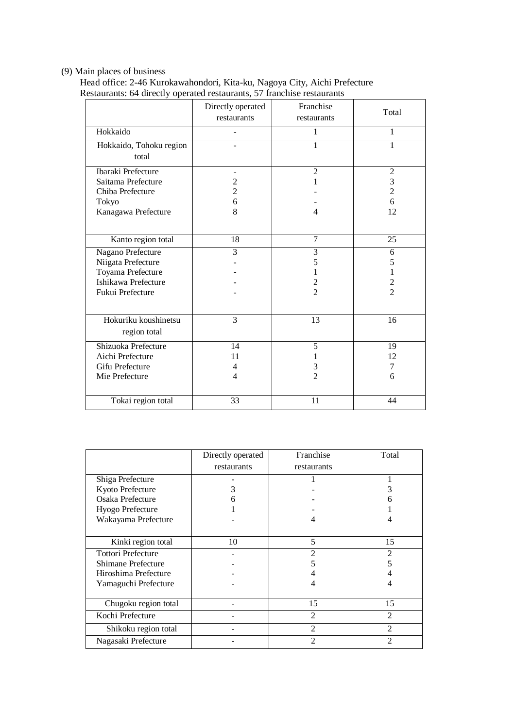(9) Main places of business

Head office: 2-46 Kurokawahondori, Kita-ku, Nagoya City, Aichi Prefecture

Restaurants: 64 directly operated restaurants, 57 franchise restaurants

| | Directly operated restaurants | Franchise restaurants | Total |
|---|---|---|---|
| Hokkaido | - | 1 | 1 |
| Hokkaido, Tohoku region total | - | 1 | 1 |
| Ibaraki Prefecture | - | 2 | 2 |
| Saitama Prefecture | 2 | 1 | 3 |
| Chiba Prefecture | 2 | - | 2 |
| Tokyo | 6 | - | 6 |
| Kanagawa Prefecture | 8 | 4 | 12 |
| Kanto region total | 18 | 7 | 25 |
| Nagano Prefecture | 3 | 3 | 6 |
| Niigata Prefecture | - | 5 | 5 |
| Toyama Prefecture | - | 1 | 1 |
| Ishikawa Prefecture | - | 2 | 2 |
| Fukui Prefecture | - | 2 | 2 |
| Hokuriku koushinetsu region total | 3 | 13 | 16 |
| Shizuoka Prefecture | 14 | 5 | 19 |
| Aichi Prefecture | 11 | 1 | 12 |
| Gifu Prefecture | 4 | 3 | 7 |
| Mie Prefecture | 4 | 2 | 6 |
| Tokai region total | 33 | 11 | 44 |
| Shiga Prefecture | - | 1 | 1 |
| Kyoto Prefecture | 3 | - | 3 |
| Osaka Prefecture | 6 | - | 6 |
| Hyogo Prefecture | 1 | - | 1 |
| Wakayama Prefecture | - | 4 | 4 |
| Kinki region total | 10 | 5 | 15 |
| Tottori Prefecture | - | 2 | 2 |
| Shimane Prefecture | - | 5 | 5 |
| Hiroshima Prefecture | - | 4 | 4 |
| Yamaguchi Prefecture | - | 4 | 4 |
| Chugoku region total | - | 15 | 15 |
| Kochi Prefecture | - | 2 | 2 |
| Shikoku region total | - | 2 | 2 |
| Nagasaki Prefecture | - | 2 | 2 |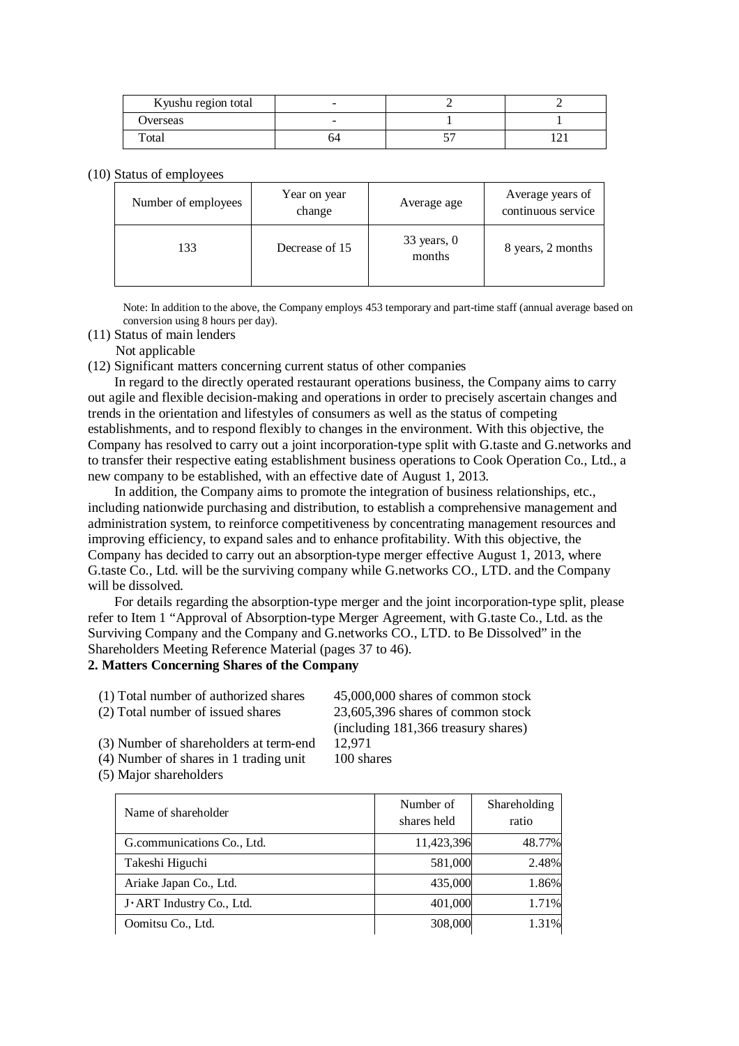| Kyushu region total | - | 2 | 2 |
|---|---|---|---|
| Overseas | - | 1 | 1 |
| Total | 64 | 57 | 121 |

(10) Status of employees

| Number of employees | Year on year change | Average age | Average years of continuous service |
|---|---|---|---|
| 133 | Decrease of 15 | 33 years, 0 months | 8 years, 2 months |

Note: In addition to the above, the Company employs 453 temporary and part-time staff (annual average based on conversion using 8 hours per day).

(11) Status of main lenders

Not applicable

(12) Significant matters concerning current status of other companies

In regard to the directly operated restaurant operations business, the Company aims to carry out agile and flexible decision-making and operations in order to precisely ascertain changes and trends in the orientation and lifestyles of consumers as well as the status of competing establishments, and to respond flexibly to changes in the environment. With this objective, the Company has resolved to carry out a joint incorporation-type split with G.taste and G.networks and to transfer their respective eating establishment business operations to Cook Operation Co., Ltd., a new company to be established, with an effective date of August 1, 2013.

In addition, the Company aims to promote the integration of business relationships, etc., including nationwide purchasing and distribution, to establish a comprehensive management and administration system, to reinforce competitiveness by concentrating management resources and improving efficiency, to expand sales and to enhance profitability. With this objective, the Company has decided to carry out an absorption-type merger effective August 1, 2013, where G.taste Co., Ltd. will be the surviving company while G.networks CO., LTD. and the Company will be dissolved.

For details regarding the absorption-type merger and the joint incorporation-type split, please refer to Item 1 "Approval of Absorption-type Merger Agreement, with G.taste Co., Ltd. as the Surviving Company and the Company and G.networks CO., LTD. to Be Dissolved" in the Shareholders Meeting Reference Material (pages 37 to 46).

**2. Matters Concerning Shares of the Company**

(1) Total number of authorized shares — 45,000,000 shares of common stock

(2) Total number of issued shares — 23,605,396 shares of common stock (including 181,366 treasury shares)

(3) Number of shareholders at term-end — 12,971

(4) Number of shares in 1 trading unit — 100 shares

(5) Major shareholders

| Name of shareholder | Number of shares held | Shareholding ratio |
|---|---|---|
| G.communications Co., Ltd. | 11,423,396 | 48.77% |
| Takeshi Higuchi | 581,000 | 2.48% |
| Ariake Japan Co., Ltd. | 435,000 | 1.86% |
| J･ART Industry Co., Ltd. | 401,000 | 1.71% |
| Oomitsu Co., Ltd. | 308,000 | 1.31% |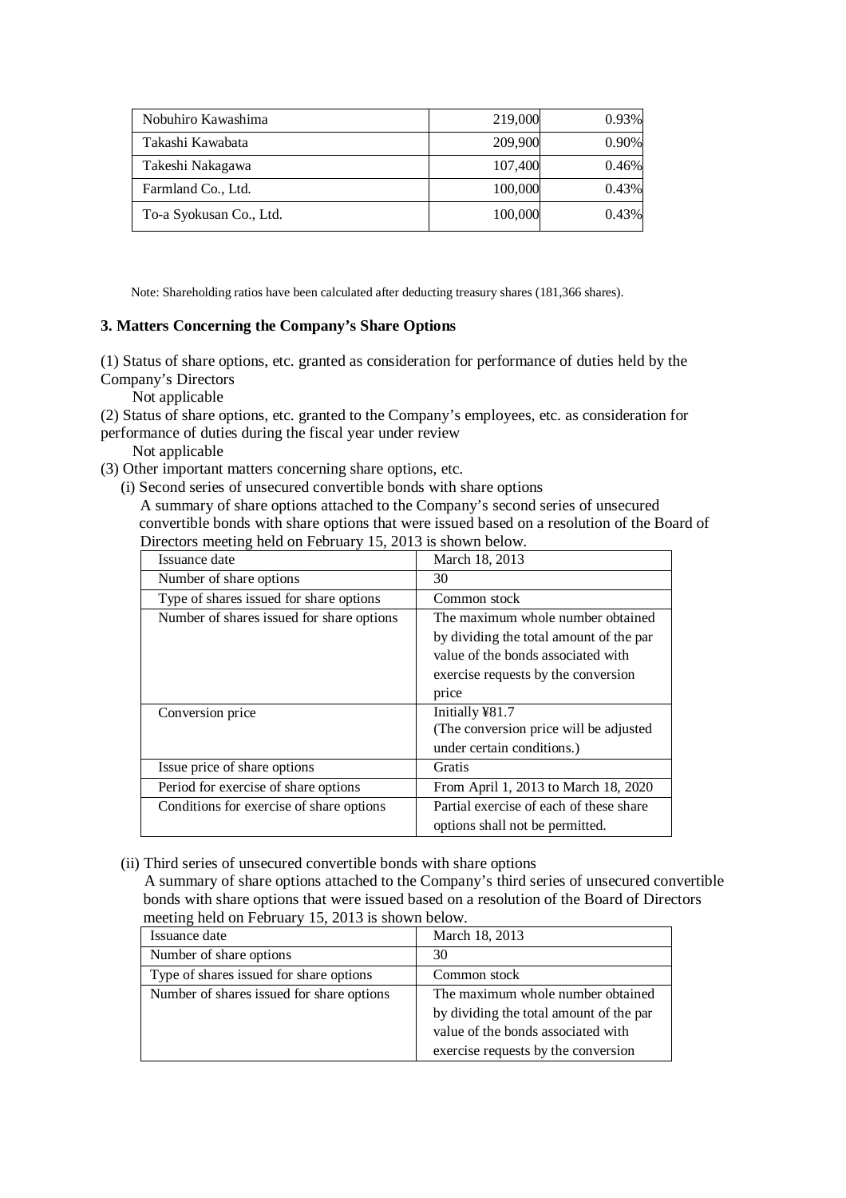| Nobuhiro Kawashima | 219,000 | 0.93% |
|---|---|---|
| Takashi Kawabata | 209,900 | 0.90% |
| Takeshi Nakagawa | 107,400 | 0.46% |
| Farmland Co., Ltd. | 100,000 | 0.43% |
| To-a Syokusan Co., Ltd. | 100,000 | 0.43% |

Note: Shareholding ratios have been calculated after deducting treasury shares (181,366 shares).

### 3. Matters Concerning the Company's Share Options

(1) Status of share options, etc. granted as consideration for performance of duties held by the Company's Directors

Not applicable

(2) Status of share options, etc. granted to the Company's employees, etc. as consideration for performance of duties during the fiscal year under review

Not applicable

(3) Other important matters concerning share options, etc.

(i) Second series of unsecured convertible bonds with share options

A summary of share options attached to the Company's second series of unsecured convertible bonds with share options that were issued based on a resolution of the Board of Directors meeting held on February 15, 2013 is shown below.

| Issuance date | March 18, 2013 |
|---|---|
| Number of share options | 30 |
| Type of shares issued for share options | Common stock |
| Number of shares issued for share options | The maximum whole number obtained by dividing the total amount of the par value of the bonds associated with exercise requests by the conversion price |
| Conversion price | Initially ¥81.7 (The conversion price will be adjusted under certain conditions.) |
| Issue price of share options | Gratis |
| Period for exercise of share options | From April 1, 2013 to March 18, 2020 |
| Conditions for exercise of share options | Partial exercise of each of these share options shall not be permitted. |

(ii) Third series of unsecured convertible bonds with share options

A summary of share options attached to the Company's third series of unsecured convertible bonds with share options that were issued based on a resolution of the Board of Directors meeting held on February 15, 2013 is shown below.

| Issuance date | March 18, 2013 |
|---|---|
| Number of share options | 30 |
| Type of shares issued for share options | Common stock |
| Number of shares issued for share options | The maximum whole number obtained by dividing the total amount of the par value of the bonds associated with exercise requests by the conversion |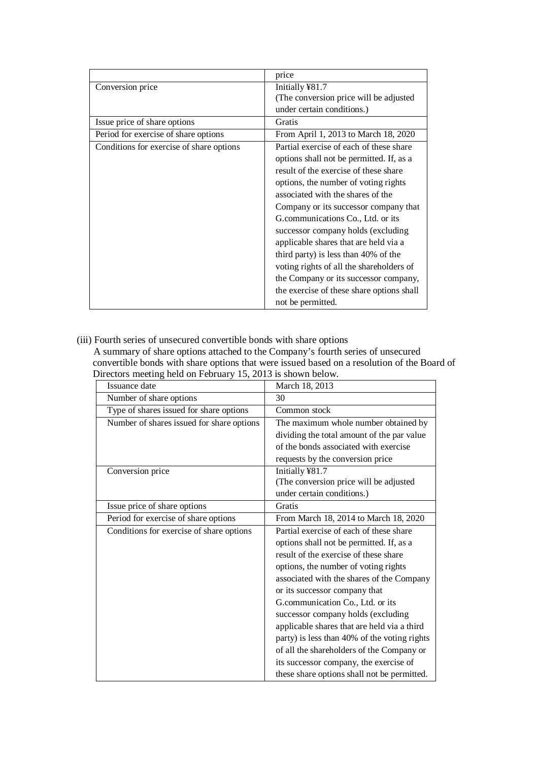| | price |
|---|---|
| Conversion price | Initially ¥81.7<br>(The conversion price will be adjusted under certain conditions.) |
| Issue price of share options | Gratis |
| Period for exercise of share options | From April 1, 2013 to March 18, 2020 |
| Conditions for exercise of share options | Partial exercise of each of these share options shall not be permitted. If, as a result of the exercise of these share options, the number of voting rights associated with the shares of the Company or its successor company that G.communications Co., Ltd. or its successor company holds (excluding applicable shares that are held via a third party) is less than 40% of the voting rights of all the shareholders of the Company or its successor company, the exercise of these share options shall not be permitted. |

(iii) Fourth series of unsecured convertible bonds with share options

A summary of share options attached to the Company's fourth series of unsecured convertible bonds with share options that were issued based on a resolution of the Board of Directors meeting held on February 15, 2013 is shown below.

| Issuance date | March 18, 2013 |
|---|---|
| Number of share options | 30 |
| Type of shares issued for share options | Common stock |
| Number of shares issued for share options | The maximum whole number obtained by dividing the total amount of the par value of the bonds associated with exercise requests by the conversion price |
| Conversion price | Initially ¥81.7<br>(The conversion price will be adjusted under certain conditions.) |
| Issue price of share options | Gratis |
| Period for exercise of share options | From March 18, 2014 to March 18, 2020 |
| Conditions for exercise of share options | Partial exercise of each of these share options shall not be permitted. If, as a result of the exercise of these share options, the number of voting rights associated with the shares of the Company or its successor company that G.communication Co., Ltd. or its successor company holds (excluding applicable shares that are held via a third party) is less than 40% of the voting rights of all the shareholders of the Company or its successor company, the exercise of these share options shall not be permitted. |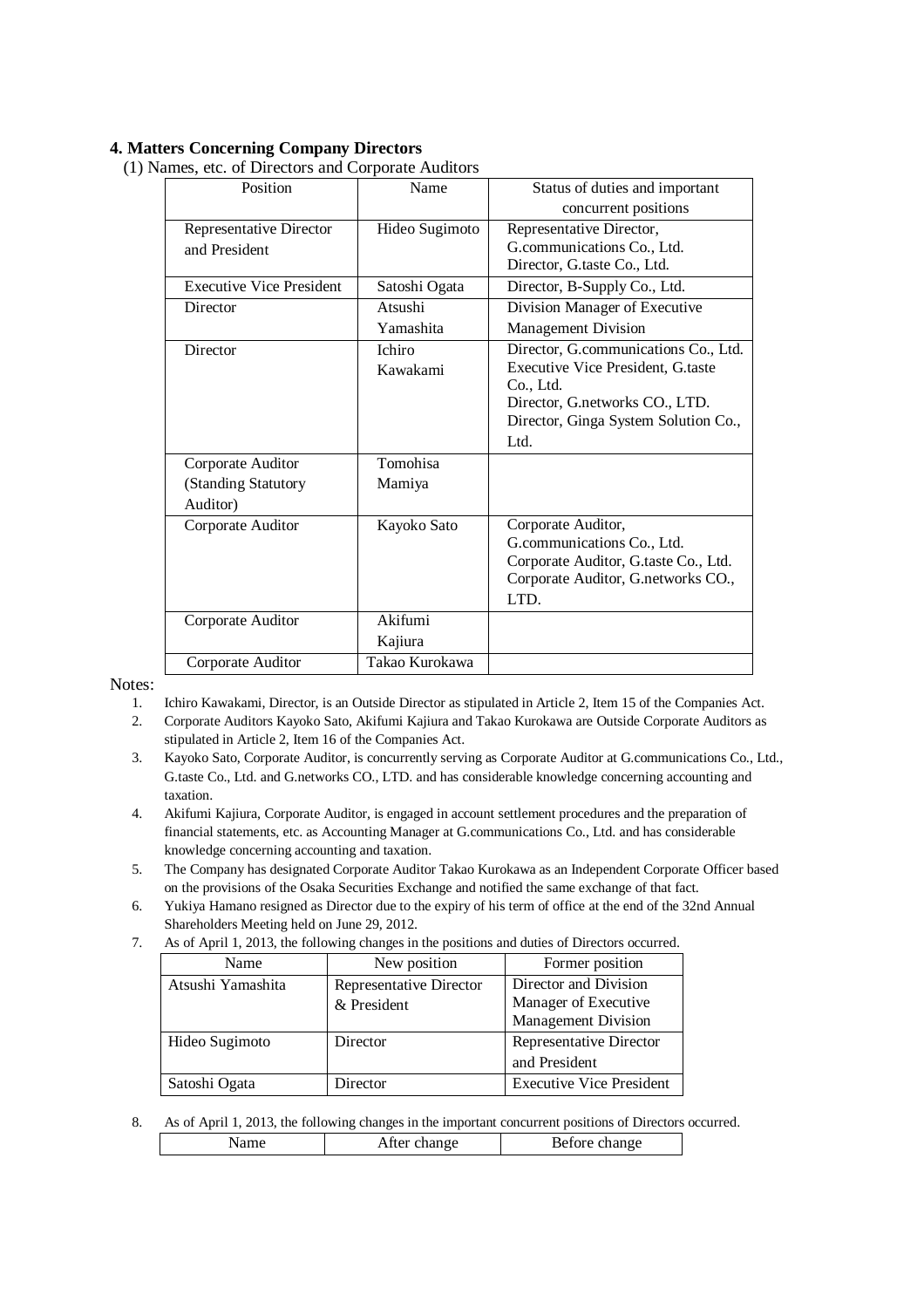### 4. Matters Concerning Company Directors

(1) Names, etc. of Directors and Corporate Auditors

| Position | Name | Status of duties and important concurrent positions |
|---|---|---|
| Representative Director and President | Hideo Sugimoto | Representative Director, G.communications Co., Ltd.<br>Director, G.taste Co., Ltd. |
| Executive Vice President | Satoshi Ogata | Director, B-Supply Co., Ltd. |
| Director | Atsushi Yamashita | Division Manager of Executive Management Division |
| Director | Ichiro Kawakami | Director, G.communications Co., Ltd.<br>Executive Vice President, G.taste Co., Ltd.<br>Director, G.networks CO., LTD.<br>Director, Ginga System Solution Co., Ltd. |
| Corporate Auditor (Standing Statutory Auditor) | Tomohisa Mamiya | |
| Corporate Auditor | Kayoko Sato | Corporate Auditor, G.communications Co., Ltd.<br>Corporate Auditor, G.taste Co., Ltd.<br>Corporate Auditor, G.networks CO., LTD. |
| Corporate Auditor | Akifumi Kajiura | |
| Corporate Auditor | Takao Kurokawa | |

Notes:

1. Ichiro Kawakami, Director, is an Outside Director as stipulated in Article 2, Item 15 of the Companies Act.
2. Corporate Auditors Kayoko Sato, Akifumi Kajiura and Takao Kurokawa are Outside Corporate Auditors as stipulated in Article 2, Item 16 of the Companies Act.
3. Kayoko Sato, Corporate Auditor, is concurrently serving as Corporate Auditor at G.communications Co., Ltd., G.taste Co., Ltd. and G.networks CO., LTD. and has considerable knowledge concerning accounting and taxation.
4. Akifumi Kajiura, Corporate Auditor, is engaged in account settlement procedures and the preparation of financial statements, etc. as Accounting Manager at G.communications Co., Ltd. and has considerable knowledge concerning accounting and taxation.
5. The Company has designated Corporate Auditor Takao Kurokawa as an Independent Corporate Officer based on the provisions of the Osaka Securities Exchange and notified the same exchange of that fact.
6. Yukiya Hamano resigned as Director due to the expiry of his term of office at the end of the 32nd Annual Shareholders Meeting held on June 29, 2012.
7. As of April 1, 2013, the following changes in the positions and duties of Directors occurred.

| Name | New position | Former position |
|---|---|---|
| Atsushi Yamashita | Representative Director & President | Director and Division Manager of Executive Management Division |
| Hideo Sugimoto | Director | Representative Director and President |
| Satoshi Ogata | Director | Executive Vice President |

8. As of April 1, 2013, the following changes in the important concurrent positions of Directors occurred.

| Name | After change | Before change |
|---|---|---|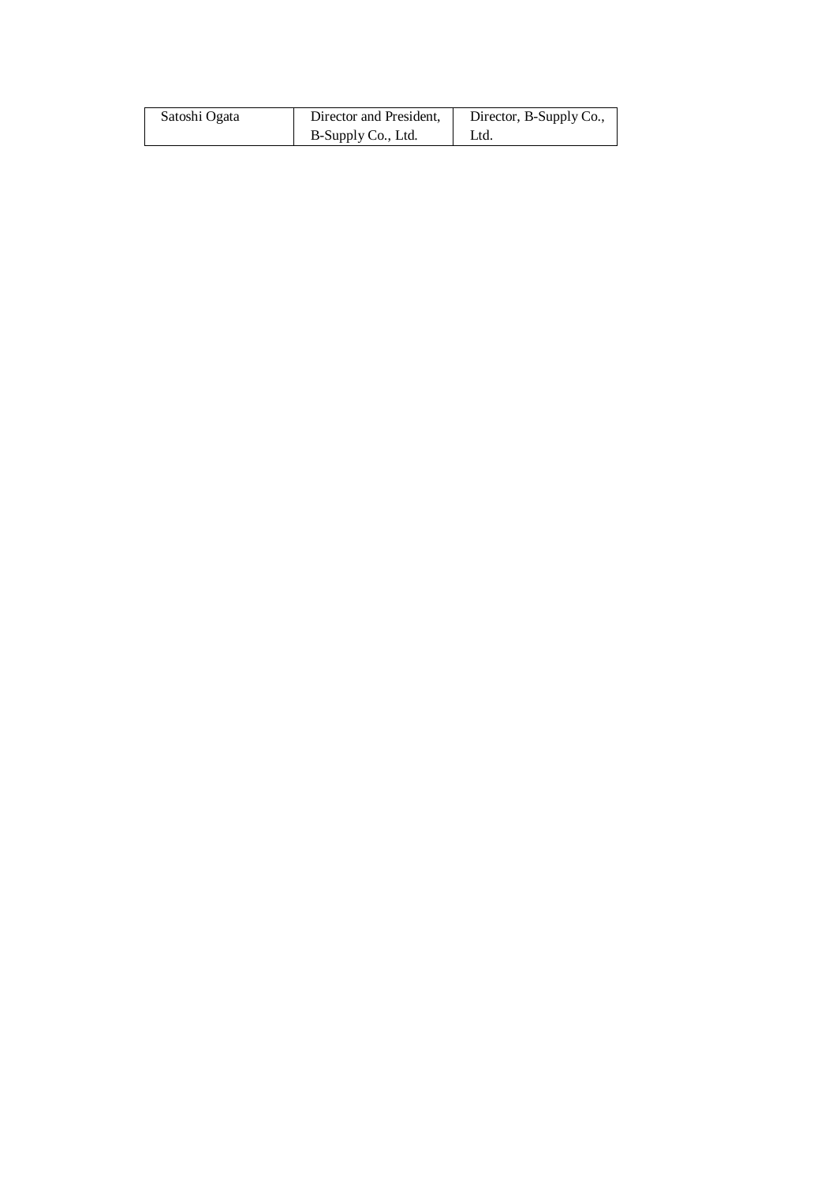| Satoshi Ogata | Director and President, B-Supply Co., Ltd. | Director, B-Supply Co., Ltd. |
| --- | --- | --- |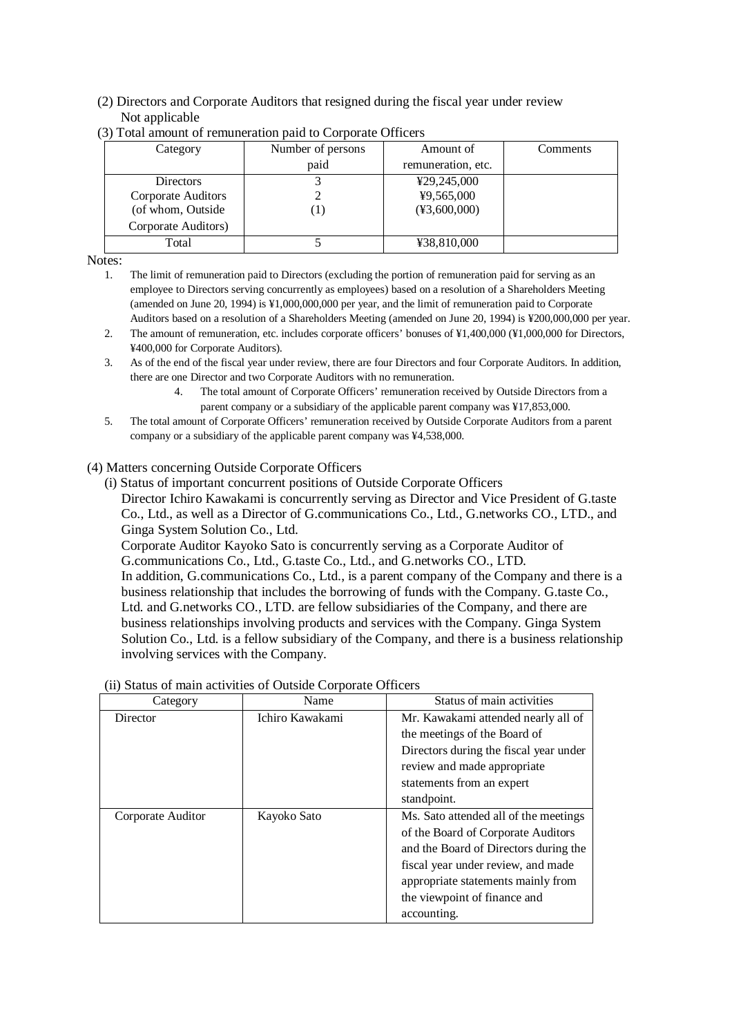(2) Directors and Corporate Auditors that resigned during the fiscal year under review

Not applicable

(3) Total amount of remuneration paid to Corporate Officers

| Category | Number of persons paid | Amount of remuneration, etc. | Comments |
|---|---|---|---|
| Directors | 3 | ¥29,245,000 | |
| Corporate Auditors | 2 | ¥9,565,000 | |
| (of whom, Outside Corporate Auditors) | (1) | (¥3,600,000) | |
| Total | 5 | ¥38,810,000 | |

Notes:

1. The limit of remuneration paid to Directors (excluding the portion of remuneration paid for serving as an employee to Directors serving concurrently as employees) based on a resolution of a Shareholders Meeting (amended on June 20, 1994) is ¥1,000,000,000 per year, and the limit of remuneration paid to Corporate Auditors based on a resolution of a Shareholders Meeting (amended on June 20, 1994) is ¥200,000,000 per year.
2. The amount of remuneration, etc. includes corporate officers' bonuses of ¥1,400,000 (¥1,000,000 for Directors, ¥400,000 for Corporate Auditors).
3. As of the end of the fiscal year under review, there are four Directors and four Corporate Auditors. In addition, there are one Director and two Corporate Auditors with no remuneration.
4. The total amount of Corporate Officers' remuneration received by Outside Directors from a parent company or a subsidiary of the applicable parent company was ¥17,853,000.
5. The total amount of Corporate Officers' remuneration received by Outside Corporate Auditors from a parent company or a subsidiary of the applicable parent company was ¥4,538,000.

(4) Matters concerning Outside Corporate Officers

(i) Status of important concurrent positions of Outside Corporate Officers

Director Ichiro Kawakami is concurrently serving as Director and Vice President of G.taste Co., Ltd., as well as a Director of G.communications Co., Ltd., G.networks CO., LTD., and Ginga System Solution Co., Ltd.

Corporate Auditor Kayoko Sato is concurrently serving as a Corporate Auditor of G.communications Co., Ltd., G.taste Co., Ltd., and G.networks CO., LTD.

In addition, G.communications Co., Ltd., is a parent company of the Company and there is a business relationship that includes the borrowing of funds with the Company. G.taste Co., Ltd. and G.networks CO., LTD. are fellow subsidiaries of the Company, and there are business relationships involving products and services with the Company. Ginga System Solution Co., Ltd. is a fellow subsidiary of the Company, and there is a business relationship involving services with the Company.

(ii) Status of main activities of Outside Corporate Officers

| Category | Name | Status of main activities |
|---|---|---|
| Director | Ichiro Kawakami | Mr. Kawakami attended nearly all of the meetings of the Board of Directors during the fiscal year under review and made appropriate statements from an expert standpoint. |
| Corporate Auditor | Kayoko Sato | Ms. Sato attended all of the meetings of the Board of Corporate Auditors and the Board of Directors during the fiscal year under review, and made appropriate statements mainly from the viewpoint of finance and accounting. |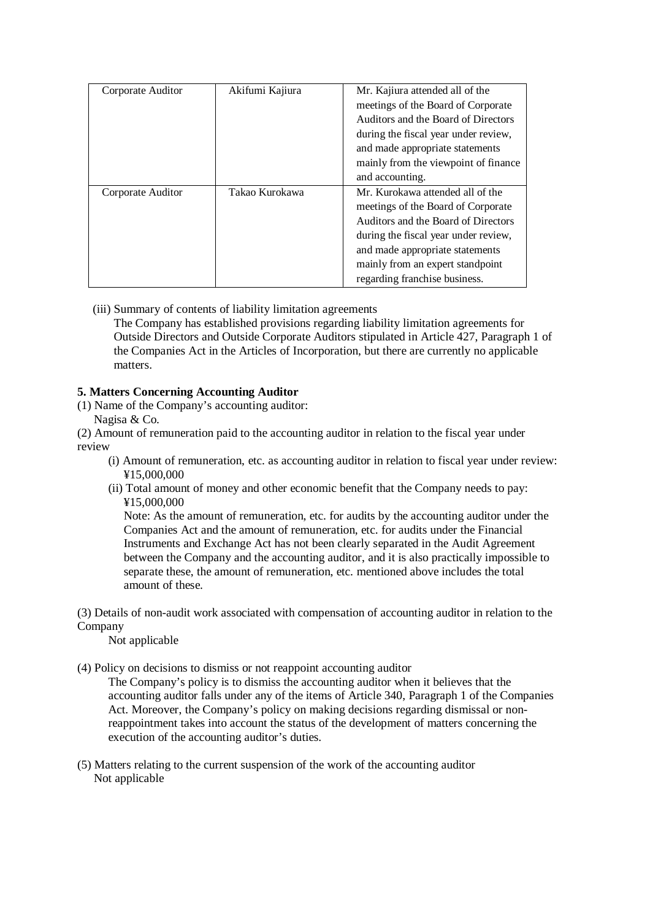| Corporate Auditor | Akifumi Kajiura | Mr. Kajiura attended all of the meetings of the Board of Corporate Auditors and the Board of Directors during the fiscal year under review, and made appropriate statements mainly from the viewpoint of finance and accounting. |
| --- | --- | --- |
| Corporate Auditor | Takao Kurokawa | Mr. Kurokawa attended all of the meetings of the Board of Corporate Auditors and the Board of Directors during the fiscal year under review, and made appropriate statements mainly from an expert standpoint regarding franchise business. |

(iii) Summary of contents of liability limitation agreements

The Company has established provisions regarding liability limitation agreements for Outside Directors and Outside Corporate Auditors stipulated in Article 427, Paragraph 1 of the Companies Act in the Articles of Incorporation, but there are currently no applicable matters.

**5. Matters Concerning Accounting Auditor**

(1) Name of the Company's accounting auditor:

Nagisa & Co.

(2) Amount of remuneration paid to the accounting auditor in relation to the fiscal year under review

(i) Amount of remuneration, etc. as accounting auditor in relation to fiscal year under review: ¥15,000,000

(ii) Total amount of money and other economic benefit that the Company needs to pay: ¥15,000,000

Note: As the amount of remuneration, etc. for audits by the accounting auditor under the Companies Act and the amount of remuneration, etc. for audits under the Financial Instruments and Exchange Act has not been clearly separated in the Audit Agreement between the Company and the accounting auditor, and it is also practically impossible to separate these, the amount of remuneration, etc. mentioned above includes the total amount of these.

(3) Details of non-audit work associated with compensation of accounting auditor in relation to the Company

Not applicable

(4) Policy on decisions to dismiss or not reappoint accounting auditor

The Company's policy is to dismiss the accounting auditor when it believes that the accounting auditor falls under any of the items of Article 340, Paragraph 1 of the Companies Act. Moreover, the Company's policy on making decisions regarding dismissal or non-reappointment takes into account the status of the development of matters concerning the execution of the accounting auditor's duties.

(5) Matters relating to the current suspension of the work of the accounting auditor

Not applicable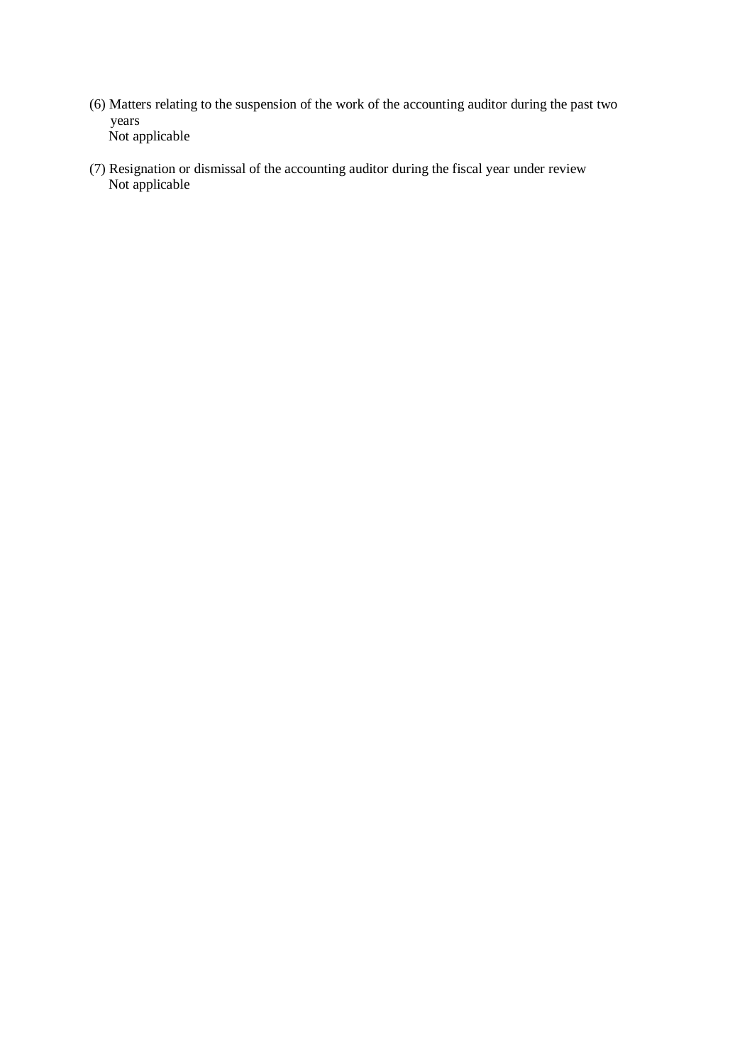(6) Matters relating to the suspension of the work of the accounting auditor during the past two years

Not applicable

(7) Resignation or dismissal of the accounting auditor during the fiscal year under review

Not applicable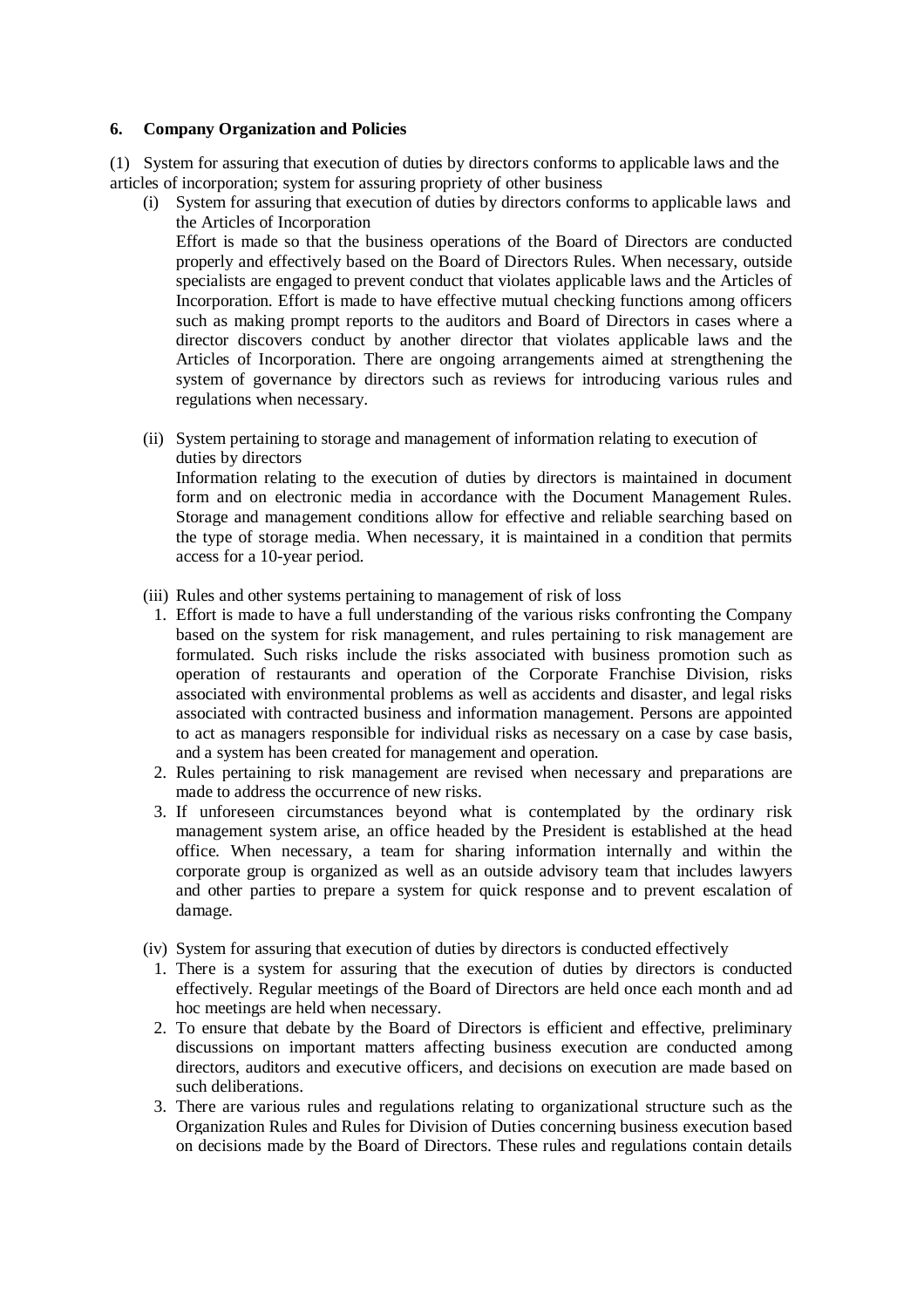### 6. Company Organization and Policies

(1) System for assuring that execution of duties by directors conforms to applicable laws and the articles of incorporation; system for assuring propriety of other business

(i) System for assuring that execution of duties by directors conforms to applicable laws and the Articles of Incorporation

Effort is made so that the business operations of the Board of Directors are conducted properly and effectively based on the Board of Directors Rules. When necessary, outside specialists are engaged to prevent conduct that violates applicable laws and the Articles of Incorporation. Effort is made to have effective mutual checking functions among officers such as making prompt reports to the auditors and Board of Directors in cases where a director discovers conduct by another director that violates applicable laws and the Articles of Incorporation. There are ongoing arrangements aimed at strengthening the system of governance by directors such as reviews for introducing various rules and regulations when necessary.

(ii) System pertaining to storage and management of information relating to execution of duties by directors

Information relating to the execution of duties by directors is maintained in document form and on electronic media in accordance with the Document Management Rules. Storage and management conditions allow for effective and reliable searching based on the type of storage media. When necessary, it is maintained in a condition that permits access for a 10-year period.

(iii) Rules and other systems pertaining to management of risk of loss

1. Effort is made to have a full understanding of the various risks confronting the Company based on the system for risk management, and rules pertaining to risk management are formulated. Such risks include the risks associated with business promotion such as operation of restaurants and operation of the Corporate Franchise Division, risks associated with environmental problems as well as accidents and disaster, and legal risks associated with contracted business and information management. Persons are appointed to act as managers responsible for individual risks as necessary on a case by case basis, and a system has been created for management and operation.
2. Rules pertaining to risk management are revised when necessary and preparations are made to address the occurrence of new risks.
3. If unforeseen circumstances beyond what is contemplated by the ordinary risk management system arise, an office headed by the President is established at the head office. When necessary, a team for sharing information internally and within the corporate group is organized as well as an outside advisory team that includes lawyers and other parties to prepare a system for quick response and to prevent escalation of damage.

(iv) System for assuring that execution of duties by directors is conducted effectively

1. There is a system for assuring that the execution of duties by directors is conducted effectively. Regular meetings of the Board of Directors are held once each month and ad hoc meetings are held when necessary.
2. To ensure that debate by the Board of Directors is efficient and effective, preliminary discussions on important matters affecting business execution are conducted among directors, auditors and executive officers, and decisions on execution are made based on such deliberations.
3. There are various rules and regulations relating to organizational structure such as the Organization Rules and Rules for Division of Duties concerning business execution based on decisions made by the Board of Directors. These rules and regulations contain details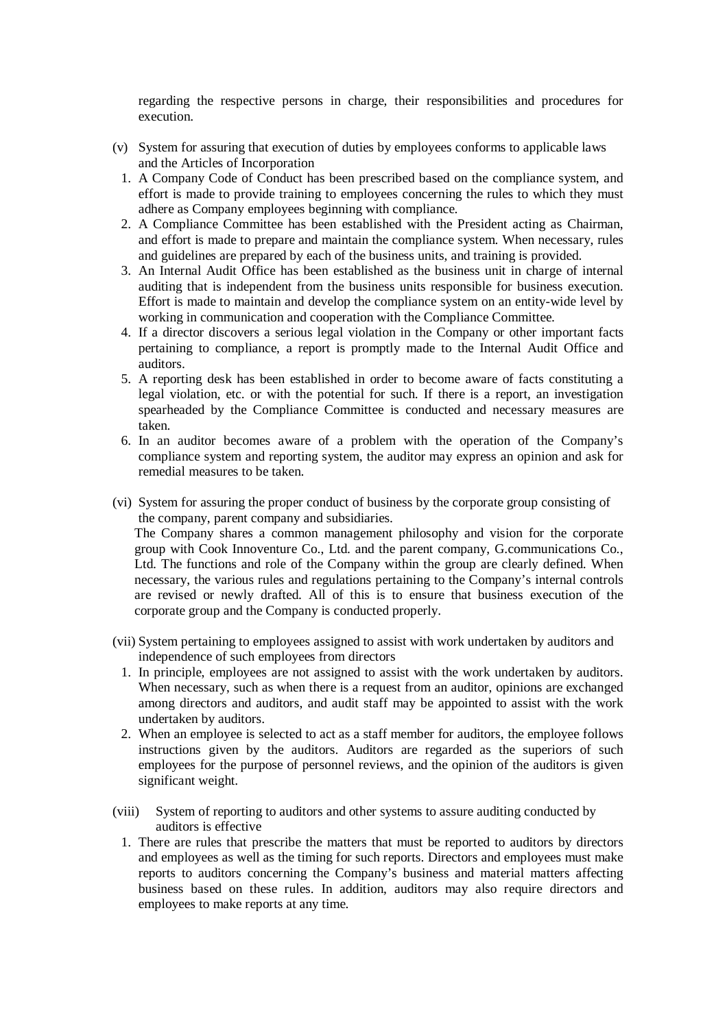regarding the respective persons in charge, their responsibilities and procedures for execution.

(v) System for assuring that execution of duties by employees conforms to applicable laws and the Articles of Incorporation

1. A Company Code of Conduct has been prescribed based on the compliance system, and effort is made to provide training to employees concerning the rules to which they must adhere as Company employees beginning with compliance.
2. A Compliance Committee has been established with the President acting as Chairman, and effort is made to prepare and maintain the compliance system. When necessary, rules and guidelines are prepared by each of the business units, and training is provided.
3. An Internal Audit Office has been established as the business unit in charge of internal auditing that is independent from the business units responsible for business execution. Effort is made to maintain and develop the compliance system on an entity-wide level by working in communication and cooperation with the Compliance Committee.
4. If a director discovers a serious legal violation in the Company or other important facts pertaining to compliance, a report is promptly made to the Internal Audit Office and auditors.
5. A reporting desk has been established in order to become aware of facts constituting a legal violation, etc. or with the potential for such. If there is a report, an investigation spearheaded by the Compliance Committee is conducted and necessary measures are taken.
6. In an auditor becomes aware of a problem with the operation of the Company's compliance system and reporting system, the auditor may express an opinion and ask for remedial measures to be taken.

(vi) System for assuring the proper conduct of business by the corporate group consisting of the company, parent company and subsidiaries.

The Company shares a common management philosophy and vision for the corporate group with Cook Innoventure Co., Ltd. and the parent company, G.communications Co., Ltd. The functions and role of the Company within the group are clearly defined. When necessary, the various rules and regulations pertaining to the Company's internal controls are revised or newly drafted. All of this is to ensure that business execution of the corporate group and the Company is conducted properly.

(vii) System pertaining to employees assigned to assist with work undertaken by auditors and independence of such employees from directors

1. In principle, employees are not assigned to assist with the work undertaken by auditors. When necessary, such as when there is a request from an auditor, opinions are exchanged among directors and auditors, and audit staff may be appointed to assist with the work undertaken by auditors.
2. When an employee is selected to act as a staff member for auditors, the employee follows instructions given by the auditors. Auditors are regarded as the superiors of such employees for the purpose of personnel reviews, and the opinion of the auditors is given significant weight.

(viii) System of reporting to auditors and other systems to assure auditing conducted by auditors is effective

1. There are rules that prescribe the matters that must be reported to auditors by directors and employees as well as the timing for such reports. Directors and employees must make reports to auditors concerning the Company's business and material matters affecting business based on these rules. In addition, auditors may also require directors and employees to make reports at any time.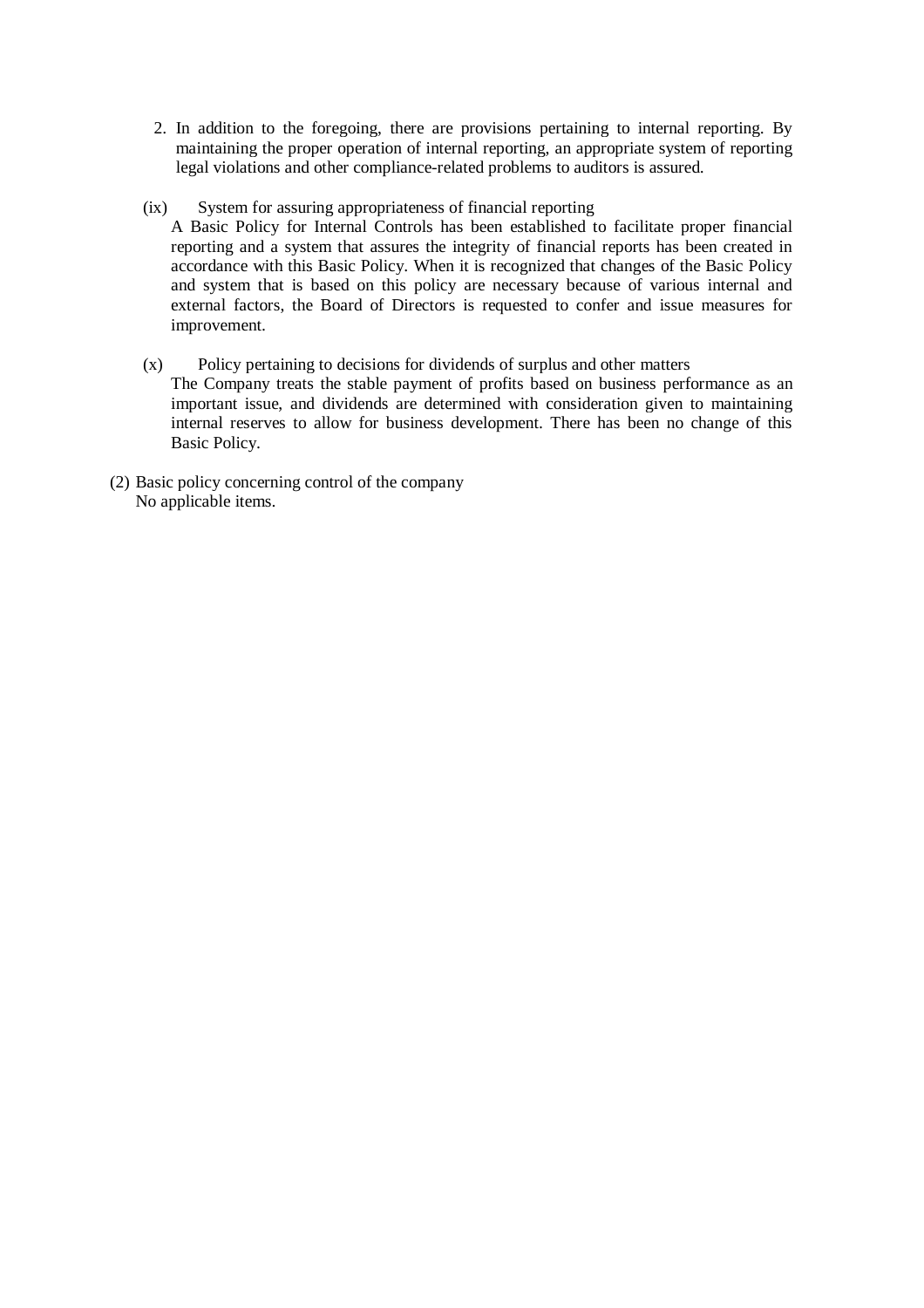2. In addition to the foregoing, there are provisions pertaining to internal reporting. By maintaining the proper operation of internal reporting, an appropriate system of reporting legal violations and other compliance-related problems to auditors is assured.

(ix) System for assuring appropriateness of financial reporting

A Basic Policy for Internal Controls has been established to facilitate proper financial reporting and a system that assures the integrity of financial reports has been created in accordance with this Basic Policy. When it is recognized that changes of the Basic Policy and system that is based on this policy are necessary because of various internal and external factors, the Board of Directors is requested to confer and issue measures for improvement.

(x) Policy pertaining to decisions for dividends of surplus and other matters

The Company treats the stable payment of profits based on business performance as an important issue, and dividends are determined with consideration given to maintaining internal reserves to allow for business development. There has been no change of this Basic Policy.

(2) Basic policy concerning control of the company

No applicable items.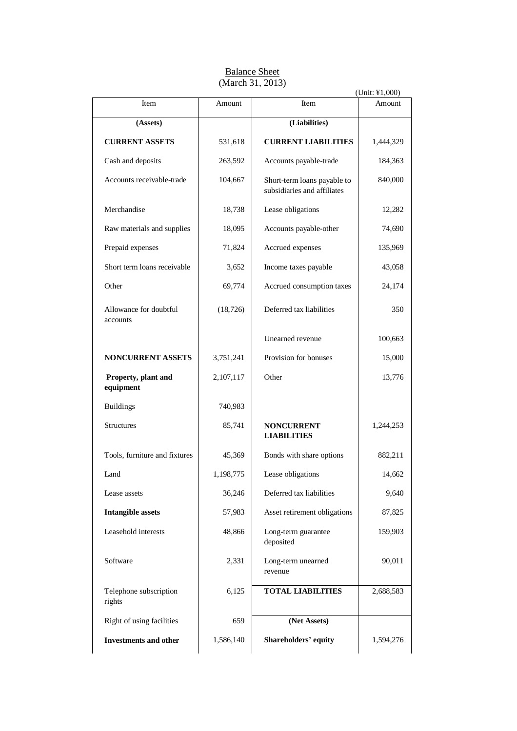<u>Balance Sheet</u>
(March 31, 2013)

(Unit: ¥1,000)

| Item | Amount | Item | Amount |
|---|---|---|---|
| **(Assets)** | | **(Liabilities)** | |
| **CURRENT ASSETS** | 531,618 | **CURRENT LIABILITIES** | 1,444,329 |
| Cash and deposits | 263,592 | Accounts payable-trade | 184,363 |
| Accounts receivable-trade | 104,667 | Short-term loans payable to subsidiaries and affiliates | 840,000 |
| Merchandise | 18,738 | Lease obligations | 12,282 |
| Raw materials and supplies | 18,095 | Accounts payable-other | 74,690 |
| Prepaid expenses | 71,824 | Accrued expenses | 135,969 |
| Short term loans receivable | 3,652 | Income taxes payable | 43,058 |
| Other | 69,774 | Accrued consumption taxes | 24,174 |
| Allowance for doubtful accounts | (18,726) | Deferred tax liabilities | 350 |
| | | Unearned revenue | 100,663 |
| **NONCURRENT ASSETS** | 3,751,241 | Provision for bonuses | 15,000 |
| **Property, plant and equipment** | 2,107,117 | Other | 13,776 |
| Buildings | 740,983 | | |
| Structures | 85,741 | **NONCURRENT LIABILITIES** | 1,244,253 |
| Tools, furniture and fixtures | 45,369 | Bonds with share options | 882,211 |
| Land | 1,198,775 | Lease obligations | 14,662 |
| Lease assets | 36,246 | Deferred tax liabilities | 9,640 |
| **Intangible assets** | 57,983 | Asset retirement obligations | 87,825 |
| Leasehold interests | 48,866 | Long-term guarantee deposited | 159,903 |
| Software | 2,331 | Long-term unearned revenue | 90,011 |
| Telephone subscription rights | 6,125 | **TOTAL LIABILITIES** | 2,688,583 |
| Right of using facilities | 659 | **(Net Assets)** | |
| **Investments and other** | 1,586,140 | **Shareholders' equity** | 1,594,276 |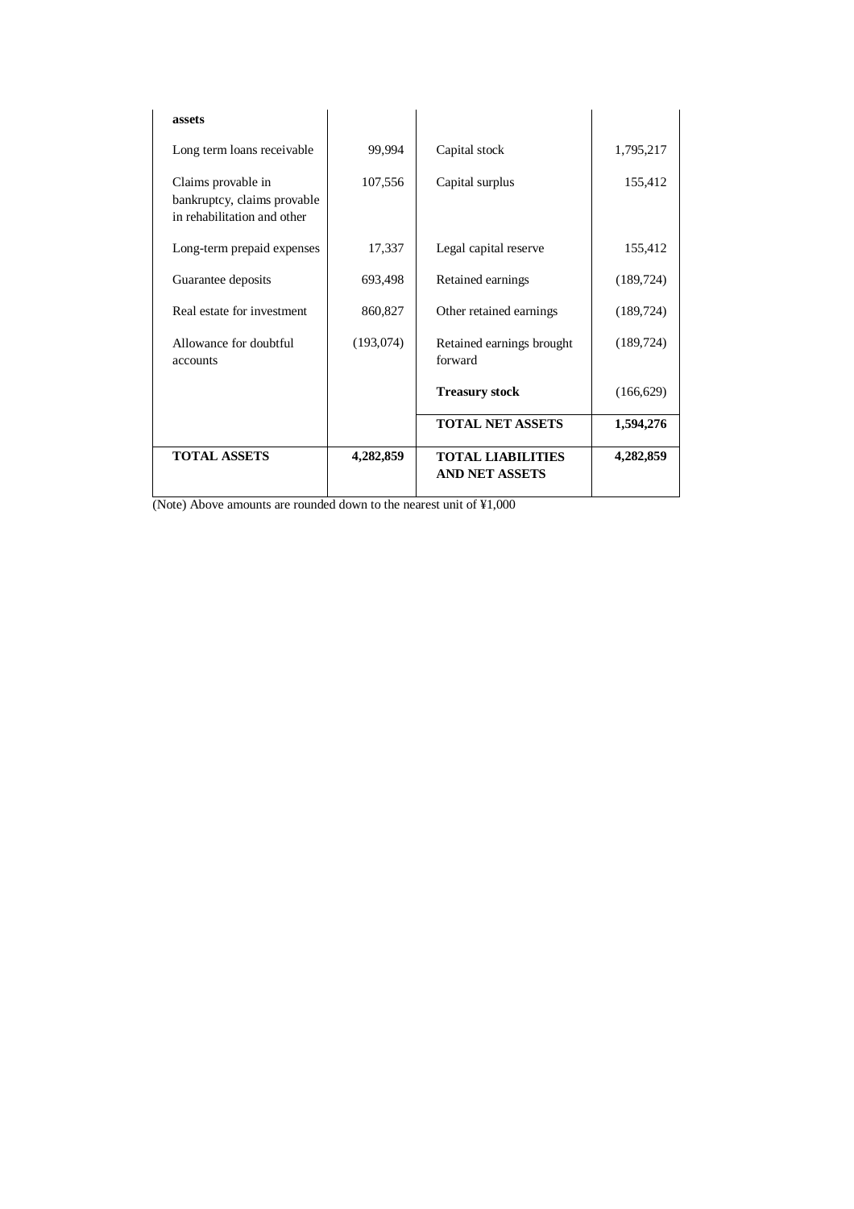| assets | | | |
|---|---|---|---|
| Long term loans receivable | 99,994 | Capital stock | 1,795,217 |
| Claims provable in bankruptcy, claims provable in rehabilitation and other | 107,556 | Capital surplus | 155,412 |
| Long-term prepaid expenses | 17,337 | Legal capital reserve | 155,412 |
| Guarantee deposits | 693,498 | Retained earnings | (189,724) |
| Real estate for investment | 860,827 | Other retained earnings | (189,724) |
| Allowance for doubtful accounts | (193,074) | Retained earnings brought forward | (189,724) |
| | | **Treasury stock** | (166,629) |
| | | **TOTAL NET ASSETS** | **1,594,276** |
| **TOTAL ASSETS** | **4,282,859** | **TOTAL LIABILITIES AND NET ASSETS** | **4,282,859** |

(Note) Above amounts are rounded down to the nearest unit of ¥1,000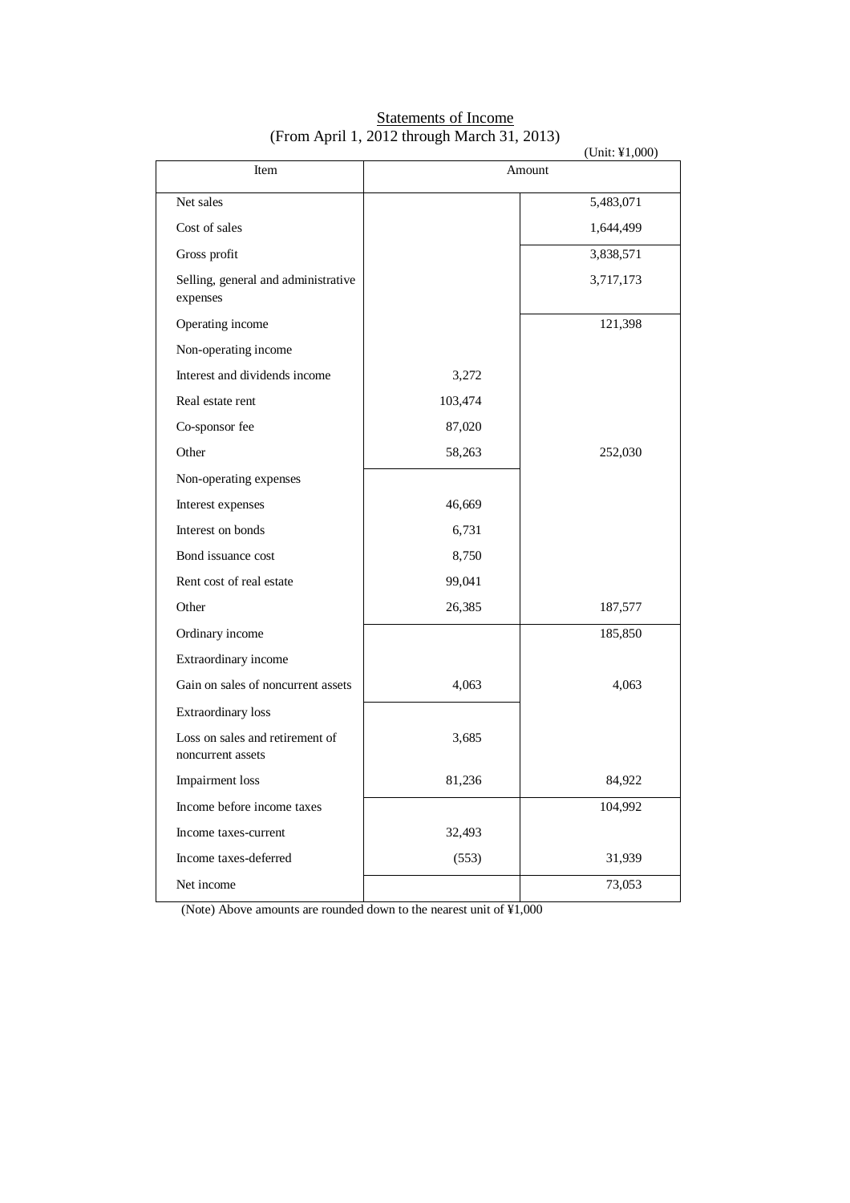# Statements of Income

(From April 1, 2012 through March 31, 2013)

(Unit: ¥1,000)

| Item | Amount | |
|---|---|---|
| Net sales | | 5,483,071 |
| Cost of sales | | 1,644,499 |
| Gross profit | | 3,838,571 |
| Selling, general and administrative expenses | | 3,717,173 |
| Operating income | | 121,398 |
| Non-operating income | | |
| Interest and dividends income | 3,272 | |
| Real estate rent | 103,474 | |
| Co-sponsor fee | 87,020 | |
| Other | 58,263 | 252,030 |
| Non-operating expenses | | |
| Interest expenses | 46,669 | |
| Interest on bonds | 6,731 | |
| Bond issuance cost | 8,750 | |
| Rent cost of real estate | 99,041 | |
| Other | 26,385 | 187,577 |
| Ordinary income | | 185,850 |
| Extraordinary income | | |
| Gain on sales of noncurrent assets | 4,063 | 4,063 |
| Extraordinary loss | | |
| Loss on sales and retirement of noncurrent assets | 3,685 | |
| Impairment loss | 81,236 | 84,922 |
| Income before income taxes | | 104,992 |
| Income taxes-current | 32,493 | |
| Income taxes-deferred | (553) | 31,939 |
| Net income | | 73,053 |

(Note) Above amounts are rounded down to the nearest unit of ¥1,000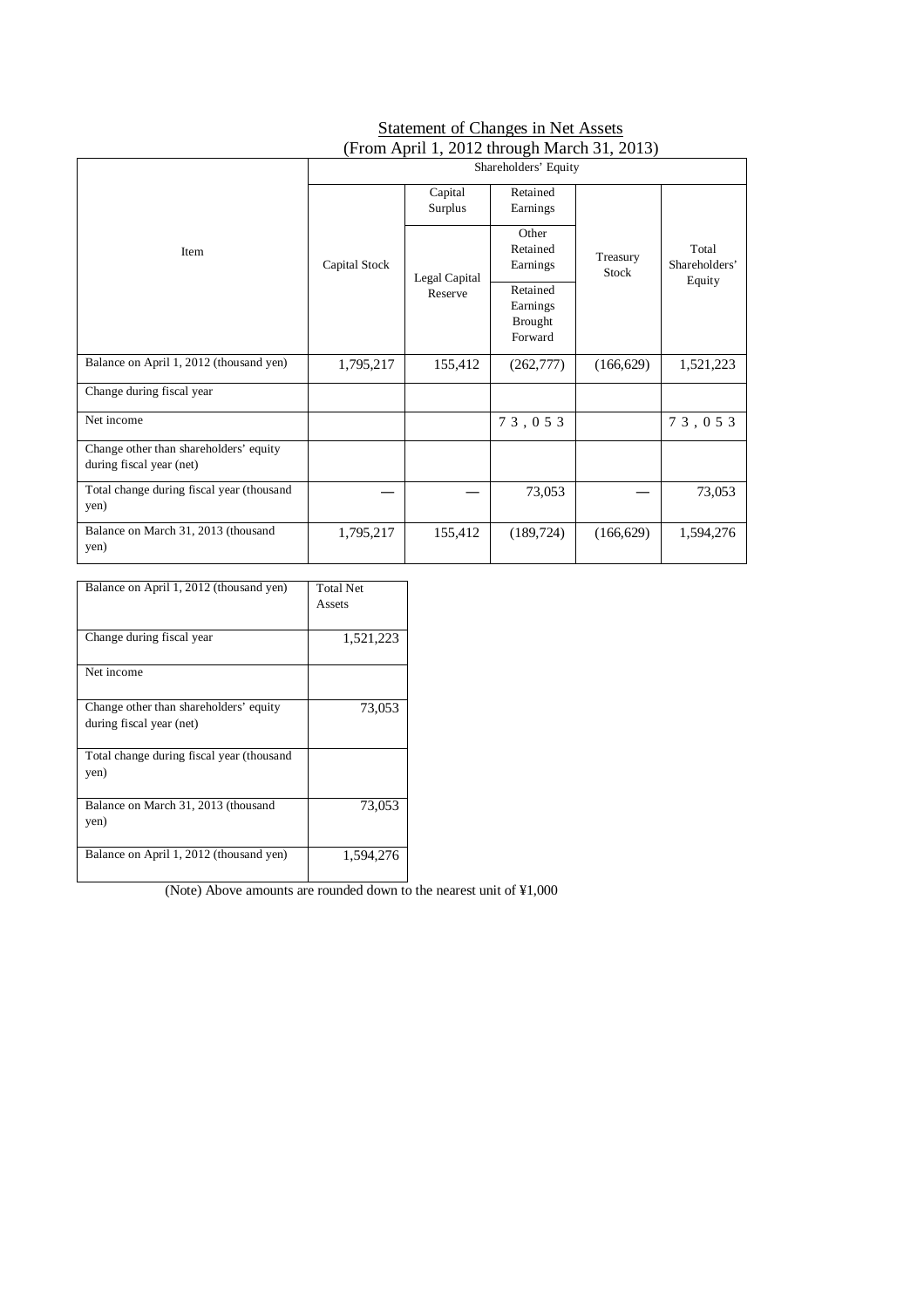<u>Statement of Changes in Net Assets</u>
(From April 1, 2012 through March 31, 2013)

| Item | Shareholders' Equity | | | | |
|---|---|---|---|---|---|
| | Capital Stock | Capital Surplus | Retained Earnings | Treasury Stock | Total Shareholders' Equity |
| | | Legal Capital Reserve | Other Retained Earnings | | |
| | | | Retained Earnings Brought Forward | | |
| Balance on April 1, 2012 (thousand yen) | 1,795,217 | 155,412 | (262,777) | (166,629) | 1,521,223 |
| Change during fiscal year | | | | | |
| Net income | | | 73,053 | | 73,053 |
| Change other than shareholders' equity during fiscal year (net) | | | | | |
| Total change during fiscal year (thousand yen) | — | — | 73,053 | — | 73,053 |
| Balance on March 31, 2013 (thousand yen) | 1,795,217 | 155,412 | (189,724) | (166,629) | 1,594,276 |

| Balance on April 1, 2012 (thousand yen) | Total Net Assets |
|---|---|
| Change during fiscal year | 1,521,223 |
| Net income | |
| Change other than shareholders' equity during fiscal year (net) | 73,053 |
| Total change during fiscal year (thousand yen) | |
| Balance on March 31, 2013 (thousand yen) | 73,053 |
| Balance on April 1, 2012 (thousand yen) | 1,594,276 |

(Note) Above amounts are rounded down to the nearest unit of ¥1,000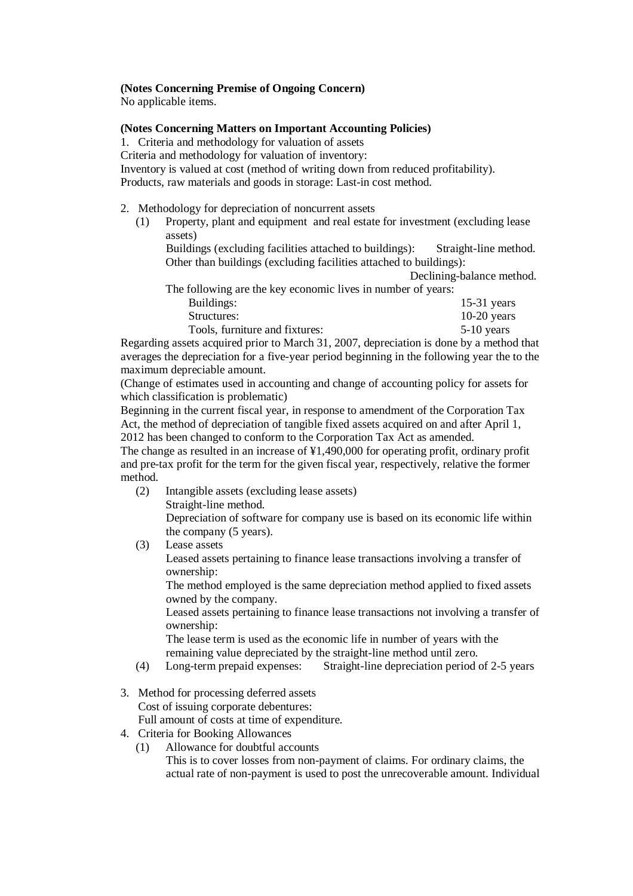**(Notes Concerning Premise of Ongoing Concern)**
No applicable items.

**(Notes Concerning Matters on Important Accounting Policies)**

1. Criteria and methodology for valuation of assets

Criteria and methodology for valuation of inventory:
Inventory is valued at cost (method of writing down from reduced profitability).
Products, raw materials and goods in storage: Last-in cost method.

2. Methodology for depreciation of noncurrent assets

   (1) Property, plant and equipment and real estate for investment (excluding lease assets)
   Buildings (excluding facilities attached to buildings): Straight-line method.
   Other than buildings (excluding facilities attached to buildings): Declining-balance method.
   The following are the key economic lives in number of years:

| | |
|---|---|
| Buildings: | 15-31 years |
| Structures: | 10-20 years |
| Tools, furniture and fixtures: | 5-10 years |

Regarding assets acquired prior to March 31, 2007, depreciation is done by a method that averages the depreciation for a five-year period beginning in the following year the to the maximum depreciable amount.
(Change of estimates used in accounting and change of accounting policy for assets for which classification is problematic)
Beginning in the current fiscal year, in response to amendment of the Corporation Tax Act, the method of depreciation of tangible fixed assets acquired on and after April 1, 2012 has been changed to conform to the Corporation Tax Act as amended.
The change as resulted in an increase of ¥1,490,000 for operating profit, ordinary profit and pre-tax profit for the term for the given fiscal year, respectively, relative the former method.

   (2) Intangible assets (excluding lease assets)
   Straight-line method.
   Depreciation of software for company use is based on its economic life within the company (5 years).

   (3) Lease assets
   Leased assets pertaining to finance lease transactions involving a transfer of ownership:
   The method employed is the same depreciation method applied to fixed assets owned by the company.
   Leased assets pertaining to finance lease transactions not involving a transfer of ownership:
   The lease term is used as the economic life in number of years with the remaining value depreciated by the straight-line method until zero.

   (4) Long-term prepaid expenses: Straight-line depreciation period of 2-5 years

3. Method for processing deferred assets
   Cost of issuing corporate debentures:
   Full amount of costs at time of expenditure.

4. Criteria for Booking Allowances

   (1) Allowance for doubtful accounts
   This is to cover losses from non-payment of claims. For ordinary claims, the actual rate of non-payment is used to post the unrecoverable amount. Individual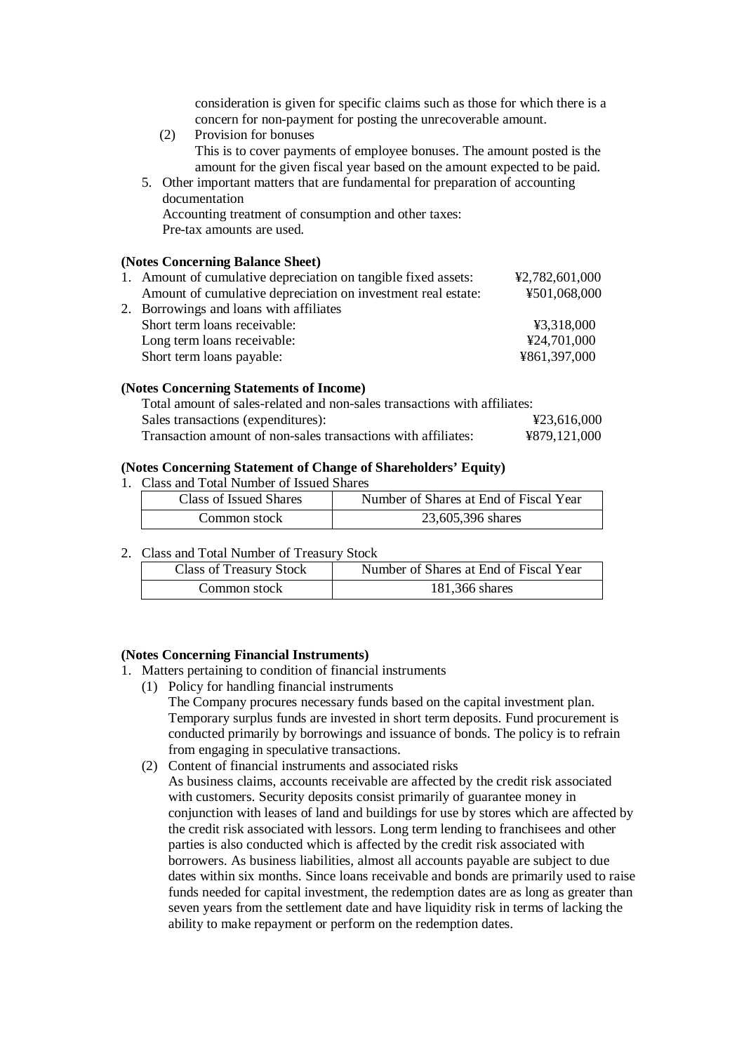consideration is given for specific claims such as those for which there is a concern for non-payment for posting the unrecoverable amount.

(2) Provision for bonuses
This is to cover payments of employee bonuses. The amount posted is the amount for the given fiscal year based on the amount expected to be paid.

5. Other important matters that are fundamental for preparation of accounting documentation
Accounting treatment of consumption and other taxes:
Pre-tax amounts are used.

**(Notes Concerning Balance Sheet)**

1. Amount of cumulative depreciation on tangible fixed assets: ¥2,782,601,000
   Amount of cumulative depreciation on investment real estate: ¥501,068,000
2. Borrowings and loans with affiliates
   Short term loans receivable: ¥3,318,000
   Long term loans receivable: ¥24,701,000
   Short term loans payable: ¥861,397,000

**(Notes Concerning Statements of Income)**

Total amount of sales-related and non-sales transactions with affiliates:
Sales transactions (expenditures): ¥23,616,000
Transaction amount of non-sales transactions with affiliates: ¥879,121,000

**(Notes Concerning Statement of Change of Shareholders' Equity)**

1. Class and Total Number of Issued Shares

| Class of Issued Shares | Number of Shares at End of Fiscal Year |
|---|---|
| Common stock | 23,605,396 shares |

2. Class and Total Number of Treasury Stock

| Class of Treasury Stock | Number of Shares at End of Fiscal Year |
|---|---|
| Common stock | 181,366 shares |

**(Notes Concerning Financial Instruments)**

1. Matters pertaining to condition of financial instruments
   (1) Policy for handling financial instruments
   The Company procures necessary funds based on the capital investment plan. Temporary surplus funds are invested in short term deposits. Fund procurement is conducted primarily by borrowings and issuance of bonds. The policy is to refrain from engaging in speculative transactions.
   (2) Content of financial instruments and associated risks
   As business claims, accounts receivable are affected by the credit risk associated with customers. Security deposits consist primarily of guarantee money in conjunction with leases of land and buildings for use by stores which are affected by the credit risk associated with lessors. Long term lending to franchisees and other parties is also conducted which is affected by the credit risk associated with borrowers. As business liabilities, almost all accounts payable are subject to due dates within six months. Since loans receivable and bonds are primarily used to raise funds needed for capital investment, the redemption dates are as long as greater than seven years from the settlement date and have liquidity risk in terms of lacking the ability to make repayment or perform on the redemption dates.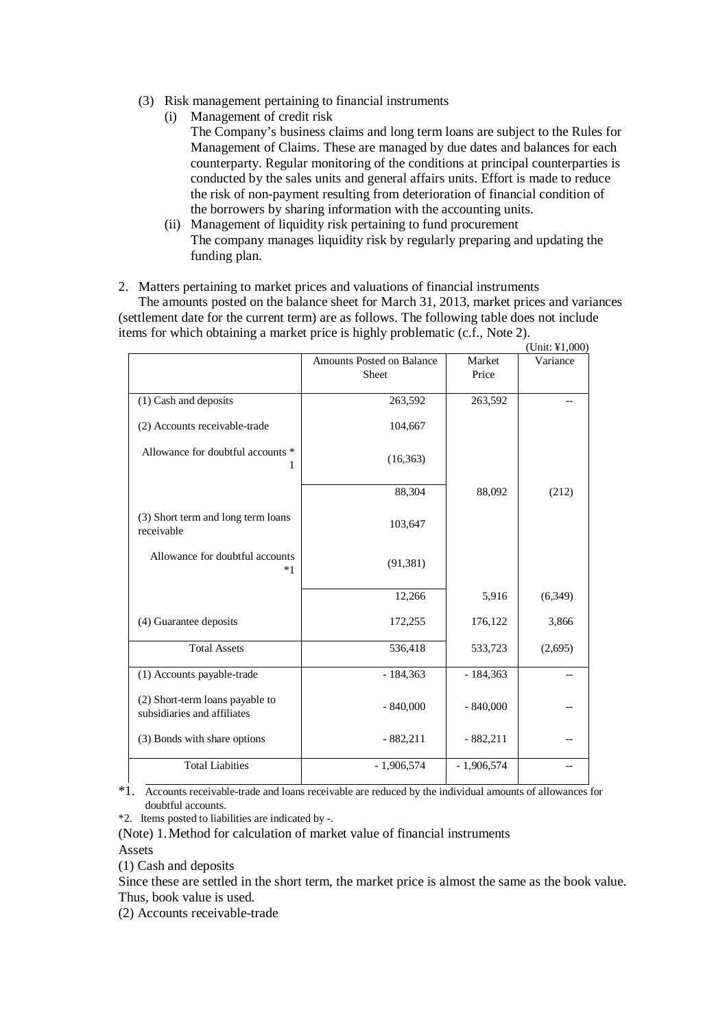(3) Risk management pertaining to financial instruments

(i) Management of credit risk

The Company's business claims and long term loans are subject to the Rules for Management of Claims. These are managed by due dates and balances for each counterparty. Regular monitoring of the conditions at principal counterparties is conducted by the sales units and general affairs units. Effort is made to reduce the risk of non-payment resulting from deterioration of financial condition of the borrowers by sharing information with the accounting units.

(ii) Management of liquidity risk pertaining to fund procurement

The company manages liquidity risk by regularly preparing and updating the funding plan.

2. Matters pertaining to market prices and valuations of financial instruments

The amounts posted on the balance sheet for March 31, 2013, market prices and variances (settlement date for the current term) are as follows. The following table does not include items for which obtaining a market price is highly problematic (c.f., Note 2).

(Unit: ¥1,000)

| | Amounts Posted on Balance Sheet | Market Price | Variance |
|---|---|---|---|
| (1) Cash and deposits | 263,592 | 263,592 | -- |
| (2) Accounts receivable-trade | 104,667 | | |
| Allowance for doubtful accounts *1 | (16,363) | | |
| | 88,304 | 88,092 | (212) |
| (3) Short term and long term loans receivable | 103,647 | | |
| Allowance for doubtful accounts *1 | (91,381) | | |
| | 12,266 | 5,916 | (6,349) |
| (4) Guarantee deposits | 172,255 | 176,122 | 3,866 |
| Total Assets | 536,418 | 533,723 | (2,695) |
| (1) Accounts payable-trade | - 184,363 | - 184,363 | -- |
| (2) Short-term loans payable to subsidiaries and affiliates | - 840,000 | - 840,000 | -- |
| (3) Bonds with share options | - 882,211 | - 882,211 | -- |
| Total Liabies | - 1,906,574 | - 1,906,574 | -- |

*1. Accounts receivable-trade and loans receivable are reduced by the individual amounts of allowances for doubtful accounts.

*2. Items posted to liabilities are indicated by -.

(Note) 1. Method for calculation of market value of financial instruments

Assets

(1) Cash and deposits

Since these are settled in the short term, the market price is almost the same as the book value. Thus, book value is used.

(2) Accounts receivable-trade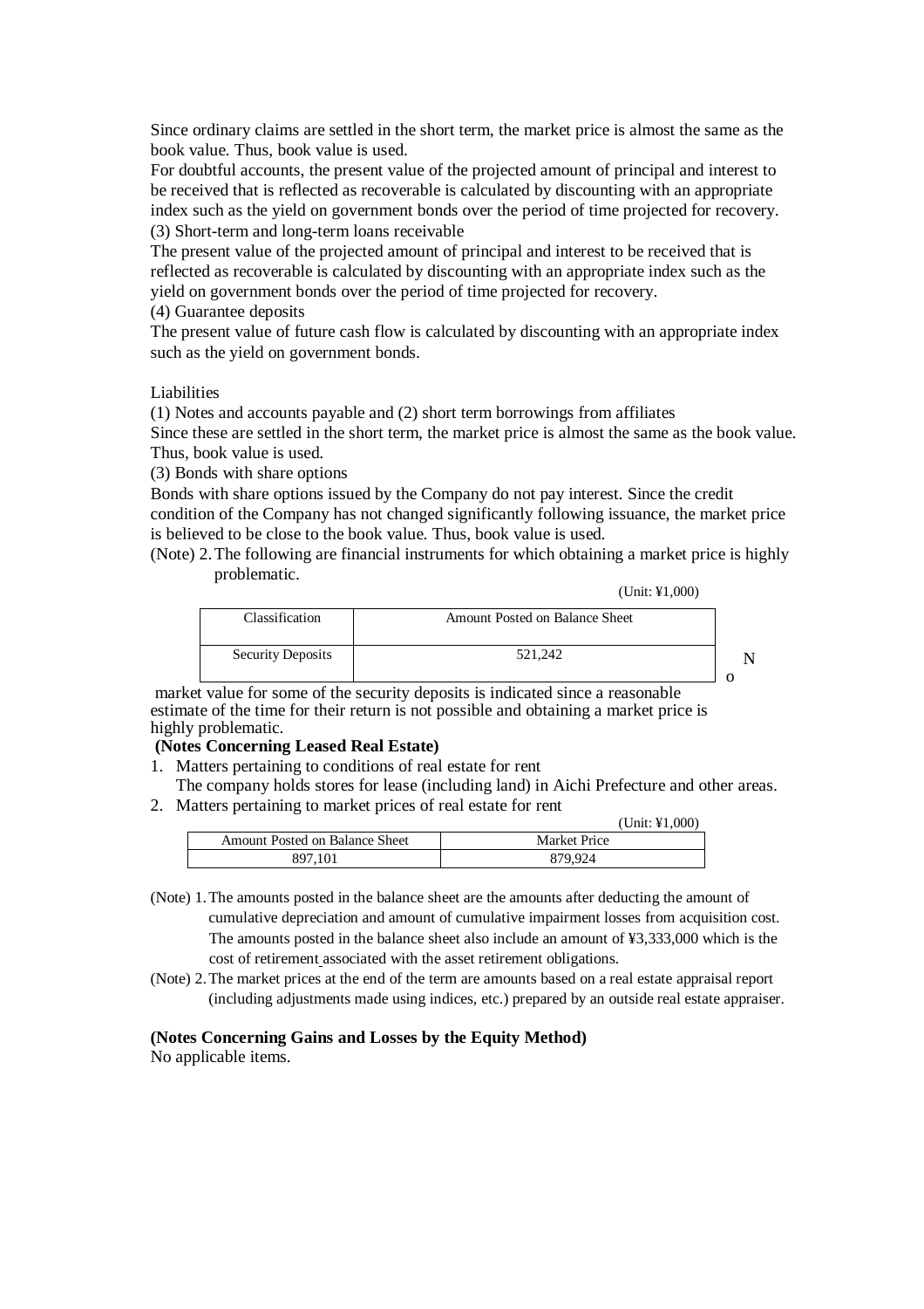Since ordinary claims are settled in the short term, the market price is almost the same as the book value. Thus, book value is used.

For doubtful accounts, the present value of the projected amount of principal and interest to be received that is reflected as recoverable is calculated by discounting with an appropriate index such as the yield on government bonds over the period of time projected for recovery.

(3) Short-term and long-term loans receivable

The present value of the projected amount of principal and interest to be received that is reflected as recoverable is calculated by discounting with an appropriate index such as the yield on government bonds over the period of time projected for recovery.

(4) Guarantee deposits

The present value of future cash flow is calculated by discounting with an appropriate index such as the yield on government bonds.

Liabilities

(1) Notes and accounts payable and (2) short term borrowings from affiliates

Since these are settled in the short term, the market price is almost the same as the book value. Thus, book value is used.

(3) Bonds with share options

Bonds with share options issued by the Company do not pay interest. Since the credit condition of the Company has not changed significantly following issuance, the market price is believed to be close to the book value. Thus, book value is used.

(Note) 2. The following are financial instruments for which obtaining a market price is highly problematic.

(Unit: ¥1,000)

| Classification | Amount Posted on Balance Sheet |
|---|---|
| Security Deposits | 521,242 |

No market value for some of the security deposits is indicated since a reasonable estimate of the time for their return is not possible and obtaining a market price is highly problematic.

**(Notes Concerning Leased Real Estate)**

1. Matters pertaining to conditions of real estate for rent
   The company holds stores for lease (including land) in Aichi Prefecture and other areas.
2. Matters pertaining to market prices of real estate for rent

(Unit: ¥1,000)

| Amount Posted on Balance Sheet | Market Price |
|---|---|
| 897,101 | 879,924 |

(Note) 1. The amounts posted in the balance sheet are the amounts after deducting the amount of cumulative depreciation and amount of cumulative impairment losses from acquisition cost. The amounts posted in the balance sheet also include an amount of ¥3,333,000 which is the cost of retirement associated with the asset retirement obligations.

(Note) 2. The market prices at the end of the term are amounts based on a real estate appraisal report (including adjustments made using indices, etc.) prepared by an outside real estate appraiser.

**(Notes Concerning Gains and Losses by the Equity Method)**

No applicable items.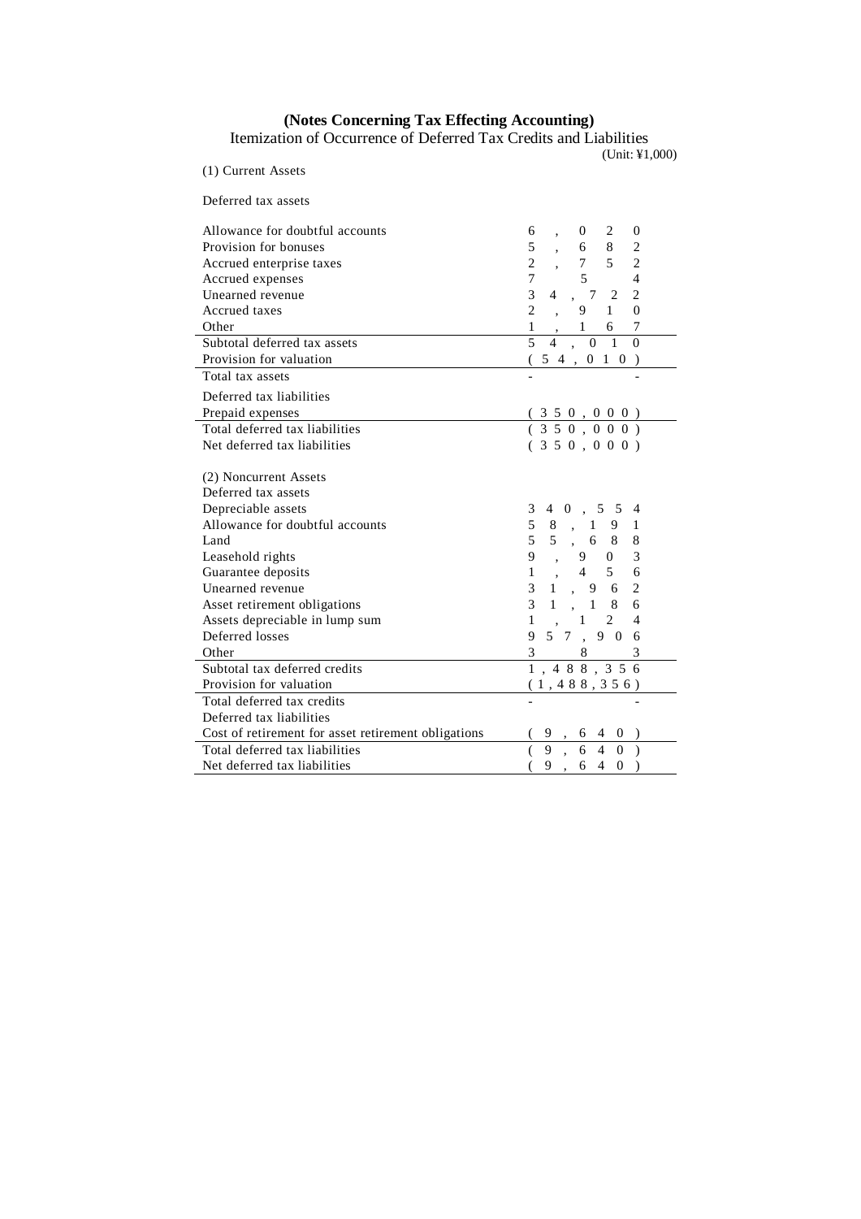### (Notes Concerning Tax Effecting Accounting)

Itemization of Occurrence of Deferred Tax Credits and Liabilities

(Unit: ¥1,000)

(1) Current Assets

| Deferred tax assets | |
|---|---|
| Allowance for doubtful accounts | 6,020 |
| Provision for bonuses | 5,682 |
| Accrued enterprise taxes | 2,752 |
| Accrued expenses | 754 |
| Unearned revenue | 34,722 |
| Accrued taxes | 2,910 |
| Other | 1,167 |
| Subtotal deferred tax assets | 54,010 |
| Provision for valuation | (54,010) |
| Total tax assets | - |
| Deferred tax liabilities | |
| Prepaid expenses | (350,000) |
| Total deferred tax liabilities | (350,000) |
| Net deferred tax liabilities | (350,000) |

(2) Noncurrent Assets

| Deferred tax assets | |
|---|---|
| Depreciable assets | 340,554 |
| Allowance for doubtful accounts | 58,191 |
| Land | 55,688 |
| Leasehold rights | 9,903 |
| Guarantee deposits | 1,456 |
| Unearned revenue | 31,962 |
| Asset retirement obligations | 31,186 |
| Assets depreciable in lump sum | 1,124 |
| Deferred losses | 957,906 |
| Other | 383 |
| Subtotal tax deferred credits | 1,488,356 |
| Provision for valuation | (1,488,356) |
| Total deferred tax credits | - |
| Deferred tax liabilities | |
| Cost of retirement for asset retirement obligations | (9,640) |
| Total deferred tax liabilities | (9,640) |
| Net deferred tax liabilities | (9,640) |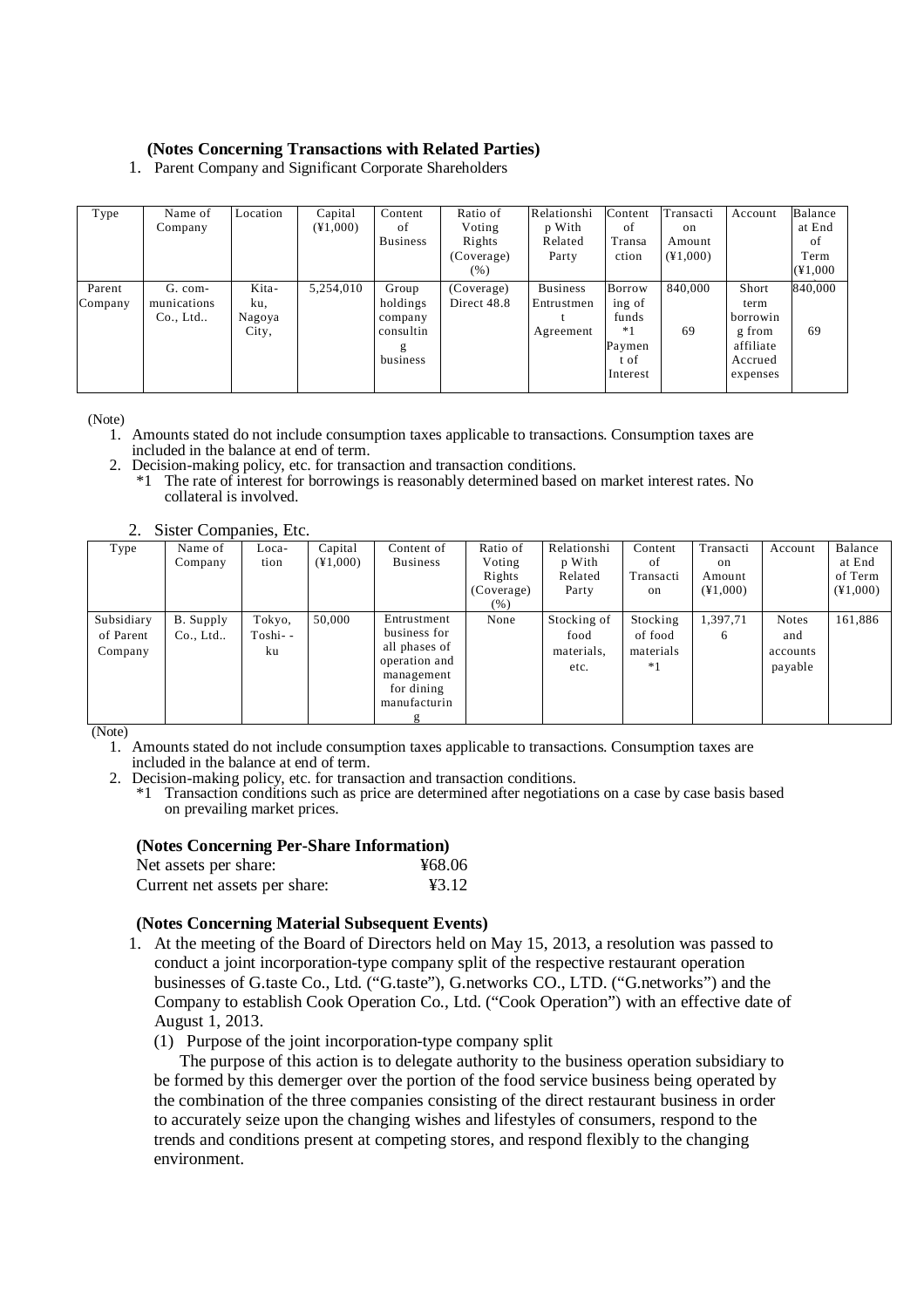**(Notes Concerning Transactions with Related Parties)**

1. Parent Company and Significant Corporate Shareholders

| Type | Name of Company | Location | Capital (¥1,000) | Content of Business | Ratio of Voting Rights (Coverage) (%) | Relationship With Related Party | Content of Transaction | Transaction Amount (¥1,000) | Account | Balance at End of Term (¥1,000 |
|---|---|---|---|---|---|---|---|---|---|---|
| Parent Company | G. communications Co., Ltd.. | Kita-ku, Nagoya City, | 5,254,010 | Group holdings company consulting business | (Coverage) Direct 48.8 | Business Entrustment Agreement | Borrowing of funds *1<br>Payment of Interest | 840,000<br><br>69 | Short term borrowing from affiliate<br>Accrued expenses | 840,000<br><br>69 |

(Note)

1. Amounts stated do not include consumption taxes applicable to transactions. Consumption taxes are included in the balance at end of term.
2. Decision-making policy, etc. for transaction and transaction conditions.
   *1 The rate of interest for borrowings is reasonably determined based on market interest rates. No collateral is involved.

2. Sister Companies, Etc.

| Type | Name of Company | Location | Capital (¥1,000) | Content of Business | Ratio of Voting Rights (Coverage) (%) | Relationship With Related Party | Content of Transaction | Transaction Amount (¥1,000) | Account | Balance at End of Term (¥1,000) |
|---|---|---|---|---|---|---|---|---|---|---|
| Subsidiary of Parent Company | B. Supply Co., Ltd.. | Tokyo, Toshi--ku | 50,000 | Entrustment business for all phases of operation and management for dining manufacturing | None | Stocking of food materials, etc. | Stocking of food materials *1 | 1,397,716 | Notes and accounts payable | 161,886 |

(Note)

1. Amounts stated do not include consumption taxes applicable to transactions. Consumption taxes are included in the balance at end of term.
2. Decision-making policy, etc. for transaction and transaction conditions.
   *1 Transaction conditions such as price are determined after negotiations on a case by case basis based on prevailing market prices.

**(Notes Concerning Per-Share Information)**

| | |
|---|---|
| Net assets per share: | ¥68.06 |
| Current net assets per share: | ¥3.12 |

**(Notes Concerning Material Subsequent Events)**

1. At the meeting of the Board of Directors held on May 15, 2013, a resolution was passed to conduct a joint incorporation-type company split of the respective restaurant operation businesses of G.taste Co., Ltd. ("G.taste"), G.networks CO., LTD. ("G.networks") and the Company to establish Cook Operation Co., Ltd. ("Cook Operation") with an effective date of August 1, 2013.

   (1) Purpose of the joint incorporation-type company split

   The purpose of this action is to delegate authority to the business operation subsidiary to be formed by this demerger over the portion of the food service business being operated by the combination of the three companies consisting of the direct restaurant business in order to accurately seize upon the changing wishes and lifestyles of consumers, respond to the trends and conditions present at competing stores, and respond flexibly to the changing environment.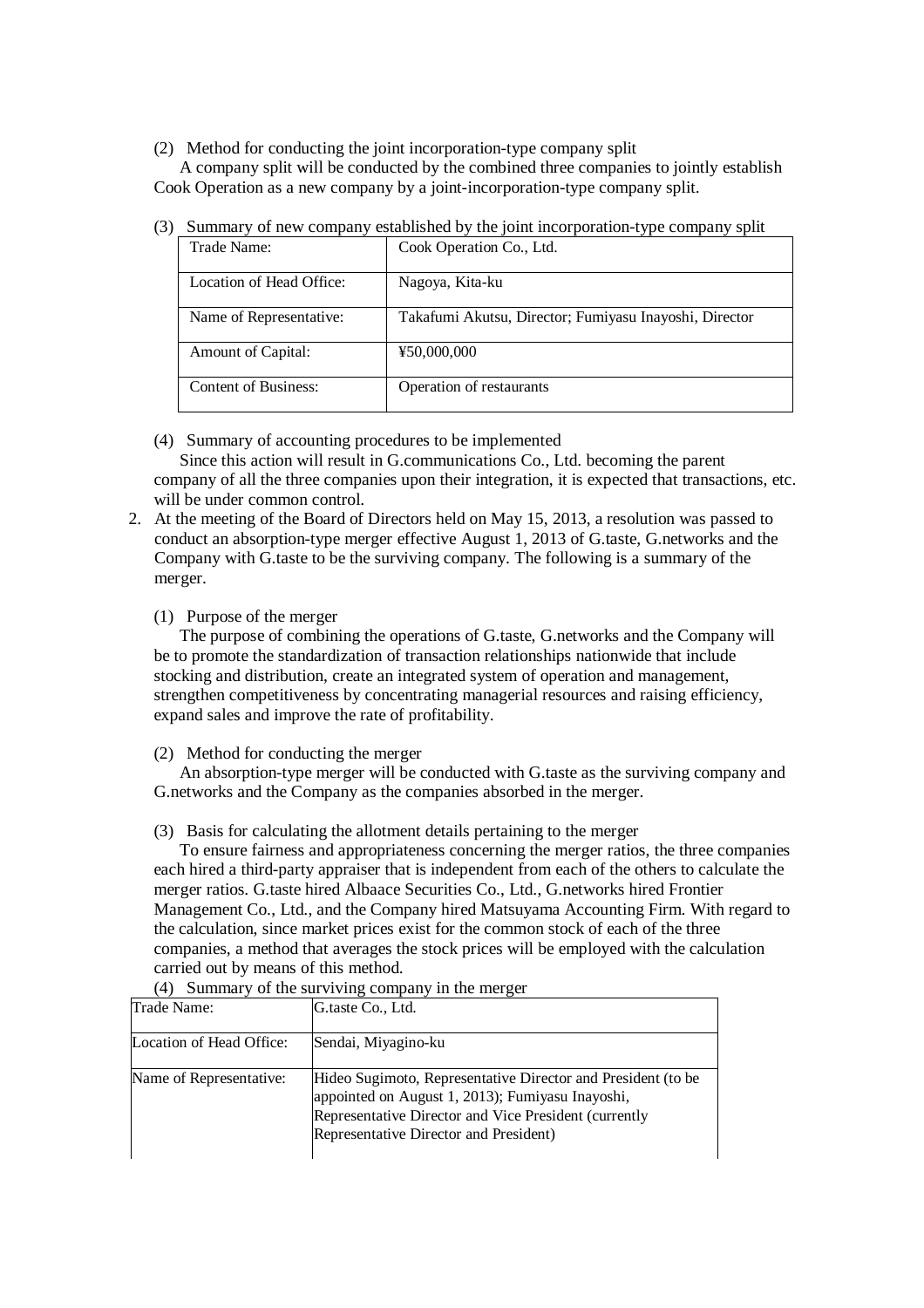(2) Method for conducting the joint incorporation-type company split

A company split will be conducted by the combined three companies to jointly establish Cook Operation as a new company by a joint-incorporation-type company split.

(3) Summary of new company established by the joint incorporation-type company split

| Trade Name: | Cook Operation Co., Ltd. |
|---|---|
| Location of Head Office: | Nagoya, Kita-ku |
| Name of Representative: | Takafumi Akutsu, Director; Fumiyasu Inayoshi, Director |
| Amount of Capital: | ¥50,000,000 |
| Content of Business: | Operation of restaurants |

(4) Summary of accounting procedures to be implemented

Since this action will result in G.communications Co., Ltd. becoming the parent company of all the three companies upon their integration, it is expected that transactions, etc. will be under common control.

2. At the meeting of the Board of Directors held on May 15, 2013, a resolution was passed to conduct an absorption-type merger effective August 1, 2013 of G.taste, G.networks and the Company with G.taste to be the surviving company. The following is a summary of the merger.

(1) Purpose of the merger

The purpose of combining the operations of G.taste, G.networks and the Company will be to promote the standardization of transaction relationships nationwide that include stocking and distribution, create an integrated system of operation and management, strengthen competitiveness by concentrating managerial resources and raising efficiency, expand sales and improve the rate of profitability.

(2) Method for conducting the merger

An absorption-type merger will be conducted with G.taste as the surviving company and G.networks and the Company as the companies absorbed in the merger.

(3) Basis for calculating the allotment details pertaining to the merger

To ensure fairness and appropriateness concerning the merger ratios, the three companies each hired a third-party appraiser that is independent from each of the others to calculate the merger ratios. G.taste hired Albaace Securities Co., Ltd., G.networks hired Frontier Management Co., Ltd., and the Company hired Matsuyama Accounting Firm. With regard to the calculation, since market prices exist for the common stock of each of the three companies, a method that averages the stock prices will be employed with the calculation carried out by means of this method.

(4) Summary of the surviving company in the merger

| Trade Name: | G.taste Co., Ltd. |
|---|---|
| Location of Head Office: | Sendai, Miyagino-ku |
| Name of Representative: | Hideo Sugimoto, Representative Director and President (to be appointed on August 1, 2013); Fumiyasu Inayoshi, Representative Director and Vice President (currently Representative Director and President) |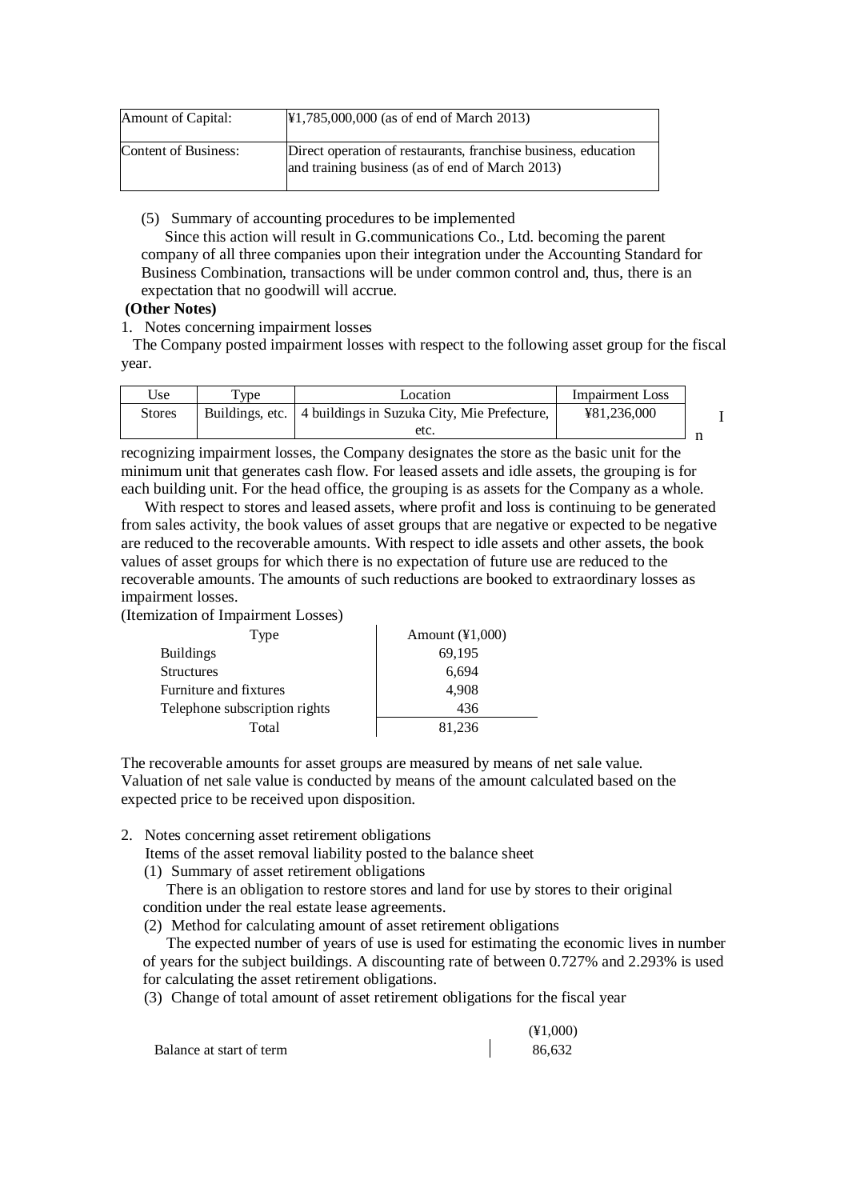| Amount of Capital: | ¥1,785,000,000 (as of end of March 2013) |
|---|---|
| Content of Business: | Direct operation of restaurants, franchise business, education and training business (as of end of March 2013) |

(5) Summary of accounting procedures to be implemented

Since this action will result in G.communications Co., Ltd. becoming the parent company of all three companies upon their integration under the Accounting Standard for Business Combination, transactions will be under common control and, thus, there is an expectation that no goodwill will accrue.

**(Other Notes)**

1. Notes concerning impairment losses

The Company posted impairment losses with respect to the following asset group for the fiscal year.

| Use | Type | Location | Impairment Loss |
|---|---|---|---|
| Stores | Buildings, etc. | 4 buildings in Suzuka City, Mie Prefecture, etc. | ¥81,236,000 |

In recognizing impairment losses, the Company designates the store as the basic unit for the minimum unit that generates cash flow. For leased assets and idle assets, the grouping is for each building unit. For the head office, the grouping is as assets for the Company as a whole.

With respect to stores and leased assets, where profit and loss is continuing to be generated from sales activity, the book values of asset groups that are negative or expected to be negative are reduced to the recoverable amounts. With respect to idle assets and other assets, the book values of asset groups for which there is no expectation of future use are reduced to the recoverable amounts. The amounts of such reductions are booked to extraordinary losses as impairment losses.

(Itemization of Impairment Losses)

| Type | Amount (¥1,000) |
|---|---|
| Buildings | 69,195 |
| Structures | 6,694 |
| Furniture and fixtures | 4,908 |
| Telephone subscription rights | 436 |
| Total | 81,236 |

The recoverable amounts for asset groups are measured by means of net sale value. Valuation of net sale value is conducted by means of the amount calculated based on the expected price to be received upon disposition.

2. Notes concerning asset retirement obligations

Items of the asset removal liability posted to the balance sheet

(1) Summary of asset retirement obligations

There is an obligation to restore stores and land for use by stores to their original condition under the real estate lease agreements.

(2) Method for calculating amount of asset retirement obligations

The expected number of years of use is used for estimating the economic lives in number of years for the subject buildings. A discounting rate of between 0.727% and 2.293% is used for calculating the asset retirement obligations.

(3) Change of total amount of asset retirement obligations for the fiscal year

| | (¥1,000) |
|---|---|
| Balance at start of term | 86,632 |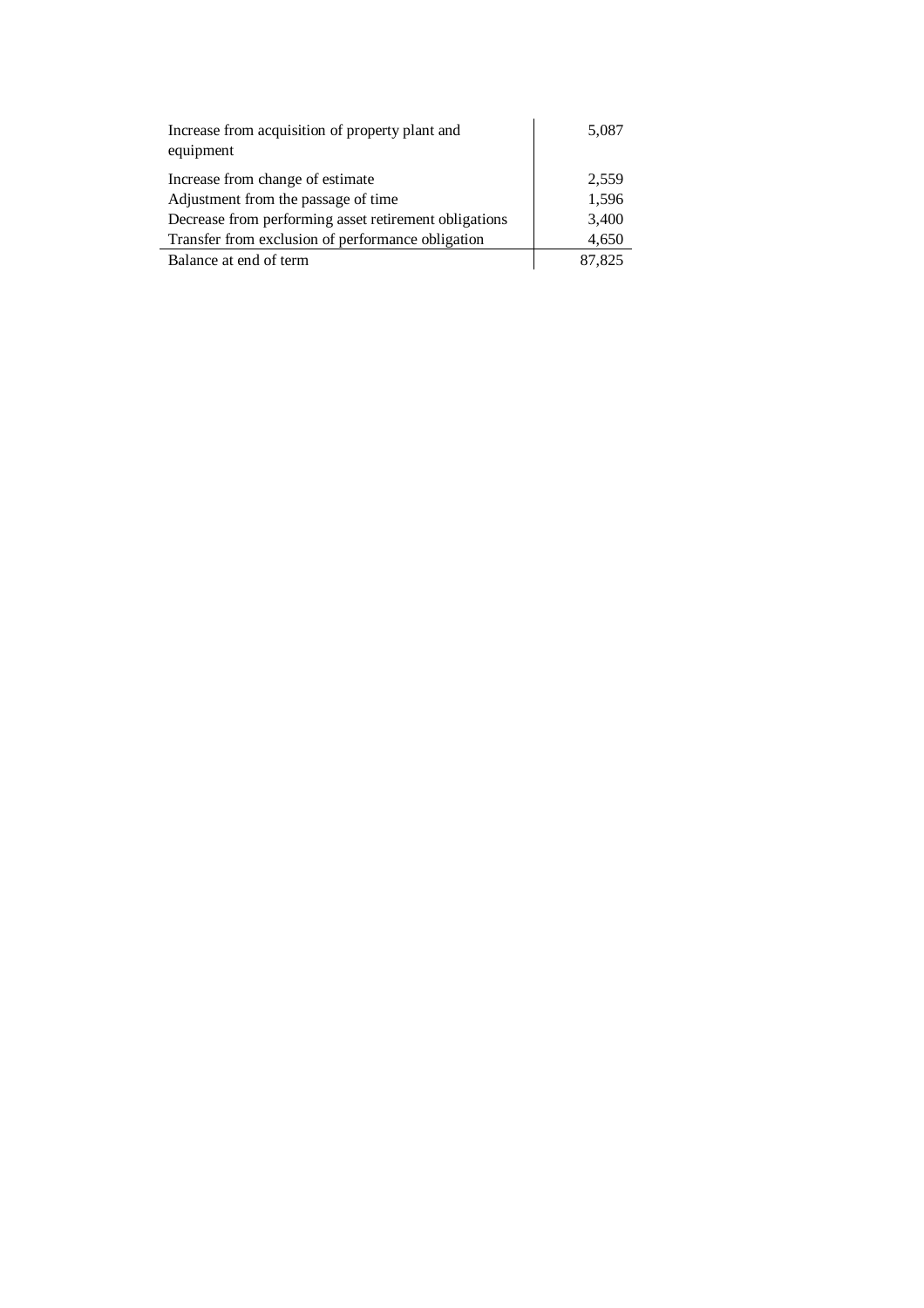| | |
|---|---|
| Increase from acquisition of property plant and equipment | 5,087 |
| Increase from change of estimate | 2,559 |
| Adjustment from the passage of time | 1,596 |
| Decrease from performing asset retirement obligations | 3,400 |
| Transfer from exclusion of performance obligation | 4,650 |
| Balance at end of term | 87,825 |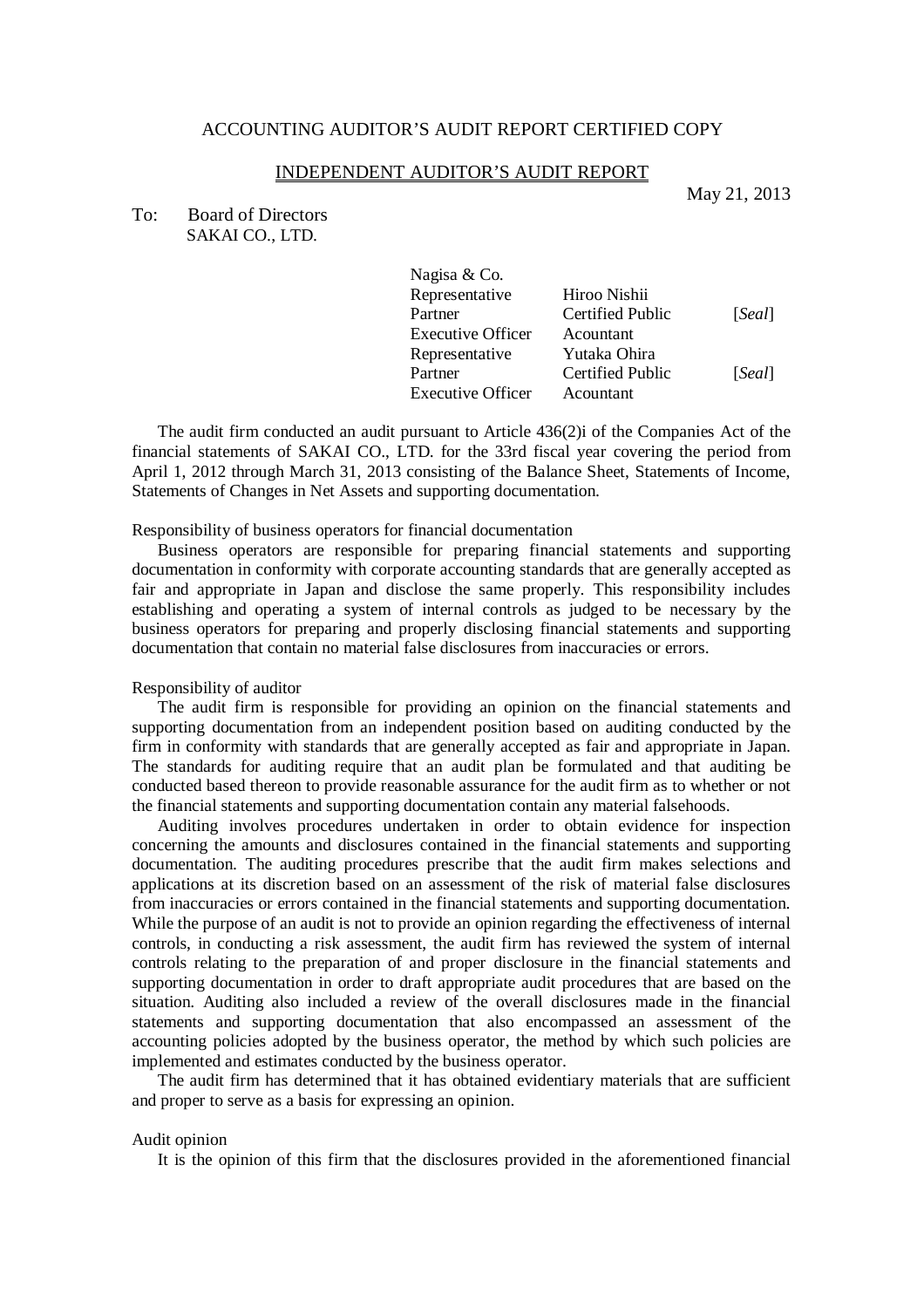ACCOUNTING AUDITOR'S AUDIT REPORT CERTIFIED COPY

INDEPENDENT AUDITOR'S AUDIT REPORT

May 21, 2013

To: Board of Directors
SAKAI CO., LTD.

| | | |
|---|---|---|
| Nagisa & Co. | | |
| Representative Partner Executive Officer | Hiroo Nishii Certified Public Acountant | [*Seal*] |
| Representative Partner Executive Officer | Yutaka Ohira Certified Public Acountant | [*Seal*] |

The audit firm conducted an audit pursuant to Article 436(2)i of the Companies Act of the financial statements of SAKAI CO., LTD. for the 33rd fiscal year covering the period from April 1, 2012 through March 31, 2013 consisting of the Balance Sheet, Statements of Income, Statements of Changes in Net Assets and supporting documentation.

Responsibility of business operators for financial documentation

Business operators are responsible for preparing financial statements and supporting documentation in conformity with corporate accounting standards that are generally accepted as fair and appropriate in Japan and disclose the same properly. This responsibility includes establishing and operating a system of internal controls as judged to be necessary by the business operators for preparing and properly disclosing financial statements and supporting documentation that contain no material false disclosures from inaccuracies or errors.

Responsibility of auditor

The audit firm is responsible for providing an opinion on the financial statements and supporting documentation from an independent position based on auditing conducted by the firm in conformity with standards that are generally accepted as fair and appropriate in Japan. The standards for auditing require that an audit plan be formulated and that auditing be conducted based thereon to provide reasonable assurance for the audit firm as to whether or not the financial statements and supporting documentation contain any material falsehoods.

Auditing involves procedures undertaken in order to obtain evidence for inspection concerning the amounts and disclosures contained in the financial statements and supporting documentation. The auditing procedures prescribe that the audit firm makes selections and applications at its discretion based on an assessment of the risk of material false disclosures from inaccuracies or errors contained in the financial statements and supporting documentation. While the purpose of an audit is not to provide an opinion regarding the effectiveness of internal controls, in conducting a risk assessment, the audit firm has reviewed the system of internal controls relating to the preparation of and proper disclosure in the financial statements and supporting documentation in order to draft appropriate audit procedures that are based on the situation. Auditing also included a review of the overall disclosures made in the financial statements and supporting documentation that also encompassed an assessment of the accounting policies adopted by the business operator, the method by which such policies are implemented and estimates conducted by the business operator.

The audit firm has determined that it has obtained evidentiary materials that are sufficient and proper to serve as a basis for expressing an opinion.

Audit opinion

It is the opinion of this firm that the disclosures provided in the aforementioned financial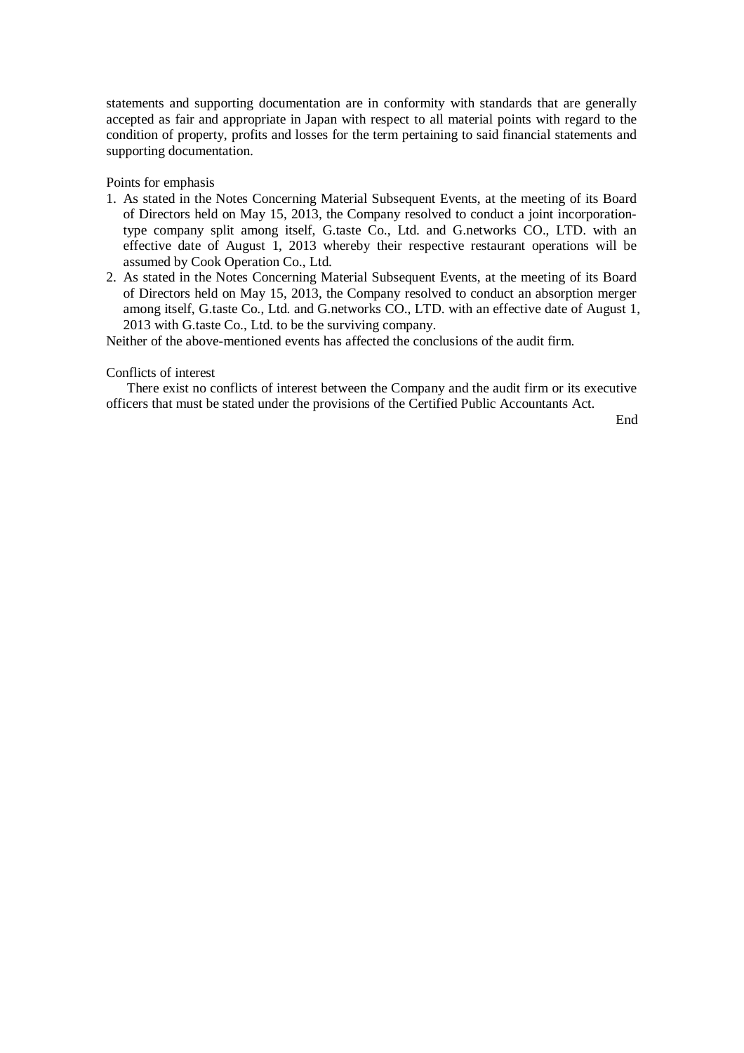statements and supporting documentation are in conformity with standards that are generally accepted as fair and appropriate in Japan with respect to all material points with regard to the condition of property, profits and losses for the term pertaining to said financial statements and supporting documentation.

Points for emphasis

1. As stated in the Notes Concerning Material Subsequent Events, at the meeting of its Board of Directors held on May 15, 2013, the Company resolved to conduct a joint incorporation-type company split among itself, G.taste Co., Ltd. and G.networks CO., LTD. with an effective date of August 1, 2013 whereby their respective restaurant operations will be assumed by Cook Operation Co., Ltd.
2. As stated in the Notes Concerning Material Subsequent Events, at the meeting of its Board of Directors held on May 15, 2013, the Company resolved to conduct an absorption merger among itself, G.taste Co., Ltd. and G.networks CO., LTD. with an effective date of August 1, 2013 with G.taste Co., Ltd. to be the surviving company.

Neither of the above-mentioned events has affected the conclusions of the audit firm.

Conflicts of interest

There exist no conflicts of interest between the Company and the audit firm or its executive officers that must be stated under the provisions of the Certified Public Accountants Act.

End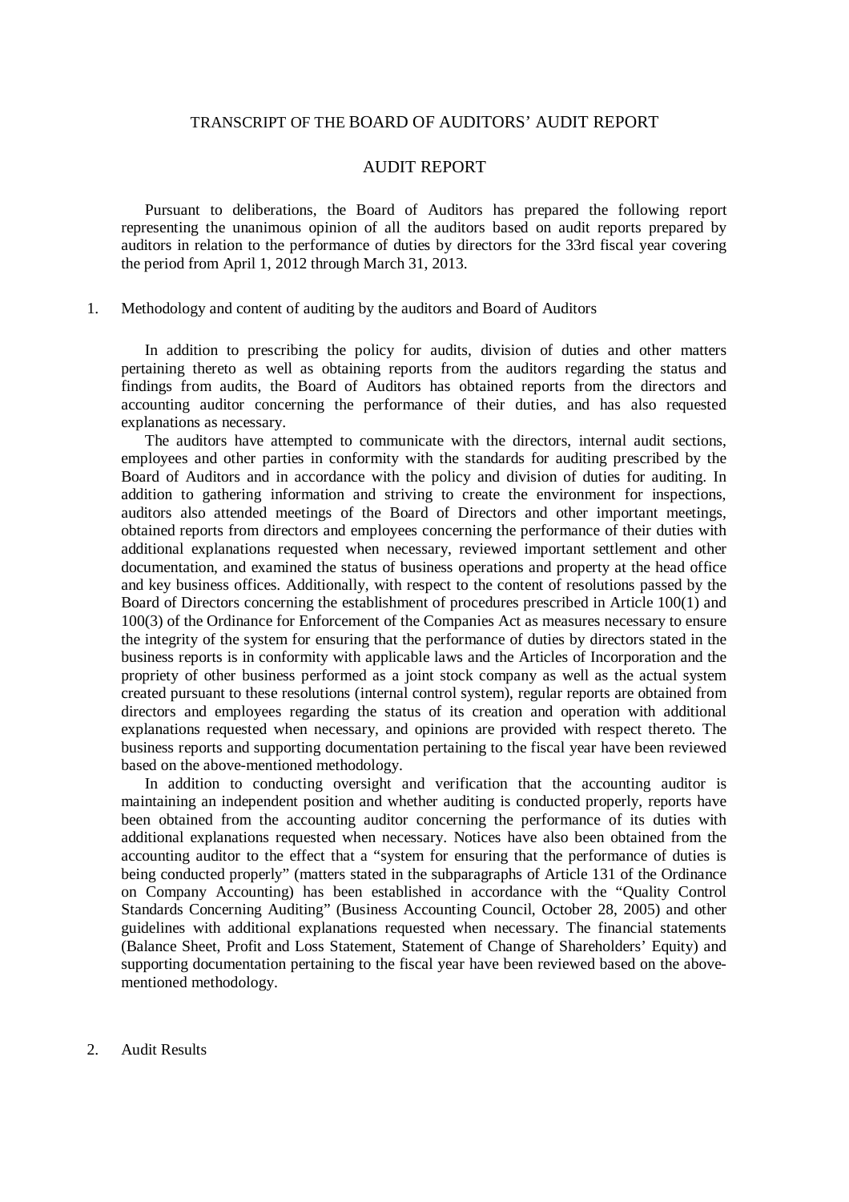# TRANSCRIPT OF THE BOARD OF AUDITORS' AUDIT REPORT

## AUDIT REPORT

Pursuant to deliberations, the Board of Auditors has prepared the following report representing the unanimous opinion of all the auditors based on audit reports prepared by auditors in relation to the performance of duties by directors for the 33rd fiscal year covering the period from April 1, 2012 through March 31, 2013.

### 1. Methodology and content of auditing by the auditors and Board of Auditors

In addition to prescribing the policy for audits, division of duties and other matters pertaining thereto as well as obtaining reports from the auditors regarding the status and findings from audits, the Board of Auditors has obtained reports from the directors and accounting auditor concerning the performance of their duties, and has also requested explanations as necessary.

The auditors have attempted to communicate with the directors, internal audit sections, employees and other parties in conformity with the standards for auditing prescribed by the Board of Auditors and in accordance with the policy and division of duties for auditing. In addition to gathering information and striving to create the environment for inspections, auditors also attended meetings of the Board of Directors and other important meetings, obtained reports from directors and employees concerning the performance of their duties with additional explanations requested when necessary, reviewed important settlement and other documentation, and examined the status of business operations and property at the head office and key business offices. Additionally, with respect to the content of resolutions passed by the Board of Directors concerning the establishment of procedures prescribed in Article 100(1) and 100(3) of the Ordinance for Enforcement of the Companies Act as measures necessary to ensure the integrity of the system for ensuring that the performance of duties by directors stated in the business reports is in conformity with applicable laws and the Articles of Incorporation and the propriety of other business performed as a joint stock company as well as the actual system created pursuant to these resolutions (internal control system), regular reports are obtained from directors and employees regarding the status of its creation and operation with additional explanations requested when necessary, and opinions are provided with respect thereto. The business reports and supporting documentation pertaining to the fiscal year have been reviewed based on the above-mentioned methodology.

In addition to conducting oversight and verification that the accounting auditor is maintaining an independent position and whether auditing is conducted properly, reports have been obtained from the accounting auditor concerning the performance of its duties with additional explanations requested when necessary. Notices have also been obtained from the accounting auditor to the effect that a "system for ensuring that the performance of duties is being conducted properly" (matters stated in the subparagraphs of Article 131 of the Ordinance on Company Accounting) has been established in accordance with the "Quality Control Standards Concerning Auditing" (Business Accounting Council, October 28, 2005) and other guidelines with additional explanations requested when necessary. The financial statements (Balance Sheet, Profit and Loss Statement, Statement of Change of Shareholders' Equity) and supporting documentation pertaining to the fiscal year have been reviewed based on the above-mentioned methodology.

### 2. Audit Results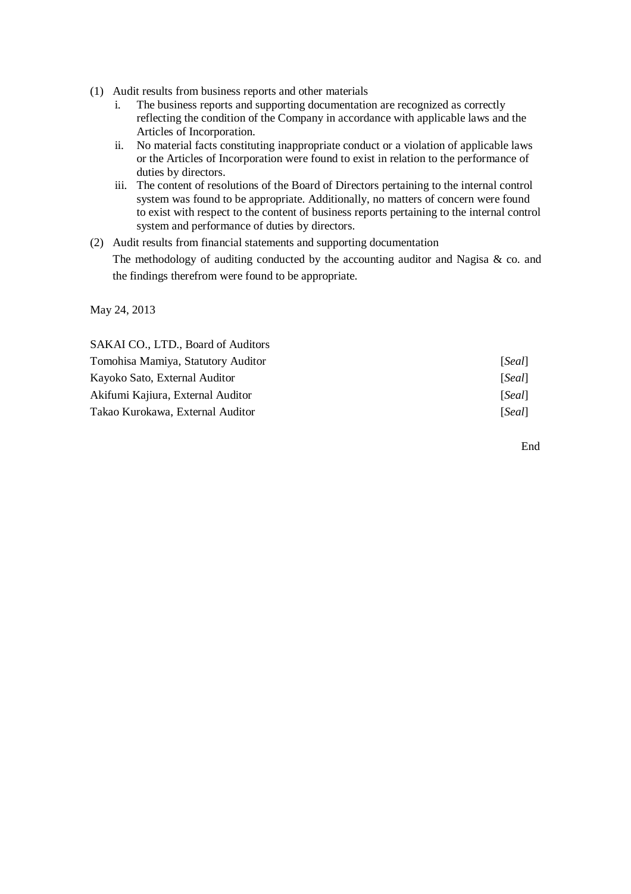(1) Audit results from business reports and other materials
    i. The business reports and supporting documentation are recognized as correctly reflecting the condition of the Company in accordance with applicable laws and the Articles of Incorporation.
    ii. No material facts constituting inappropriate conduct or a violation of applicable laws or the Articles of Incorporation were found to exist in relation to the performance of duties by directors.
    iii. The content of resolutions of the Board of Directors pertaining to the internal control system was found to be appropriate. Additionally, no matters of concern were found to exist with respect to the content of business reports pertaining to the internal control system and performance of duties by directors.

(2) Audit results from financial statements and supporting documentation
    The methodology of auditing conducted by the accounting auditor and Nagisa & co. and the findings therefrom were found to be appropriate.

May 24, 2013

SAKAI CO., LTD., Board of Auditors

| | |
|---|---|
| Tomohisa Mamiya, Statutory Auditor | [*Seal*] |
| Kayoko Sato, External Auditor | [*Seal*] |
| Akifumi Kajiura, External Auditor | [*Seal*] |
| Takao Kurokawa, External Auditor | [*Seal*] |

End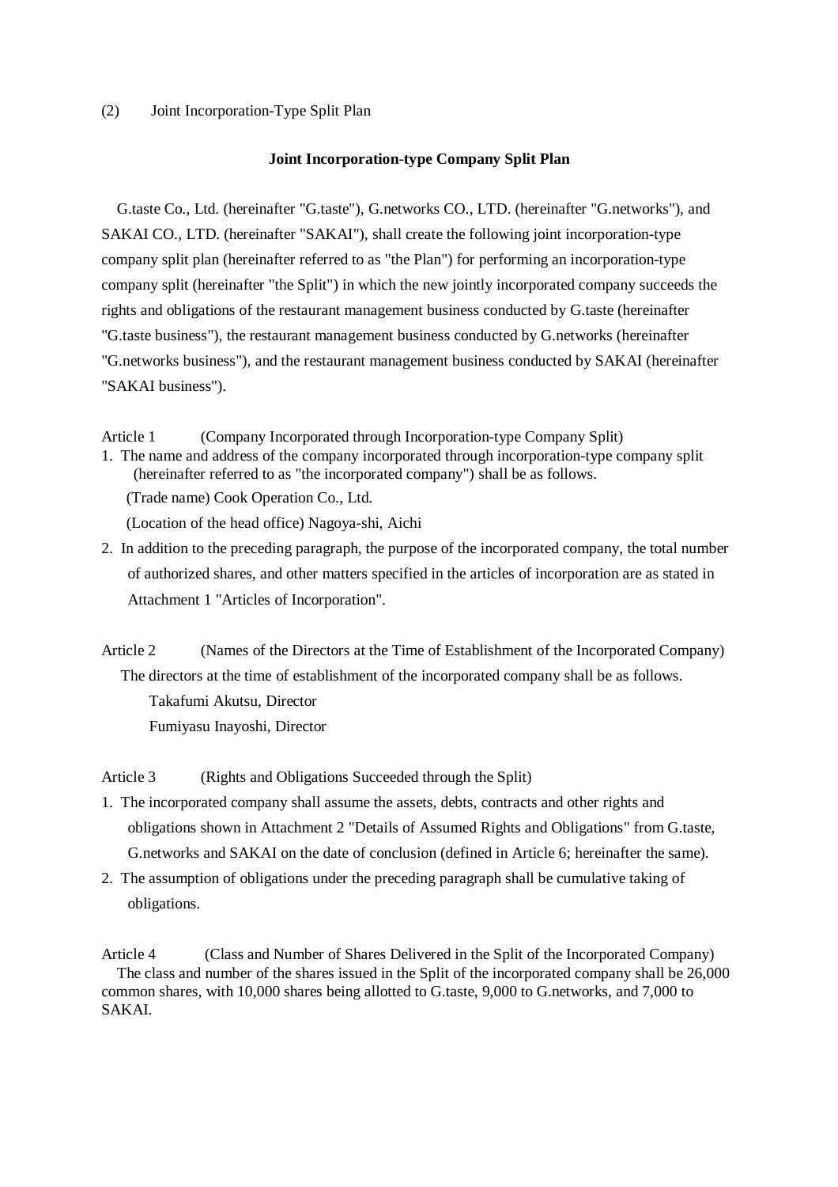(2) Joint Incorporation-Type Split Plan

**Joint Incorporation-type Company Split Plan**

G.taste Co., Ltd. (hereinafter "G.taste"), G.networks CO., LTD. (hereinafter "G.networks"), and SAKAI CO., LTD. (hereinafter "SAKAI"), shall create the following joint incorporation-type company split plan (hereinafter referred to as "the Plan") for performing an incorporation-type company split (hereinafter "the Split") in which the new jointly incorporated company succeeds the rights and obligations of the restaurant management business conducted by G.taste (hereinafter "G.taste business"), the restaurant management business conducted by G.networks (hereinafter "G.networks business"), and the restaurant management business conducted by SAKAI (hereinafter "SAKAI business").

Article 1 (Company Incorporated through Incorporation-type Company Split)

1. The name and address of the company incorporated through incorporation-type company split (hereinafter referred to as "the incorporated company") shall be as follows.

   (Trade name) Cook Operation Co., Ltd.

   (Location of the head office) Nagoya-shi, Aichi

2. In addition to the preceding paragraph, the purpose of the incorporated company, the total number of authorized shares, and other matters specified in the articles of incorporation are as stated in Attachment 1 "Articles of Incorporation".

Article 2 (Names of the Directors at the Time of Establishment of the Incorporated Company)

The directors at the time of establishment of the incorporated company shall be as follows.

Takafumi Akutsu, Director

Fumiyasu Inayoshi, Director

Article 3 (Rights and Obligations Succeeded through the Split)

1. The incorporated company shall assume the assets, debts, contracts and other rights and obligations shown in Attachment 2 "Details of Assumed Rights and Obligations" from G.taste, G.networks and SAKAI on the date of conclusion (defined in Article 6; hereinafter the same).
2. The assumption of obligations under the preceding paragraph shall be cumulative taking of obligations.

Article 4 (Class and Number of Shares Delivered in the Split of the Incorporated Company)

The class and number of the shares issued in the Split of the incorporated company shall be 26,000 common shares, with 10,000 shares being allotted to G.taste, 9,000 to G.networks, and 7,000 to SAKAI.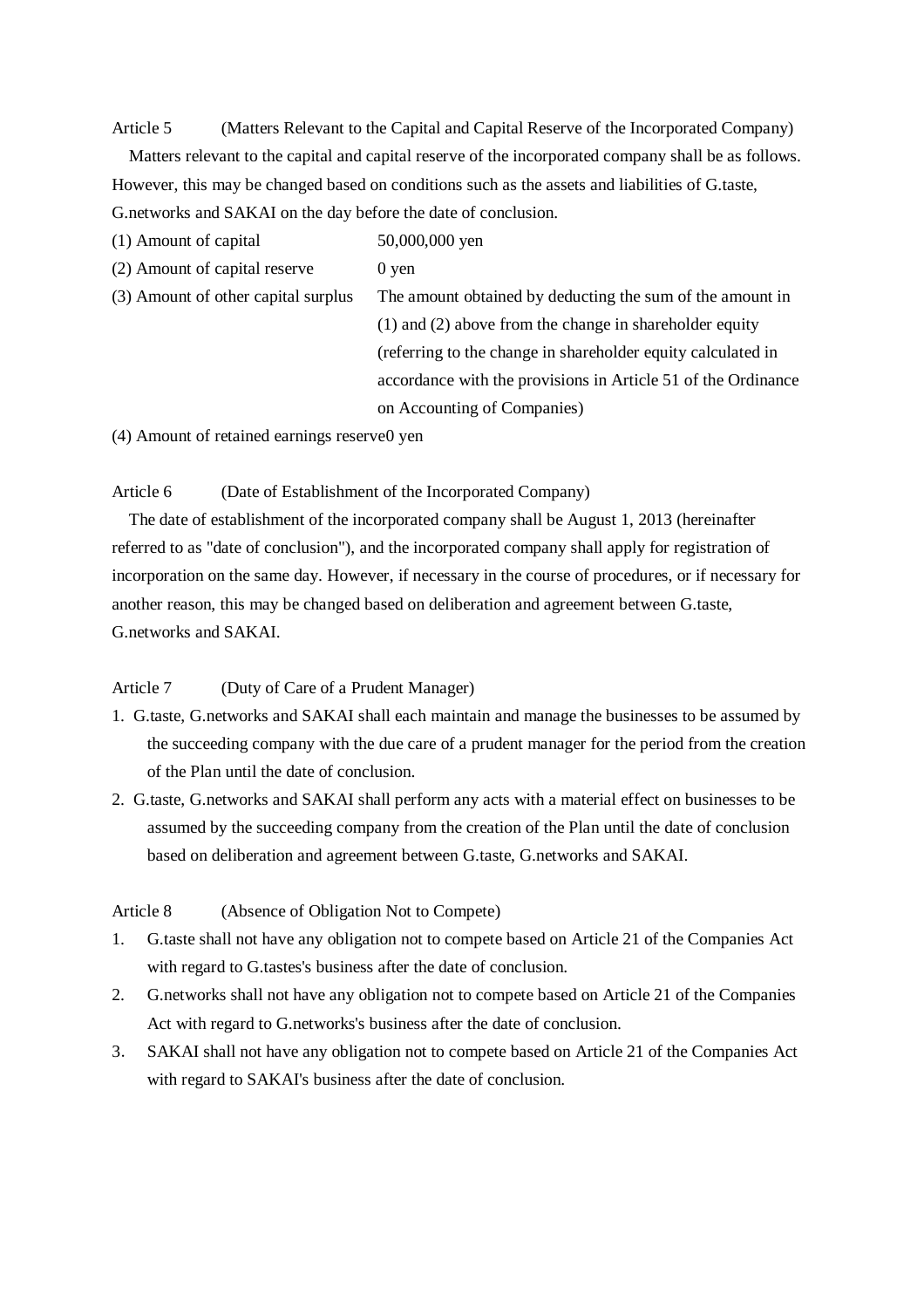Article 5 (Matters Relevant to the Capital and Capital Reserve of the Incorporated Company)

Matters relevant to the capital and capital reserve of the incorporated company shall be as follows. However, this may be changed based on conditions such as the assets and liabilities of G.taste, G.networks and SAKAI on the day before the date of conclusion.

| | |
|---|---|
| (1) Amount of capital | 50,000,000 yen |
| (2) Amount of capital reserve | 0 yen |
| (3) Amount of other capital surplus | The amount obtained by deducting the sum of the amount in (1) and (2) above from the change in shareholder equity (referring to the change in shareholder equity calculated in accordance with the provisions in Article 51 of the Ordinance on Accounting of Companies) |
| (4) Amount of retained earnings reserve | 0 yen |

Article 6 (Date of Establishment of the Incorporated Company)

The date of establishment of the incorporated company shall be August 1, 2013 (hereinafter referred to as "date of conclusion"), and the incorporated company shall apply for registration of incorporation on the same day. However, if necessary in the course of procedures, or if necessary for another reason, this may be changed based on deliberation and agreement between G.taste, G.networks and SAKAI.

Article 7 (Duty of Care of a Prudent Manager)

1. G.taste, G.networks and SAKAI shall each maintain and manage the businesses to be assumed by the succeeding company with the due care of a prudent manager for the period from the creation of the Plan until the date of conclusion.
2. G.taste, G.networks and SAKAI shall perform any acts with a material effect on businesses to be assumed by the succeeding company from the creation of the Plan until the date of conclusion based on deliberation and agreement between G.taste, G.networks and SAKAI.

Article 8 (Absence of Obligation Not to Compete)

1. G.taste shall not have any obligation not to compete based on Article 21 of the Companies Act with regard to G.tastes's business after the date of conclusion.
2. G.networks shall not have any obligation not to compete based on Article 21 of the Companies Act with regard to G.networks's business after the date of conclusion.
3. SAKAI shall not have any obligation not to compete based on Article 21 of the Companies Act with regard to SAKAI's business after the date of conclusion.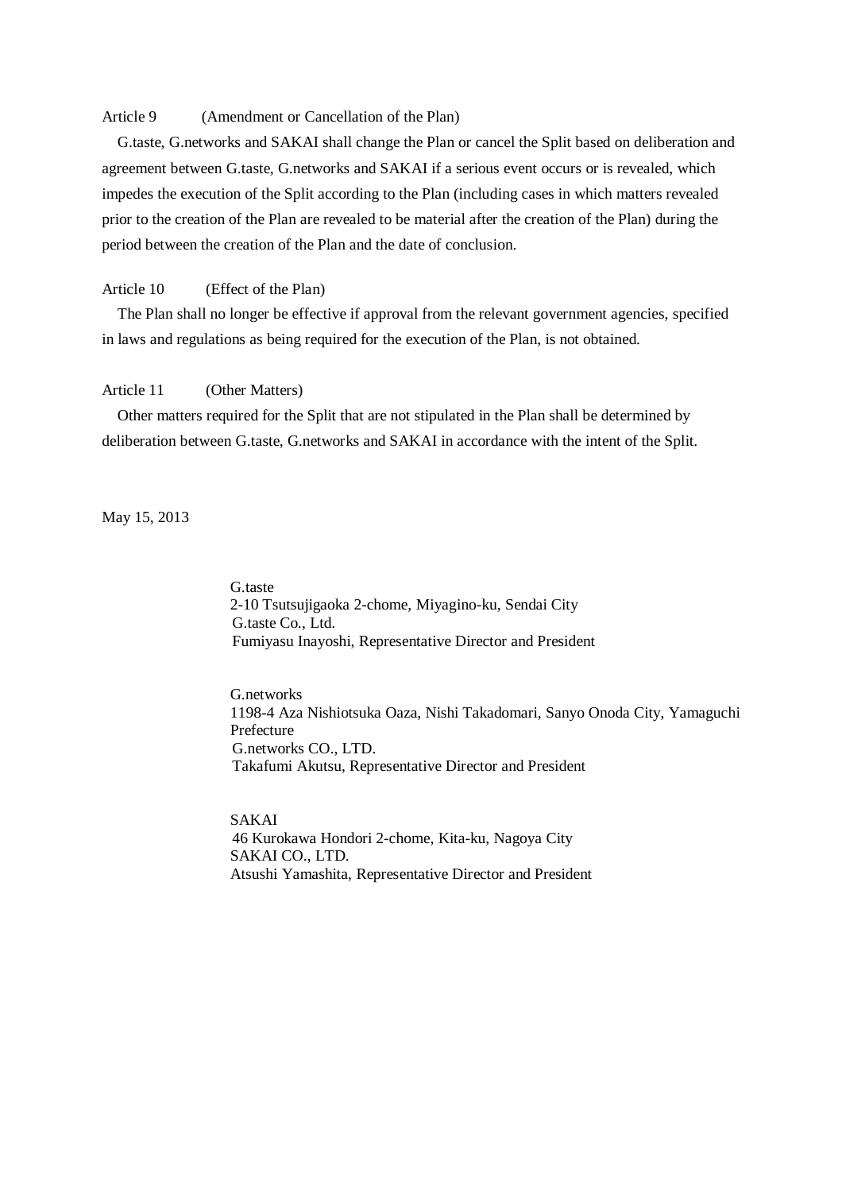Article 9 (Amendment or Cancellation of the Plan)

G.taste, G.networks and SAKAI shall change the Plan or cancel the Split based on deliberation and agreement between G.taste, G.networks and SAKAI if a serious event occurs or is revealed, which impedes the execution of the Split according to the Plan (including cases in which matters revealed prior to the creation of the Plan are revealed to be material after the creation of the Plan) during the period between the creation of the Plan and the date of conclusion.

Article 10 (Effect of the Plan)

The Plan shall no longer be effective if approval from the relevant government agencies, specified in laws and regulations as being required for the execution of the Plan, is not obtained.

Article 11 (Other Matters)

Other matters required for the Split that are not stipulated in the Plan shall be determined by deliberation between G.taste, G.networks and SAKAI in accordance with the intent of the Split.

May 15, 2013

G.taste
2-10 Tsutsujigaoka 2-chome, Miyagino-ku, Sendai City
G.taste Co., Ltd.
Fumiyasu Inayoshi, Representative Director and President

G.networks
1198-4 Aza Nishiotsuka Oaza, Nishi Takadomari, Sanyo Onoda City, Yamaguchi Prefecture
G.networks CO., LTD.
Takafumi Akutsu, Representative Director and President

SAKAI
46 Kurokawa Hondori 2-chome, Kita-ku, Nagoya City
SAKAI CO., LTD.
Atsushi Yamashita, Representative Director and President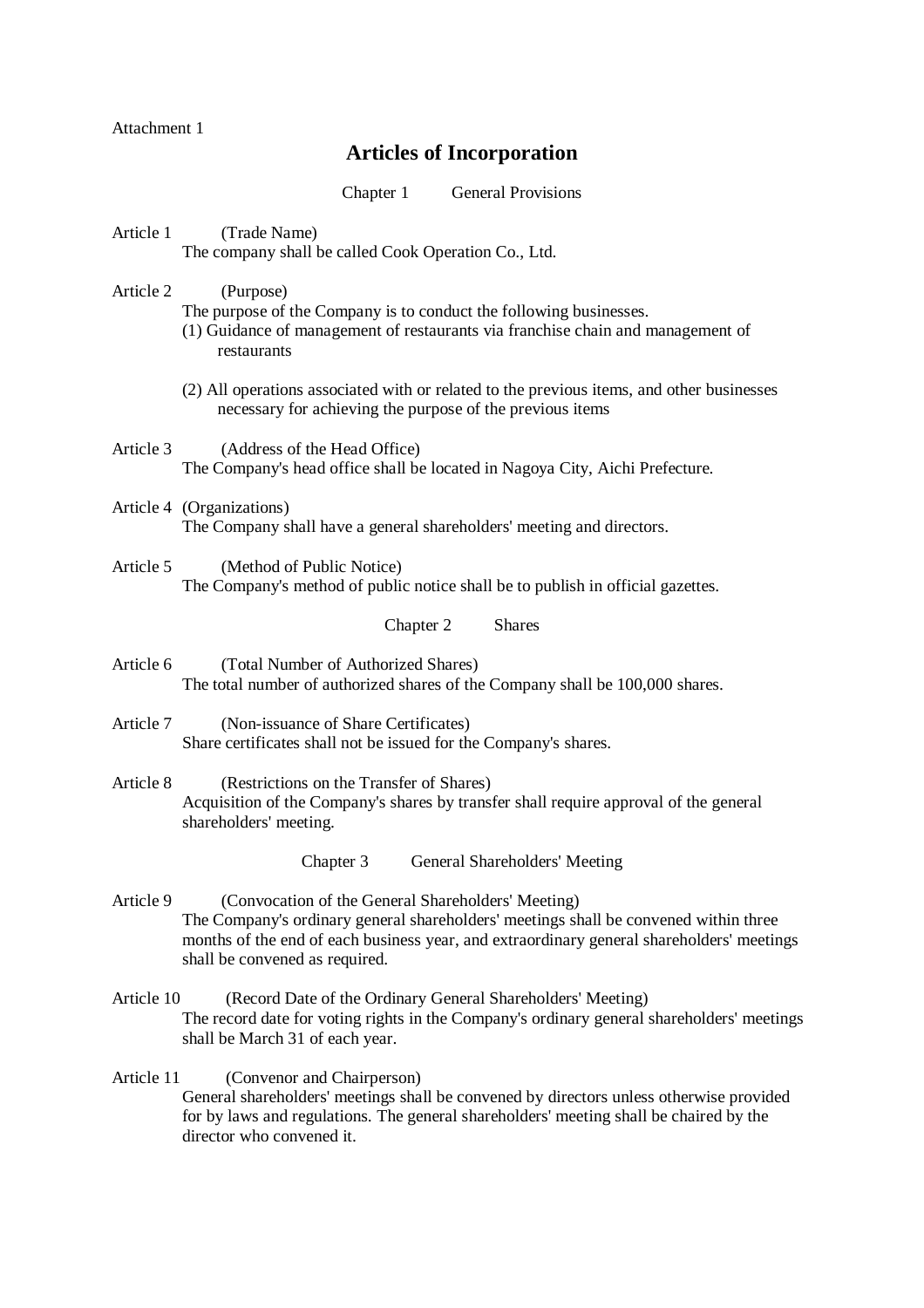Attachment 1

# Articles of Incorporation

## Chapter 1 General Provisions

Article 1 (Trade Name)
The company shall be called Cook Operation Co., Ltd.

Article 2 (Purpose)
The purpose of the Company is to conduct the following businesses.
(1) Guidance of management of restaurants via franchise chain and management of restaurants

(2) All operations associated with or related to the previous items, and other businesses necessary for achieving the purpose of the previous items

Article 3 (Address of the Head Office)
The Company's head office shall be located in Nagoya City, Aichi Prefecture.

Article 4 (Organizations)
The Company shall have a general shareholders' meeting and directors.

Article 5 (Method of Public Notice)
The Company's method of public notice shall be to publish in official gazettes.

## Chapter 2 Shares

Article 6 (Total Number of Authorized Shares)
The total number of authorized shares of the Company shall be 100,000 shares.

Article 7 (Non-issuance of Share Certificates)
Share certificates shall not be issued for the Company's shares.

Article 8 (Restrictions on the Transfer of Shares)
Acquisition of the Company's shares by transfer shall require approval of the general shareholders' meeting.

## Chapter 3 General Shareholders' Meeting

Article 9 (Convocation of the General Shareholders' Meeting)
The Company's ordinary general shareholders' meetings shall be convened within three months of the end of each business year, and extraordinary general shareholders' meetings shall be convened as required.

Article 10 (Record Date of the Ordinary General Shareholders' Meeting)
The record date for voting rights in the Company's ordinary general shareholders' meetings shall be March 31 of each year.

Article 11 (Convenor and Chairperson)
General shareholders' meetings shall be convened by directors unless otherwise provided for by laws and regulations. The general shareholders' meeting shall be chaired by the director who convened it.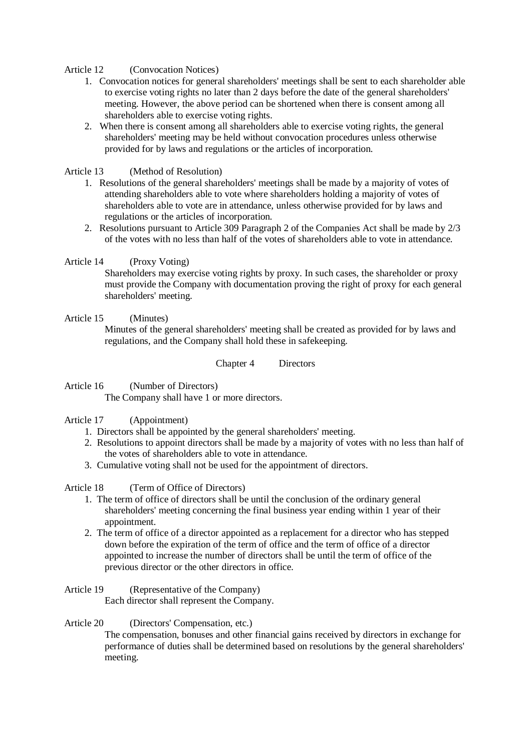Article 12 (Convocation Notices)

1. Convocation notices for general shareholders' meetings shall be sent to each shareholder able to exercise voting rights no later than 2 days before the date of the general shareholders' meeting. However, the above period can be shortened when there is consent among all shareholders able to exercise voting rights.
2. When there is consent among all shareholders able to exercise voting rights, the general shareholders' meeting may be held without convocation procedures unless otherwise provided for by laws and regulations or the articles of incorporation.

Article 13 (Method of Resolution)

1. Resolutions of the general shareholders' meetings shall be made by a majority of votes of attending shareholders able to vote where shareholders holding a majority of votes of shareholders able to vote are in attendance, unless otherwise provided for by laws and regulations or the articles of incorporation.
2. Resolutions pursuant to Article 309 Paragraph 2 of the Companies Act shall be made by 2/3 of the votes with no less than half of the votes of shareholders able to vote in attendance.

Article 14 (Proxy Voting)

Shareholders may exercise voting rights by proxy. In such cases, the shareholder or proxy must provide the Company with documentation proving the right of proxy for each general shareholders' meeting.

Article 15 (Minutes)

Minutes of the general shareholders' meeting shall be created as provided for by laws and regulations, and the Company shall hold these in safekeeping.

## Chapter 4 Directors

Article 16 (Number of Directors)

The Company shall have 1 or more directors.

Article 17 (Appointment)

1. Directors shall be appointed by the general shareholders' meeting.
2. Resolutions to appoint directors shall be made by a majority of votes with no less than half of the votes of shareholders able to vote in attendance.
3. Cumulative voting shall not be used for the appointment of directors.

Article 18 (Term of Office of Directors)

1. The term of office of directors shall be until the conclusion of the ordinary general shareholders' meeting concerning the final business year ending within 1 year of their appointment.
2. The term of office of a director appointed as a replacement for a director who has stepped down before the expiration of the term of office and the term of office of a director appointed to increase the number of directors shall be until the term of office of the previous director or the other directors in office.

Article 19 (Representative of the Company)

Each director shall represent the Company.

Article 20 (Directors' Compensation, etc.)

The compensation, bonuses and other financial gains received by directors in exchange for performance of duties shall be determined based on resolutions by the general shareholders' meeting.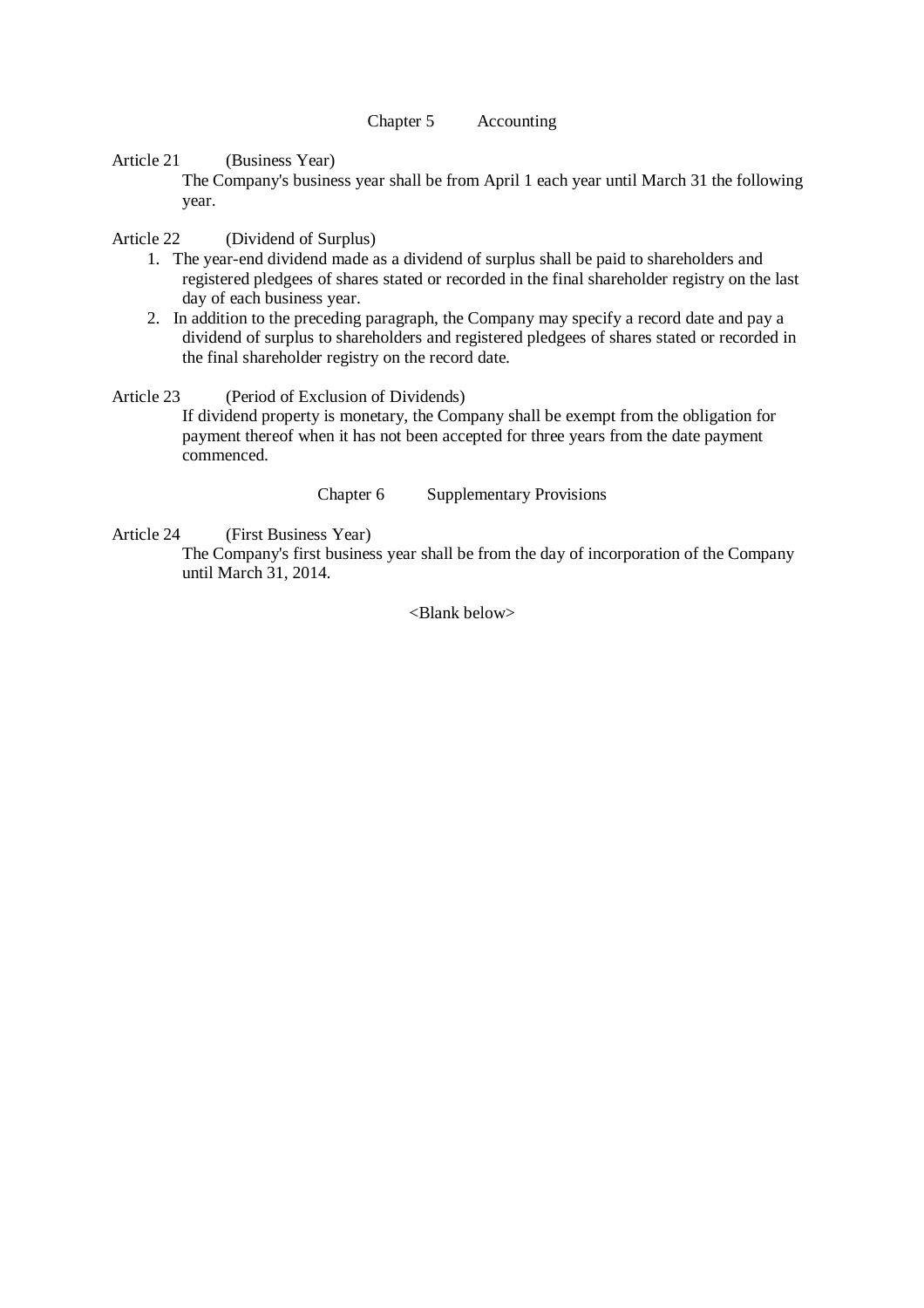## Chapter 5 Accounting

Article 21 (Business Year)

The Company's business year shall be from April 1 each year until March 31 the following year.

Article 22 (Dividend of Surplus)

1. The year-end dividend made as a dividend of surplus shall be paid to shareholders and registered pledgees of shares stated or recorded in the final shareholder registry on the last day of each business year.
2. In addition to the preceding paragraph, the Company may specify a record date and pay a dividend of surplus to shareholders and registered pledgees of shares stated or recorded in the final shareholder registry on the record date.

Article 23 (Period of Exclusion of Dividends)

If dividend property is monetary, the Company shall be exempt from the obligation for payment thereof when it has not been accepted for three years from the date payment commenced.

## Chapter 6 Supplementary Provisions

Article 24 (First Business Year)

The Company's first business year shall be from the day of incorporation of the Company until March 31, 2014.

<Blank below>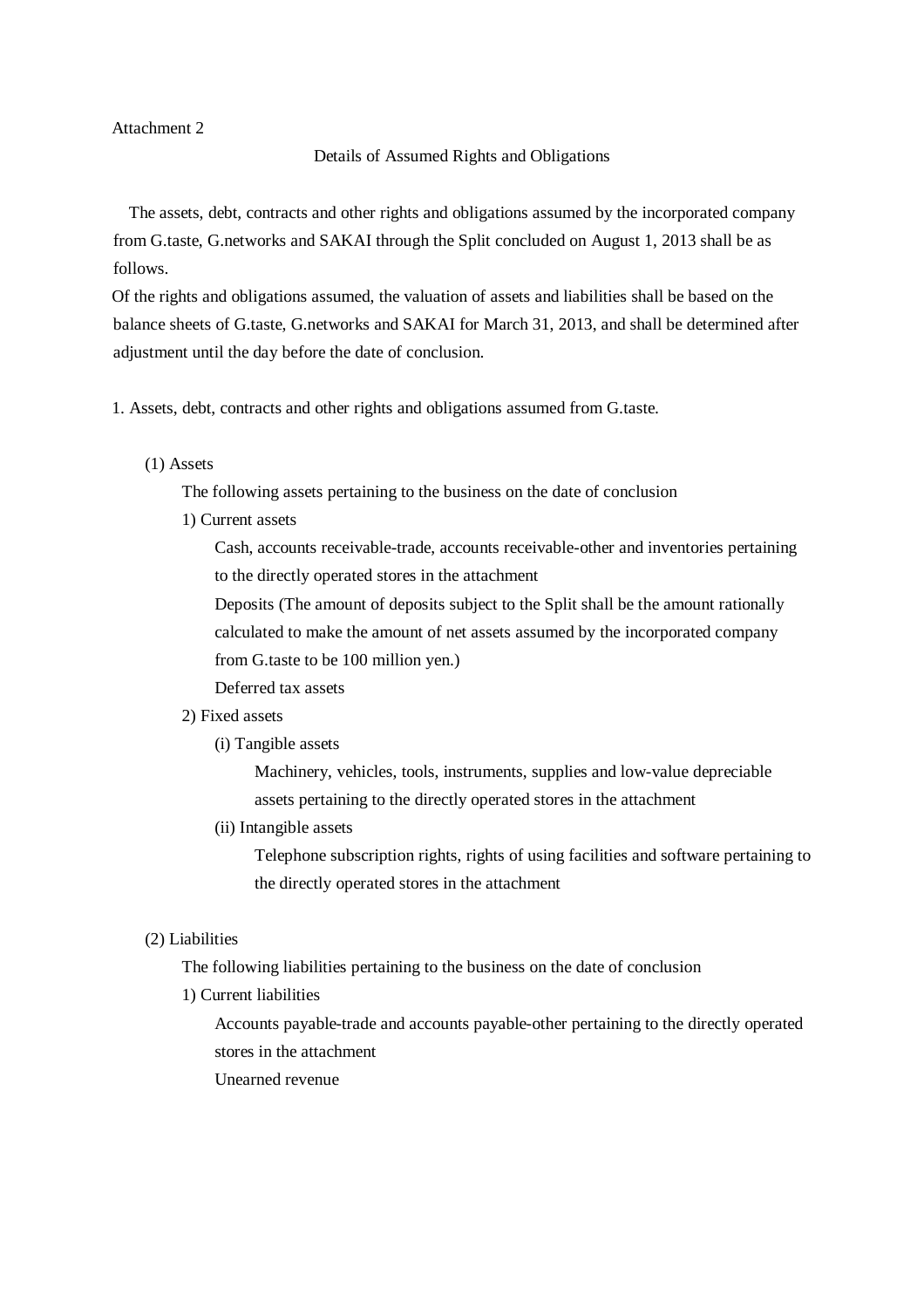Attachment 2

## Details of Assumed Rights and Obligations

The assets, debt, contracts and other rights and obligations assumed by the incorporated company from G.taste, G.networks and SAKAI through the Split concluded on August 1, 2013 shall be as follows.

Of the rights and obligations assumed, the valuation of assets and liabilities shall be based on the balance sheets of G.taste, G.networks and SAKAI for March 31, 2013, and shall be determined after adjustment until the day before the date of conclusion.

1. Assets, debt, contracts and other rights and obligations assumed from G.taste.

    (1) Assets

    The following assets pertaining to the business on the date of conclusion

    1) Current assets

    Cash, accounts receivable-trade, accounts receivable-other and inventories pertaining to the directly operated stores in the attachment

    Deposits (The amount of deposits subject to the Split shall be the amount rationally calculated to make the amount of net assets assumed by the incorporated company from G.taste to be 100 million yen.)

    Deferred tax assets

    2) Fixed assets

    (i) Tangible assets

    Machinery, vehicles, tools, instruments, supplies and low-value depreciable assets pertaining to the directly operated stores in the attachment

    (ii) Intangible assets

    Telephone subscription rights, rights of using facilities and software pertaining to the directly operated stores in the attachment

    (2) Liabilities

    The following liabilities pertaining to the business on the date of conclusion

    1) Current liabilities

    Accounts payable-trade and accounts payable-other pertaining to the directly operated stores in the attachment

    Unearned revenue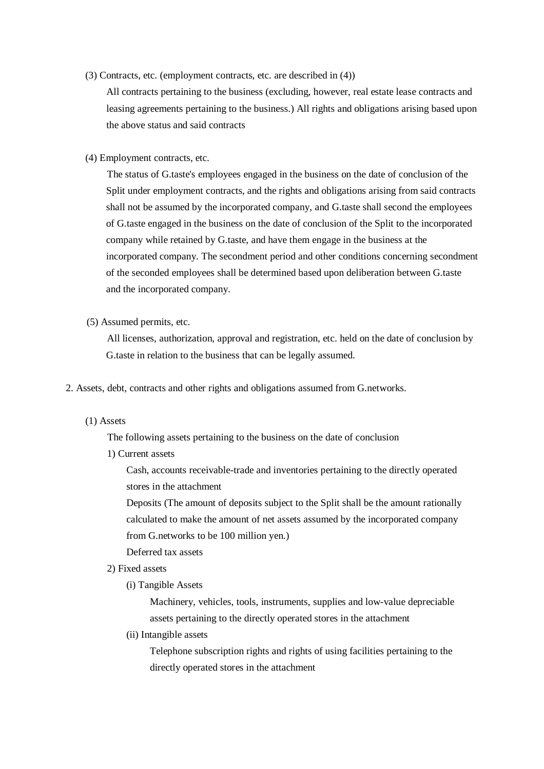(3) Contracts, etc. (employment contracts, etc. are described in (4))

All contracts pertaining to the business (excluding, however, real estate lease contracts and leasing agreements pertaining to the business.) All rights and obligations arising based upon the above status and said contracts

(4) Employment contracts, etc.

The status of G.taste's employees engaged in the business on the date of conclusion of the Split under employment contracts, and the rights and obligations arising from said contracts shall not be assumed by the incorporated company, and G.taste shall second the employees of G.taste engaged in the business on the date of conclusion of the Split to the incorporated company while retained by G.taste, and have them engage in the business at the incorporated company. The secondment period and other conditions concerning secondment of the seconded employees shall be determined based upon deliberation between G.taste and the incorporated company.

(5) Assumed permits, etc.

All licenses, authorization, approval and registration, etc. held on the date of conclusion by G.taste in relation to the business that can be legally assumed.

2. Assets, debt, contracts and other rights and obligations assumed from G.networks.

(1) Assets

The following assets pertaining to the business on the date of conclusion

1) Current assets

Cash, accounts receivable-trade and inventories pertaining to the directly operated stores in the attachment

Deposits (The amount of deposits subject to the Split shall be the amount rationally calculated to make the amount of net assets assumed by the incorporated company from G.networks to be 100 million yen.)

Deferred tax assets

2) Fixed assets

(i) Tangible Assets

Machinery, vehicles, tools, instruments, supplies and low-value depreciable assets pertaining to the directly operated stores in the attachment

(ii) Intangible assets

Telephone subscription rights and rights of using facilities pertaining to the directly operated stores in the attachment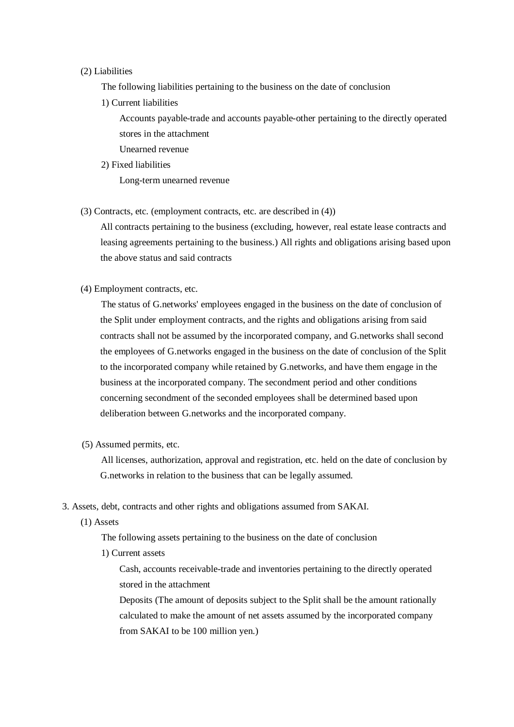(2) Liabilities

The following liabilities pertaining to the business on the date of conclusion

1) Current liabilities

Accounts payable-trade and accounts payable-other pertaining to the directly operated stores in the attachment

Unearned revenue

2) Fixed liabilities

Long-term unearned revenue

(3) Contracts, etc. (employment contracts, etc. are described in (4))

All contracts pertaining to the business (excluding, however, real estate lease contracts and leasing agreements pertaining to the business.) All rights and obligations arising based upon the above status and said contracts

(4) Employment contracts, etc.

The status of G.networks' employees engaged in the business on the date of conclusion of the Split under employment contracts, and the rights and obligations arising from said contracts shall not be assumed by the incorporated company, and G.networks shall second the employees of G.networks engaged in the business on the date of conclusion of the Split to the incorporated company while retained by G.networks, and have them engage in the business at the incorporated company. The secondment period and other conditions concerning secondment of the seconded employees shall be determined based upon deliberation between G.networks and the incorporated company.

(5) Assumed permits, etc.

All licenses, authorization, approval and registration, etc. held on the date of conclusion by G.networks in relation to the business that can be legally assumed.

3. Assets, debt, contracts and other rights and obligations assumed from SAKAI.

(1) Assets

The following assets pertaining to the business on the date of conclusion

1) Current assets

Cash, accounts receivable-trade and inventories pertaining to the directly operated stored in the attachment

Deposits (The amount of deposits subject to the Split shall be the amount rationally calculated to make the amount of net assets assumed by the incorporated company from SAKAI to be 100 million yen.)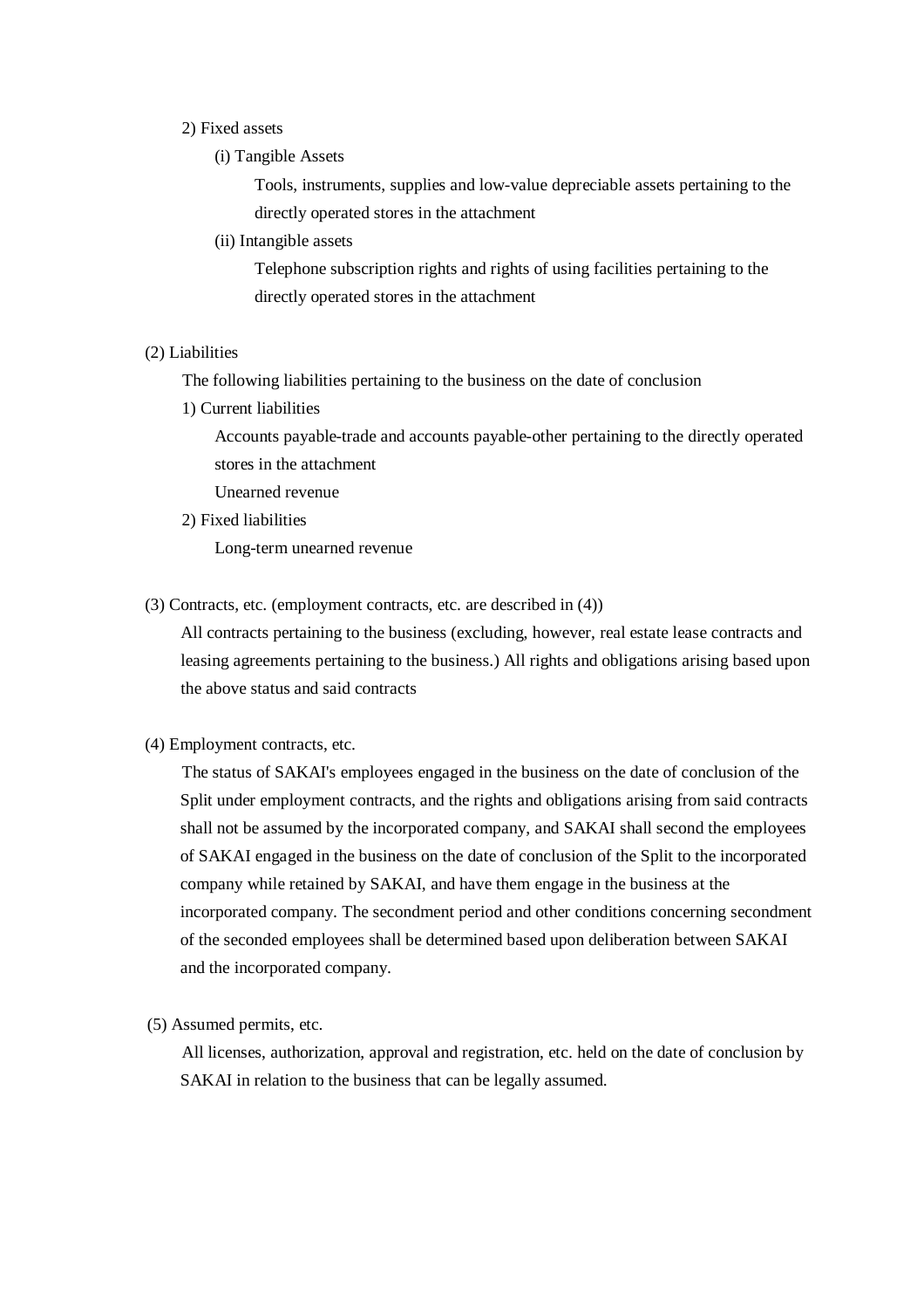2) Fixed assets

(i) Tangible Assets

Tools, instruments, supplies and low-value depreciable assets pertaining to the directly operated stores in the attachment

(ii) Intangible assets

Telephone subscription rights and rights of using facilities pertaining to the directly operated stores in the attachment

(2) Liabilities

The following liabilities pertaining to the business on the date of conclusion

1) Current liabilities

Accounts payable-trade and accounts payable-other pertaining to the directly operated stores in the attachment

Unearned revenue

2) Fixed liabilities

Long-term unearned revenue

(3) Contracts, etc. (employment contracts, etc. are described in (4))

All contracts pertaining to the business (excluding, however, real estate lease contracts and leasing agreements pertaining to the business.) All rights and obligations arising based upon the above status and said contracts

(4) Employment contracts, etc.

The status of SAKAI's employees engaged in the business on the date of conclusion of the Split under employment contracts, and the rights and obligations arising from said contracts shall not be assumed by the incorporated company, and SAKAI shall second the employees of SAKAI engaged in the business on the date of conclusion of the Split to the incorporated company while retained by SAKAI, and have them engage in the business at the incorporated company. The secondment period and other conditions concerning secondment of the seconded employees shall be determined based upon deliberation between SAKAI and the incorporated company.

(5) Assumed permits, etc.

All licenses, authorization, approval and registration, etc. held on the date of conclusion by SAKAI in relation to the business that can be legally assumed.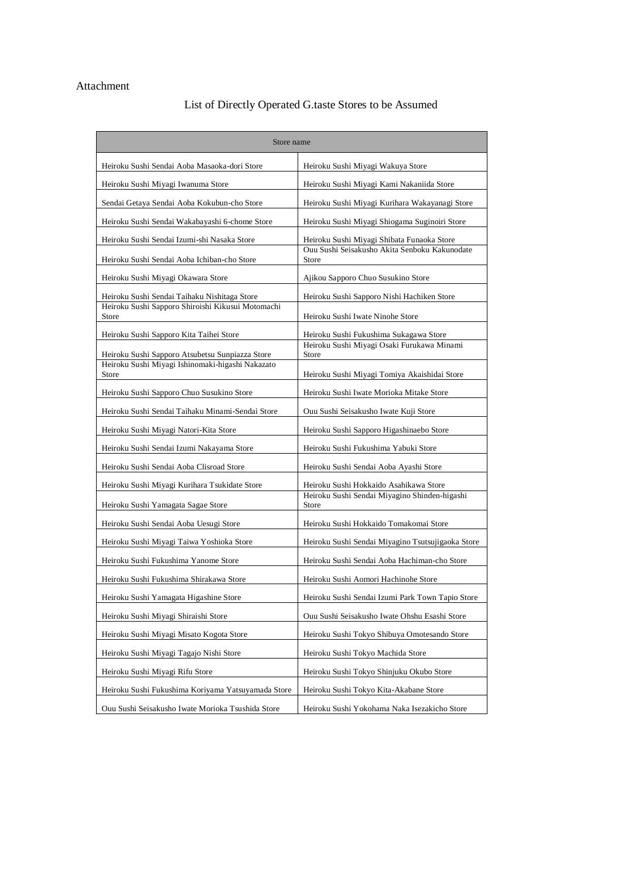Attachment

List of Directly Operated G.taste Stores to be Assumed

| Store name | |
|---|---|
| Heiroku Sushi Sendai Aoba Masaoka-dori Store | Heiroku Sushi Miyagi Wakuya Store |
| Heiroku Sushi Miyagi Iwanuma Store | Heiroku Sushi Miyagi Kami Nakaniida Store |
| Sendai Getaya Sendai Aoba Kokubun-cho Store | Heiroku Sushi Miyagi Kurihara Wakayanagi Store |
| Heiroku Sushi Sendai Wakabayashi 6-chome Store | Heiroku Sushi Miyagi Shiogama Suginoiri Store |
| Heiroku Sushi Sendai Izumi-shi Nasaka Store | Heiroku Sushi Miyagi Shibata Funaoka Store |
| Heiroku Sushi Sendai Aoba Ichiban-cho Store | Ouu Sushi Seisakusho Akita Senboku Kakunodate Store |
| Heiroku Sushi Miyagi Okawara Store | Ajikou Sapporo Chuo Susukino Store |
| Heiroku Sushi Sendai Taihaku Nishitaga Store | Heiroku Sushi Sapporo Nishi Hachiken Store |
| Heiroku Sushi Sapporo Shiroishi Kikusui Motomachi Store | Heiroku Sushi Iwate Ninohe Store |
| Heiroku Sushi Sapporo Kita Taihei Store | Heiroku Sushi Fukushima Sukagawa Store |
| Heiroku Sushi Sapporo Atsubetsu Sunpiazza Store | Heiroku Sushi Miyagi Osaki Furukawa Minami Store |
| Heiroku Sushi Miyagi Ishinomaki-higashi Nakazato Store | Heiroku Sushi Miyagi Tomiya Akaishidai Store |
| Heiroku Sushi Sapporo Chuo Susukino Store | Heiroku Sushi Iwate Morioka Mitake Store |
| Heiroku Sushi Sendai Taihaku Minami-Sendai Store | Ouu Sushi Seisakusho Iwate Kuji Store |
| Heiroku Sushi Miyagi Natori-Kita Store | Heiroku Sushi Sapporo Higashinaebo Store |
| Heiroku Sushi Sendai Izumi Nakayama Store | Heiroku Sushi Fukushima Yabuki Store |
| Heiroku Sushi Sendai Aoba Clisroad Store | Heiroku Sushi Sendai Aoba Ayashi Store |
| Heiroku Sushi Miyagi Kurihara Tsukidate Store | Heiroku Sushi Hokkaido Asahikawa Store |
| Heiroku Sushi Yamagata Sagae Store | Heiroku Sushi Sendai Miyagino Shinden-higashi Store |
| Heiroku Sushi Sendai Aoba Uesugi Store | Heiroku Sushi Hokkaido Tomakomai Store |
| Heiroku Sushi Miyagi Taiwa Yoshioka Store | Heiroku Sushi Sendai Miyagino Tsutsujigaoka Store |
| Heiroku Sushi Fukushima Yanome Store | Heiroku Sushi Sendai Aoba Hachiman-cho Store |
| Heiroku Sushi Fukushima Shirakawa Store | Heiroku Sushi Aomori Hachinohe Store |
| Heiroku Sushi Yamagata Higashine Store | Heiroku Sushi Sendai Izumi Park Town Tapio Store |
| Heiroku Sushi Miyagi Shiraishi Store | Ouu Sushi Seisakusho Iwate Ohshu Esashi Store |
| Heiroku Sushi Miyagi Misato Kogota Store | Heiroku Sushi Tokyo Shibuya Omotesando Store |
| Heiroku Sushi Miyagi Tagajo Nishi Store | Heiroku Sushi Tokyo Machida Store |
| Heiroku Sushi Miyagi Rifu Store | Heiroku Sushi Tokyo Shinjuku Okubo Store |
| Heiroku Sushi Fukushima Koriyama Yatsuyamada Store | Heiroku Sushi Tokyo Kita-Akabane Store |
| Ouu Sushi Seisakusho Iwate Morioka Tsushida Store | Heiroku Sushi Yokohama Naka Isezakicho Store |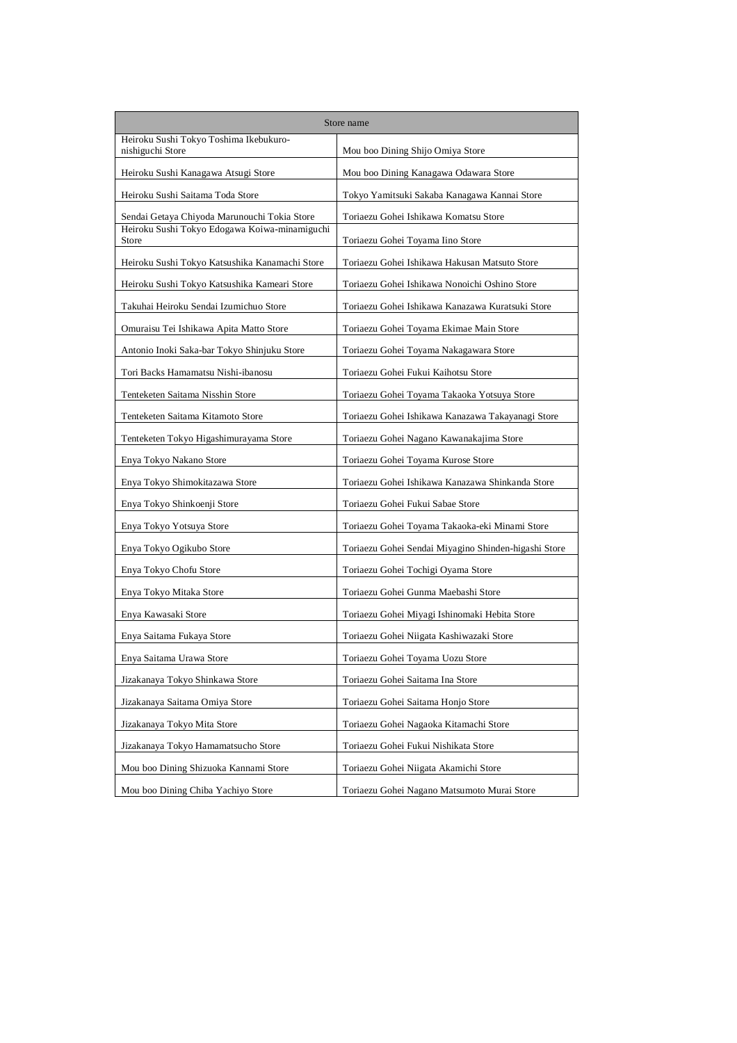| Store name | |
|---|---|
| Heiroku Sushi Tokyo Toshima Ikebukuro-nishiguchi Store | Mou boo Dining Shijo Omiya Store |
| Heiroku Sushi Kanagawa Atsugi Store | Mou boo Dining Kanagawa Odawara Store |
| Heiroku Sushi Saitama Toda Store | Tokyo Yamitsuki Sakaba Kanagawa Kannai Store |
| Sendai Getaya Chiyoda Marunouchi Tokia Store | Toriaezu Gohei Ishikawa Komatsu Store |
| Heiroku Sushi Tokyo Edogawa Koiwa-minamiguchi Store | Toriaezu Gohei Toyama Iino Store |
| Heiroku Sushi Tokyo Katsushika Kanamachi Store | Toriaezu Gohei Ishikawa Hakusan Matsuto Store |
| Heiroku Sushi Tokyo Katsushika Kameari Store | Toriaezu Gohei Ishikawa Nonoichi Oshino Store |
| Takuhai Heiroku Sendai Izumichuo Store | Toriaezu Gohei Ishikawa Kanazawa Kuratsuki Store |
| Omuraisu Tei Ishikawa Apita Matto Store | Toriaezu Gohei Toyama Ekimae Main Store |
| Antonio Inoki Saka-bar Tokyo Shinjuku Store | Toriaezu Gohei Toyama Nakagawara Store |
| Tori Backs Hamamatsu Nishi-ibanosu | Toriaezu Gohei Fukui Kaihotsu Store |
| Tenteketen Saitama Nisshin Store | Toriaezu Gohei Toyama Takaoka Yotsuya Store |
| Tenteketen Saitama Kitamoto Store | Toriaezu Gohei Ishikawa Kanazawa Takayanagi Store |
| Tenteketen Tokyo Higashimurayama Store | Toriaezu Gohei Nagano Kawanakajima Store |
| Enya Tokyo Nakano Store | Toriaezu Gohei Toyama Kurose Store |
| Enya Tokyo Shimokitazawa Store | Toriaezu Gohei Ishikawa Kanazawa Shinkanda Store |
| Enya Tokyo Shinkoenji Store | Toriaezu Gohei Fukui Sabae Store |
| Enya Tokyo Yotsuya Store | Toriaezu Gohei Toyama Takaoka-eki Minami Store |
| Enya Tokyo Ogikubo Store | Toriaezu Gohei Sendai Miyagino Shinden-higashi Store |
| Enya Tokyo Chofu Store | Toriaezu Gohei Tochigi Oyama Store |
| Enya Tokyo Mitaka Store | Toriaezu Gohei Gunma Maebashi Store |
| Enya Kawasaki Store | Toriaezu Gohei Miyagi Ishinomaki Hebita Store |
| Enya Saitama Fukaya Store | Toriaezu Gohei Niigata Kashiwazaki Store |
| Enya Saitama Urawa Store | Toriaezu Gohei Toyama Uozu Store |
| Jizakanaya Tokyo Shinkawa Store | Toriaezu Gohei Saitama Ina Store |
| Jizakanaya Saitama Omiya Store | Toriaezu Gohei Saitama Honjo Store |
| Jizakanaya Tokyo Mita Store | Toriaezu Gohei Nagaoka Kitamachi Store |
| Jizakanaya Tokyo Hamamatsucho Store | Toriaezu Gohei Fukui Nishikata Store |
| Mou boo Dining Shizuoka Kannami Store | Toriaezu Gohei Niigata Akamichi Store |
| Mou boo Dining Chiba Yachiyo Store | Toriaezu Gohei Nagano Matsumoto Murai Store |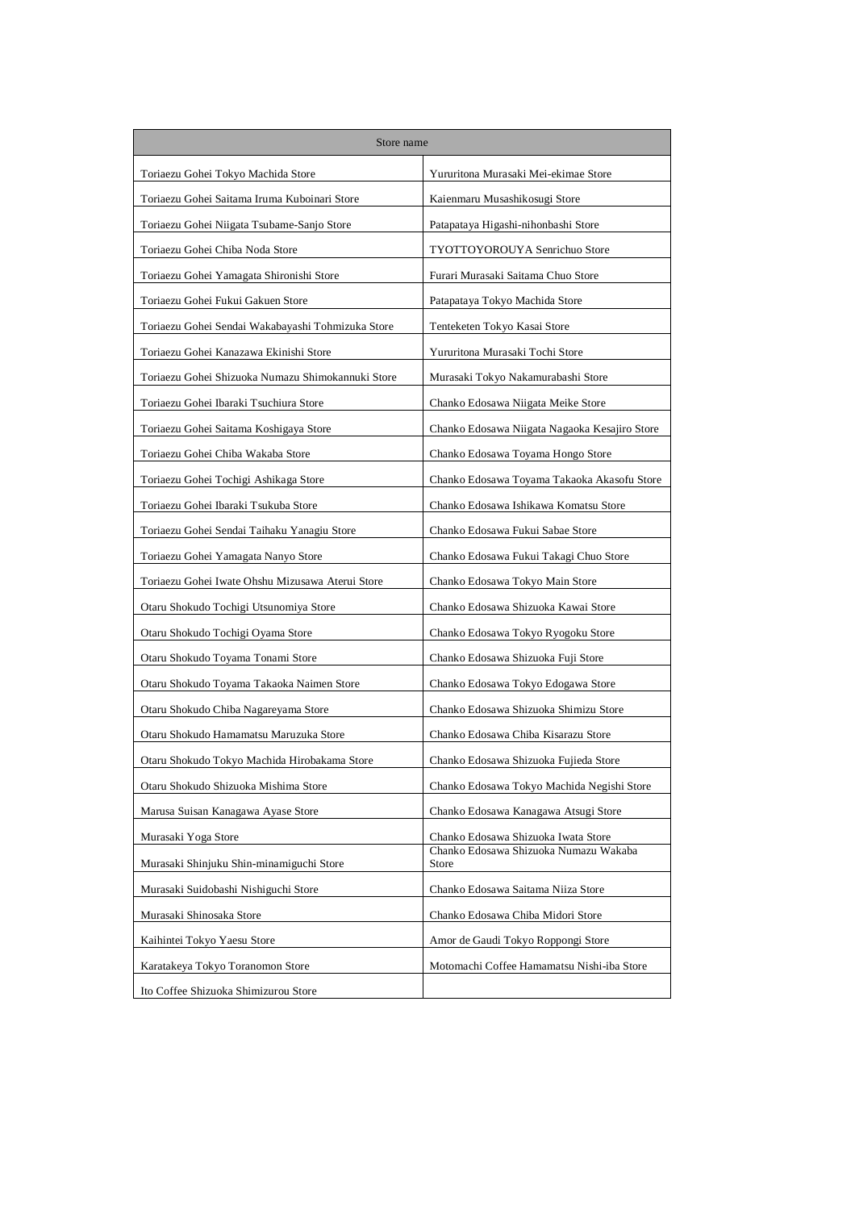| Store name | |
|---|---|
| Toriaezu Gohei Tokyo Machida Store | Yururitona Murasaki Mei-ekimae Store |
| Toriaezu Gohei Saitama Iruma Kuboinari Store | Kaienmaru Musashikosugi Store |
| Toriaezu Gohei Niigata Tsubame-Sanjo Store | Patapataya Higashi-nihonbashi Store |
| Toriaezu Gohei Chiba Noda Store | TYOTTOYOROUYA Senrichuo Store |
| Toriaezu Gohei Yamagata Shironishi Store | Furari Murasaki Saitama Chuo Store |
| Toriaezu Gohei Fukui Gakuen Store | Patapataya Tokyo Machida Store |
| Toriaezu Gohei Sendai Wakabayashi Tohmizuka Store | Tenteketen Tokyo Kasai Store |
| Toriaezu Gohei Kanazawa Ekinishi Store | Yururitona Murasaki Tochi Store |
| Toriaezu Gohei Shizuoka Numazu Shimokannuki Store | Murasaki Tokyo Nakamurabashi Store |
| Toriaezu Gohei Ibaraki Tsuchiura Store | Chanko Edosawa Niigata Meike Store |
| Toriaezu Gohei Saitama Koshigaya Store | Chanko Edosawa Niigata Nagaoka Kesajiro Store |
| Toriaezu Gohei Chiba Wakaba Store | Chanko Edosawa Toyama Hongo Store |
| Toriaezu Gohei Tochigi Ashikaga Store | Chanko Edosawa Toyama Takaoka Akasofu Store |
| Toriaezu Gohei Ibaraki Tsukuba Store | Chanko Edosawa Ishikawa Komatsu Store |
| Toriaezu Gohei Sendai Taihaku Yanagiu Store | Chanko Edosawa Fukui Sabae Store |
| Toriaezu Gohei Yamagata Nanyo Store | Chanko Edosawa Fukui Takagi Chuo Store |
| Toriaezu Gohei Iwate Ohshu Mizusawa Aterui Store | Chanko Edosawa Tokyo Main Store |
| Otaru Shokudo Tochigi Utsunomiya Store | Chanko Edosawa Shizuoka Kawai Store |
| Otaru Shokudo Tochigi Oyama Store | Chanko Edosawa Tokyo Ryogoku Store |
| Otaru Shokudo Toyama Tonami Store | Chanko Edosawa Shizuoka Fuji Store |
| Otaru Shokudo Toyama Takaoka Naimen Store | Chanko Edosawa Tokyo Edogawa Store |
| Otaru Shokudo Chiba Nagareyama Store | Chanko Edosawa Shizuoka Shimizu Store |
| Otaru Shokudo Hamamatsu Maruzuka Store | Chanko Edosawa Chiba Kisarazu Store |
| Otaru Shokudo Tokyo Machida Hirobakama Store | Chanko Edosawa Shizuoka Fujieda Store |
| Otaru Shokudo Shizuoka Mishima Store | Chanko Edosawa Tokyo Machida Negishi Store |
| Marusa Suisan Kanagawa Ayase Store | Chanko Edosawa Kanagawa Atsugi Store |
| Murasaki Yoga Store | Chanko Edosawa Shizuoka Iwata Store |
| Murasaki Shinjuku Shin-minamiguchi Store | Chanko Edosawa Shizuoka Numazu Wakaba Store |
| Murasaki Suidobashi Nishiguchi Store | Chanko Edosawa Saitama Niiza Store |
| Murasaki Shinosaka Store | Chanko Edosawa Chiba Midori Store |
| Kaihintei Tokyo Yaesu Store | Amor de Gaudi Tokyo Roppongi Store |
| Karatakeya Tokyo Toranomon Store | Motomachi Coffee Hamamatsu Nishi-iba Store |
| Ito Coffee Shizuoka Shimizurou Store | |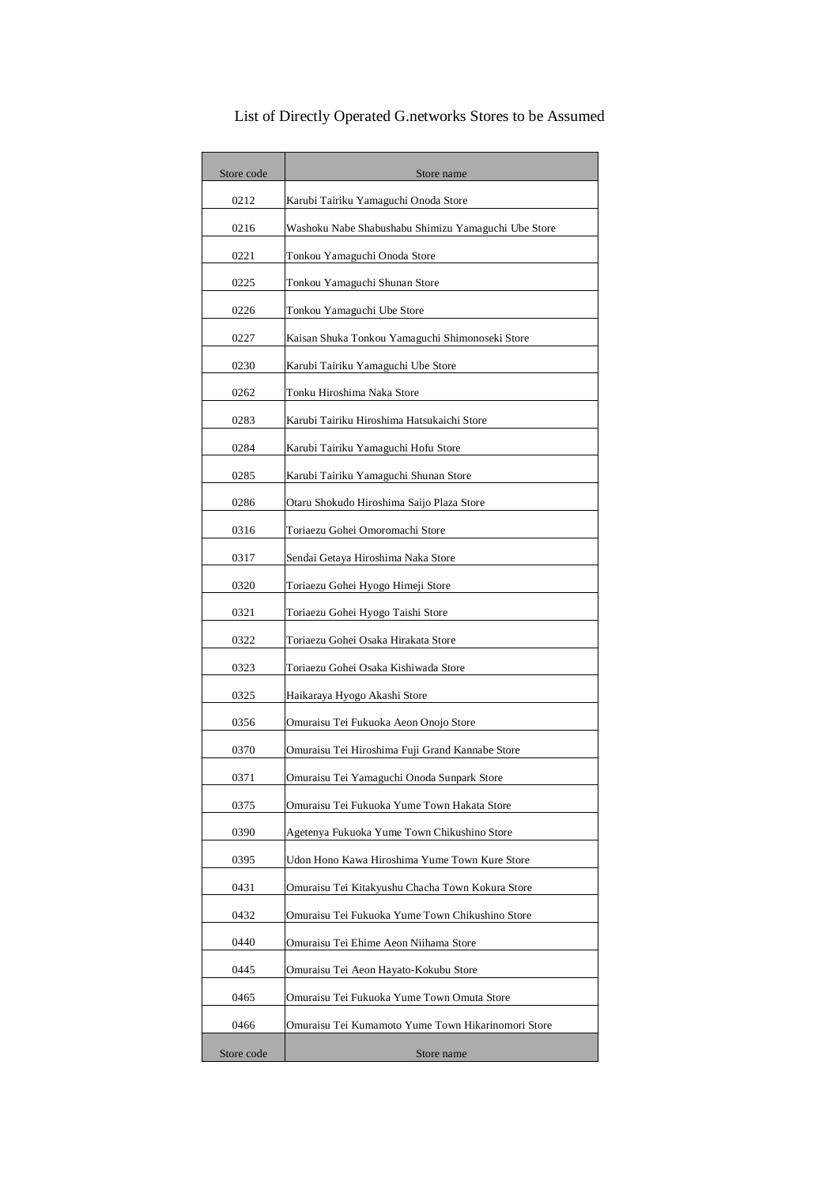List of Directly Operated G.networks Stores to be Assumed

| Store code | Store name |
|---|---|
| 0212 | Karubi Tairiku Yamaguchi Onoda Store |
| 0216 | Washoku Nabe Shabushabu Shimizu Yamaguchi Ube Store |
| 0221 | Tonkou Yamaguchi Onoda Store |
| 0225 | Tonkou Yamaguchi Shunan Store |
| 0226 | Tonkou Yamaguchi Ube Store |
| 0227 | Kaisan Shuka Tonkou Yamaguchi Shimonoseki Store |
| 0230 | Karubi Tairiku Yamaguchi Ube Store |
| 0262 | Tonku Hiroshima Naka Store |
| 0283 | Karubi Tairiku Hiroshima Hatsukaichi Store |
| 0284 | Karubi Tairiku Yamaguchi Hofu Store |
| 0285 | Karubi Tairiku Yamaguchi Shunan Store |
| 0286 | Otaru Shokudo Hiroshima Saijo Plaza Store |
| 0316 | Toriaezu Gohei Omoromachi Store |
| 0317 | Sendai Getaya Hiroshima Naka Store |
| 0320 | Toriaezu Gohei Hyogo Himeji Store |
| 0321 | Toriaezu Gohei Hyogo Taishi Store |
| 0322 | Toriaezu Gohei Osaka Hirakata Store |
| 0323 | Toriaezu Gohei Osaka Kishiwada Store |
| 0325 | Haikaraya Hyogo Akashi Store |
| 0356 | Omuraisu Tei Fukuoka Aeon Onojo Store |
| 0370 | Omuraisu Tei Hiroshima Fuji Grand Kannabe Store |
| 0371 | Omuraisu Tei Yamaguchi Onoda Sunpark Store |
| 0375 | Omuraisu Tei Fukuoka Yume Town Hakata Store |
| 0390 | Agetenya Fukuoka Yume Town Chikushino Store |
| 0395 | Udon Hono Kawa Hiroshima Yume Town Kure Store |
| 0431 | Omuraisu Tei Kitakyushu Chacha Town Kokura Store |
| 0432 | Omuraisu Tei Fukuoka Yume Town Chikushino Store |
| 0440 | Omuraisu Tei Ehime Aeon Niihama Store |
| 0445 | Omuraisu Tei Aeon Hayato-Kokubu Store |
| 0465 | Omuraisu Tei Fukuoka Yume Town Omuta Store |
| 0466 | Omuraisu Tei Kumamoto Yume Town Hikarinomori Store |
| Store code | Store name |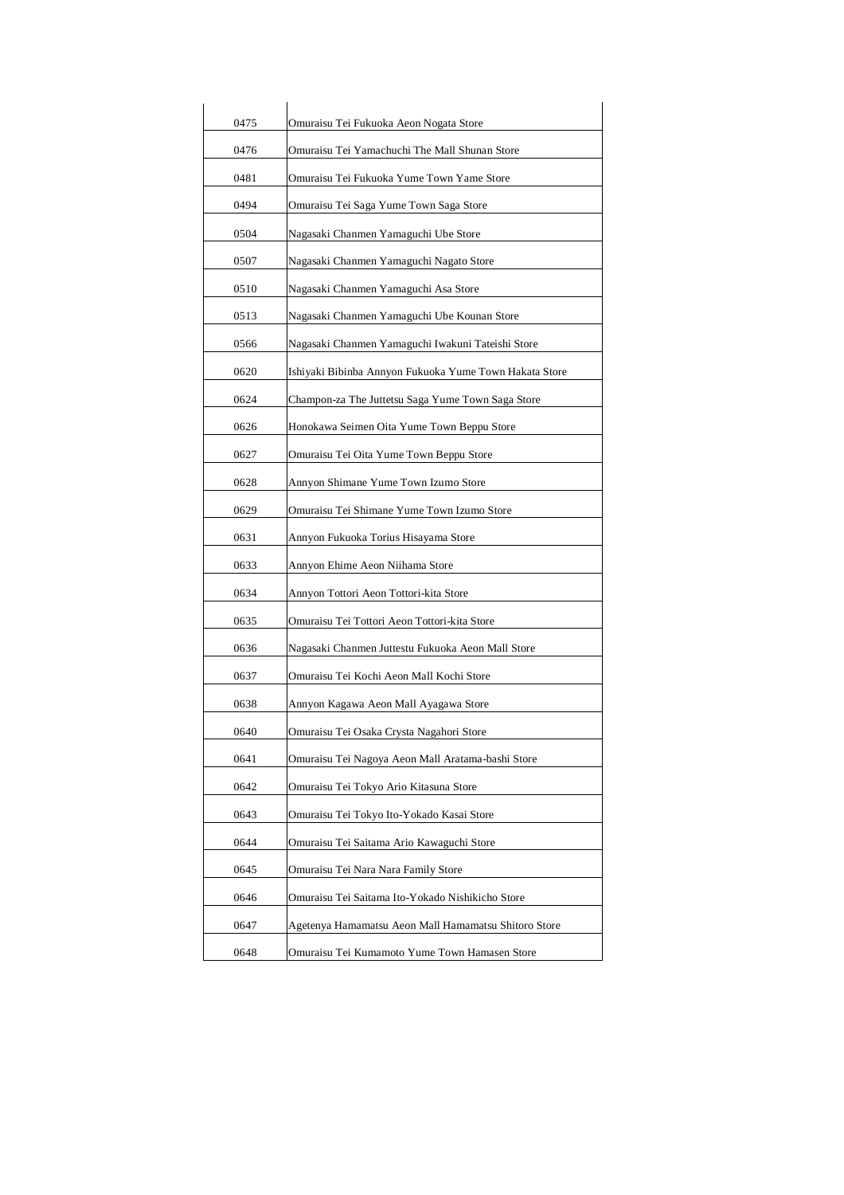| | |
|---|---|
| 0475 | Omuraisu Tei Fukuoka Aeon Nogata Store |
| 0476 | Omuraisu Tei Yamachuchi The Mall Shunan Store |
| 0481 | Omuraisu Tei Fukuoka Yume Town Yame Store |
| 0494 | Omuraisu Tei Saga Yume Town Saga Store |
| 0504 | Nagasaki Chanmen Yamaguchi Ube Store |
| 0507 | Nagasaki Chanmen Yamaguchi Nagato Store |
| 0510 | Nagasaki Chanmen Yamaguchi Asa Store |
| 0513 | Nagasaki Chanmen Yamaguchi Ube Kounan Store |
| 0566 | Nagasaki Chanmen Yamaguchi Iwakuni Tateishi Store |
| 0620 | Ishiyaki Bibinba Annyon Fukuoka Yume Town Hakata Store |
| 0624 | Champon-za The Juttetsu Saga Yume Town Saga Store |
| 0626 | Honokawa Seimen Oita Yume Town Beppu Store |
| 0627 | Omuraisu Tei Oita Yume Town Beppu Store |
| 0628 | Annyon Shimane Yume Town Izumo Store |
| 0629 | Omuraisu Tei Shimane Yume Town Izumo Store |
| 0631 | Annyon Fukuoka Torius Hisayama Store |
| 0633 | Annyon Ehime Aeon Niihama Store |
| 0634 | Annyon Tottori Aeon Tottori-kita Store |
| 0635 | Omuraisu Tei Tottori Aeon Tottori-kita Store |
| 0636 | Nagasaki Chanmen Juttestu Fukuoka Aeon Mall Store |
| 0637 | Omuraisu Tei Kochi Aeon Mall Kochi Store |
| 0638 | Annyon Kagawa Aeon Mall Ayagawa Store |
| 0640 | Omuraisu Tei Osaka Crysta Nagahori Store |
| 0641 | Omuraisu Tei Nagoya Aeon Mall Aratama-bashi Store |
| 0642 | Omuraisu Tei Tokyo Ario Kitasuna Store |
| 0643 | Omuraisu Tei Tokyo Ito-Yokado Kasai Store |
| 0644 | Omuraisu Tei Saitama Ario Kawaguchi Store |
| 0645 | Omuraisu Tei Nara Nara Family Store |
| 0646 | Omuraisu Tei Saitama Ito-Yokado Nishikicho Store |
| 0647 | Agetenya Hamamatsu Aeon Mall Hamamatsu Shitoro Store |
| 0648 | Omuraisu Tei Kumamoto Yume Town Hamasen Store |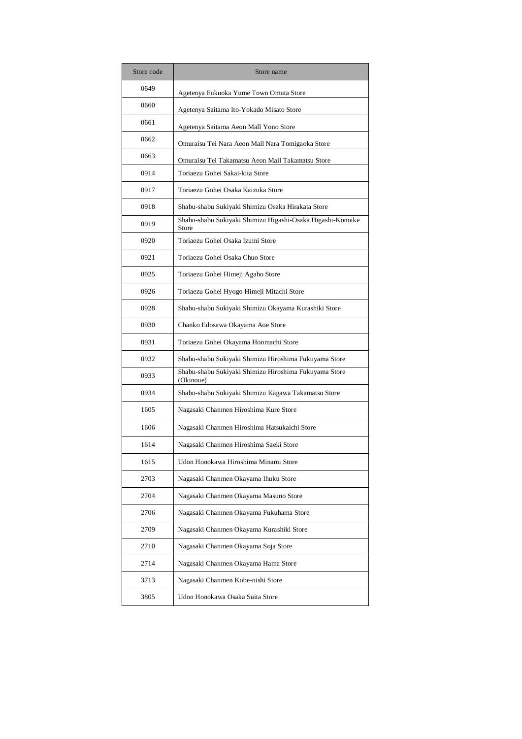| Store code | Store name |
| --- | --- |
| 0649 | Agetenya Fukuoka Yume Town Omuta Store |
| 0660 | Agetenya Saitama Ito-Yokado Misato Store |
| 0661 | Agetenya Saitama Aeon Mall Yono Store |
| 0662 | Omuraisu Tei Nara Aeon Mall Nara Tomigaoka Store |
| 0663 | Omuraisu Tei Takamatsu Aeon Mall Takamatsu Store |
| 0914 | Toriaezu Gohei Sakai-kita Store |
| 0917 | Toriaezu Gohei Osaka Kaizuka Store |
| 0918 | Shabu-shabu Sukiyaki Shimizu Osaka Hirakata Store |
| 0919 | Shabu-shabu Sukiyaki Shimizu Higashi-Osaka Higashi-Konoike Store |
| 0920 | Toriaezu Gohei Osaka Izumi Store |
| 0921 | Toriaezu Gohei Osaka Chuo Store |
| 0925 | Toriaezu Gohei Himeji Agaho Store |
| 0926 | Toriaezu Gohei Hyogo Himeji Mitachi Store |
| 0928 | Shabu-shabu Sukiyaki Shimizu Okayama Kurashiki Store |
| 0930 | Chanko Edosawa Okayama Aoe Store |
| 0931 | Toriaezu Gohei Okayama Honmachi Store |
| 0932 | Shabu-shabu Sukiyaki Shimizu Hiroshima Fukuyama Store |
| 0933 | Shabu-shabu Sukiyaki Shimizu Hiroshima Fukuyama Store (Okinoue) |
| 0934 | Shabu-shabu Sukiyaki Shimizu Kagawa Takamatsu Store |
| 1605 | Nagasaki Chanmen Hiroshima Kure Store |
| 1606 | Nagasaki Chanmen Hiroshima Hatsukaichi Store |
| 1614 | Nagasaki Chanmen Hiroshima Saeki Store |
| 1615 | Udon Honokawa Hiroshima Minami Store |
| 2703 | Nagasaki Chanmen Okayama Ihuku Store |
| 2704 | Nagasaki Chanmen Okayama Masuno Store |
| 2706 | Nagasaki Chanmen Okayama Fukuhama Store |
| 2709 | Nagasaki Chanmen Okayama Kurashiki Store |
| 2710 | Nagasaki Chanmen Okayama Soja Store |
| 2714 | Nagasaki Chanmen Okayama Hama Store |
| 3713 | Nagasaki Chanmen Kobe-nishi Store |
| 3805 | Udon Honokawa Osaka Suita Store |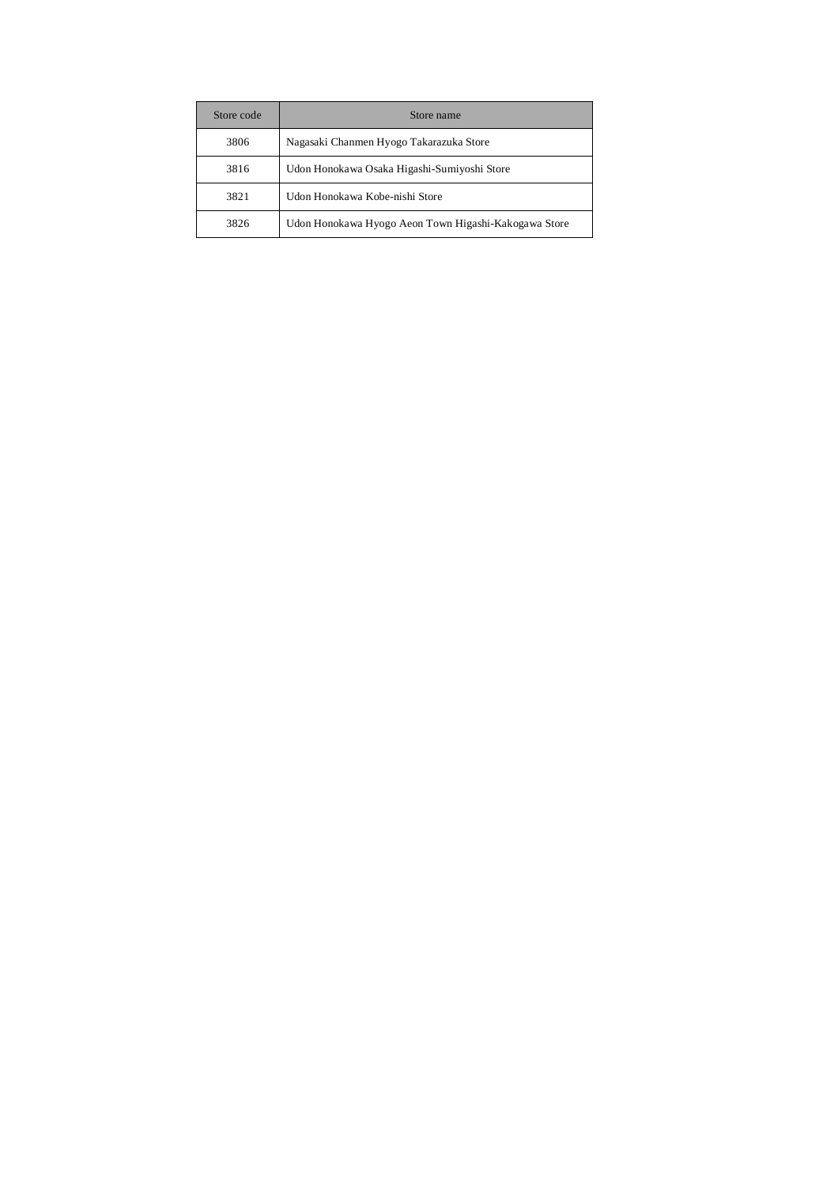| Store code | Store name |
| --- | --- |
| 3806 | Nagasaki Chanmen Hyogo Takarazuka Store |
| 3816 | Udon Honokawa Osaka Higashi-Sumiyoshi Store |
| 3821 | Udon Honokawa Kobe-nishi Store |
| 3826 | Udon Honokawa Hyogo Aeon Town Higashi-Kakogawa Store |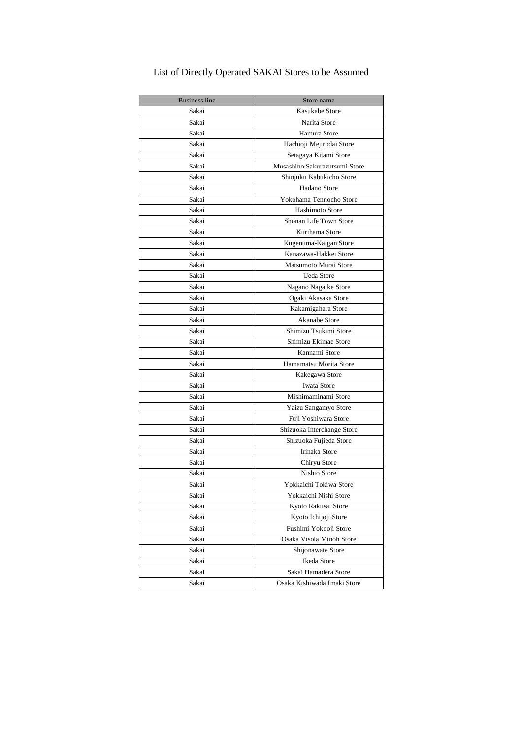# List of Directly Operated SAKAI Stores to be Assumed

| Business line | Store name |
|---|---|
| Sakai | Kasukabe Store |
| Sakai | Narita Store |
| Sakai | Hamura Store |
| Sakai | Hachioji Mejirodai Store |
| Sakai | Setagaya Kitami Store |
| Sakai | Musashino Sakurazutsumi Store |
| Sakai | Shinjuku Kabukicho Store |
| Sakai | Hadano Store |
| Sakai | Yokohama Tennocho Store |
| Sakai | Hashimoto Store |
| Sakai | Shonan Life Town Store |
| Sakai | Kurihama Store |
| Sakai | Kugenuma-Kaigan Store |
| Sakai | Kanazawa-Hakkei Store |
| Sakai | Matsumoto Murai Store |
| Sakai | Ueda Store |
| Sakai | Nagano Nagaike Store |
| Sakai | Ogaki Akasaka Store |
| Sakai | Kakamigahara Store |
| Sakai | Akanabe Store |
| Sakai | Shimizu Tsukimi Store |
| Sakai | Shimizu Ekimae Store |
| Sakai | Kannami Store |
| Sakai | Hamamatsu Morita Store |
| Sakai | Kakegawa Store |
| Sakai | Iwata Store |
| Sakai | Mishimaminami Store |
| Sakai | Yaizu Sangamyo Store |
| Sakai | Fuji Yoshiwara Store |
| Sakai | Shizuoka Interchange Store |
| Sakai | Shizuoka Fujieda Store |
| Sakai | Irinaka Store |
| Sakai | Chiryu Store |
| Sakai | Nishio Store |
| Sakai | Yokkaichi Tokiwa Store |
| Sakai | Yokkaichi Nishi Store |
| Sakai | Kyoto Rakusai Store |
| Sakai | Kyoto Ichijoji Store |
| Sakai | Fushimi Yokooji Store |
| Sakai | Osaka Visola Minoh Store |
| Sakai | Shijonawate Store |
| Sakai | Ikeda Store |
| Sakai | Sakai Hamadera Store |
| Sakai | Osaka Kishiwada Imaki Store |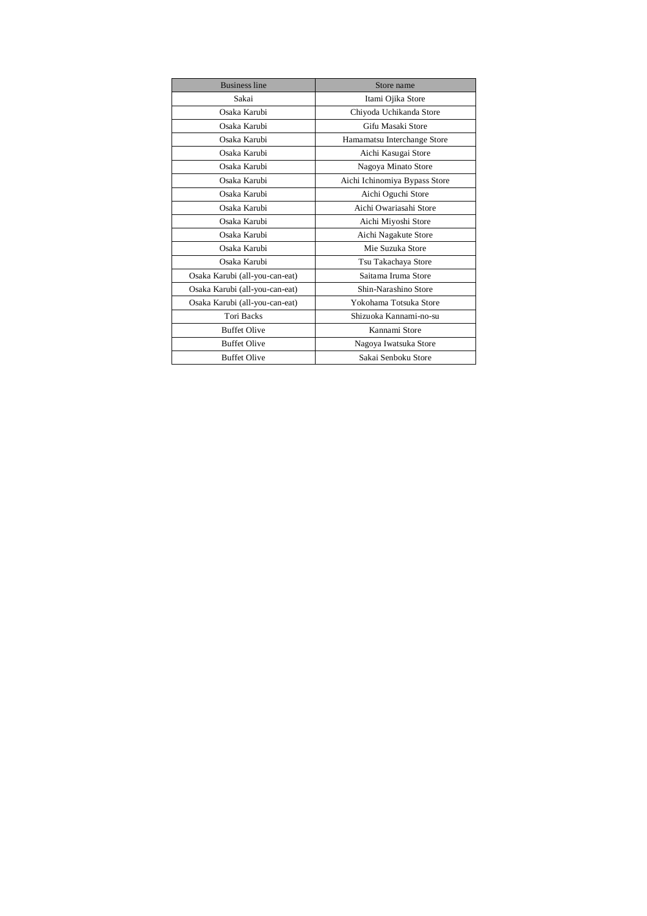| Business line | Store name |
|---|---|
| Sakai | Itami Ojika Store |
| Osaka Karubi | Chiyoda Uchikanda Store |
| Osaka Karubi | Gifu Masaki Store |
| Osaka Karubi | Hamamatsu Interchange Store |
| Osaka Karubi | Aichi Kasugai Store |
| Osaka Karubi | Nagoya Minato Store |
| Osaka Karubi | Aichi Ichinomiya Bypass Store |
| Osaka Karubi | Aichi Oguchi Store |
| Osaka Karubi | Aichi Owariasahi Store |
| Osaka Karubi | Aichi Miyoshi Store |
| Osaka Karubi | Aichi Nagakute Store |
| Osaka Karubi | Mie Suzuka Store |
| Osaka Karubi | Tsu Takachaya Store |
| Osaka Karubi (all-you-can-eat) | Saitama Iruma Store |
| Osaka Karubi (all-you-can-eat) | Shin-Narashino Store |
| Osaka Karubi (all-you-can-eat) | Yokohama Totsuka Store |
| Tori Backs | Shizuoka Kannami-no-su |
| Buffet Olive | Kannami Store |
| Buffet Olive | Nagoya Iwatsuka Store |
| Buffet Olive | Sakai Senboku Store |